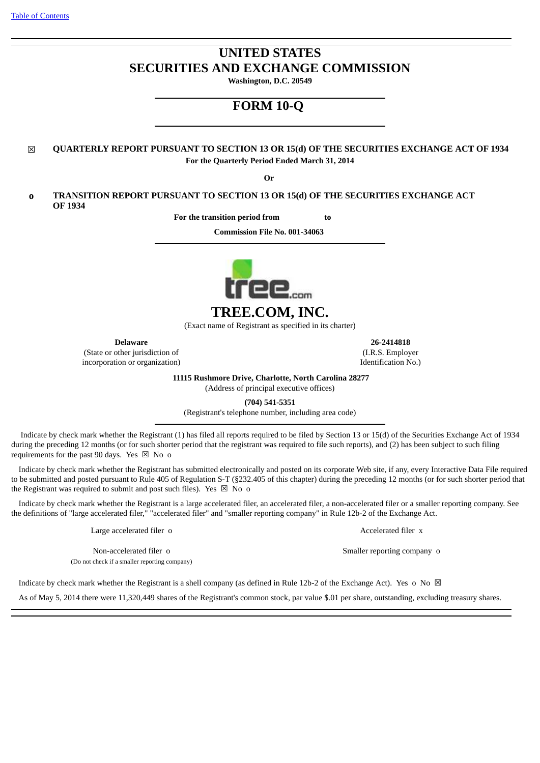[Table of Contents](#)

# UNITED STATES
# SECURITIES AND EXCHANGE COMMISSION

**Washington, D.C. 20549**

## FORM 10-Q

☒ **QUARTERLY REPORT PURSUANT TO SECTION 13 OR 15(d) OF THE SECURITIES EXCHANGE ACT OF 1934**

**For the Quarterly Period Ended March 31, 2014**

**Or**

o **TRANSITION REPORT PURSUANT TO SECTION 13 OR 15(d) OF THE SECURITIES EXCHANGE ACT OF 1934**

**For the transition period from to**

**Commission File No. 001-34063**

# TREE.COM, INC.

(Exact name of Registrant as specified in its charter)

| **Delaware** | **26-2414818** |
|---|---|
| (State or other jurisdiction of incorporation or organization) | (I.R.S. Employer Identification No.) |

**11115 Rushmore Drive, Charlotte, North Carolina 28277**
(Address of principal executive offices)

**(704) 541-5351**
(Registrant's telephone number, including area code)

Indicate by check mark whether the Registrant (1) has filed all reports required to be filed by Section 13 or 15(d) of the Securities Exchange Act of 1934 during the preceding 12 months (or for such shorter period that the registrant was required to file such reports), and (2) has been subject to such filing requirements for the past 90 days. Yes ☒ No o

Indicate by check mark whether the Registrant has submitted electronically and posted on its corporate Web site, if any, every Interactive Data File required to be submitted and posted pursuant to Rule 405 of Regulation S-T (§232.405 of this chapter) during the preceding 12 months (or for such shorter period that the Registrant was required to submit and post such files). Yes ☒ No o

Indicate by check mark whether the Registrant is a large accelerated filer, an accelerated filer, a non-accelerated filer or a smaller reporting company. See the definitions of "large accelerated filer," "accelerated filer" and "smaller reporting company" in Rule 12b-2 of the Exchange Act.

| | |
|---|---|
| Large accelerated filer o | Accelerated filer x |
| Non-accelerated filer o (Do not check if a smaller reporting company) | Smaller reporting company o |

Indicate by check mark whether the Registrant is a shell company (as defined in Rule 12b-2 of the Exchange Act). Yes o No ☒

As of May 5, 2014 there were 11,320,449 shares of the Registrant's common stock, par value $.01 per share, outstanding, excluding treasury shares.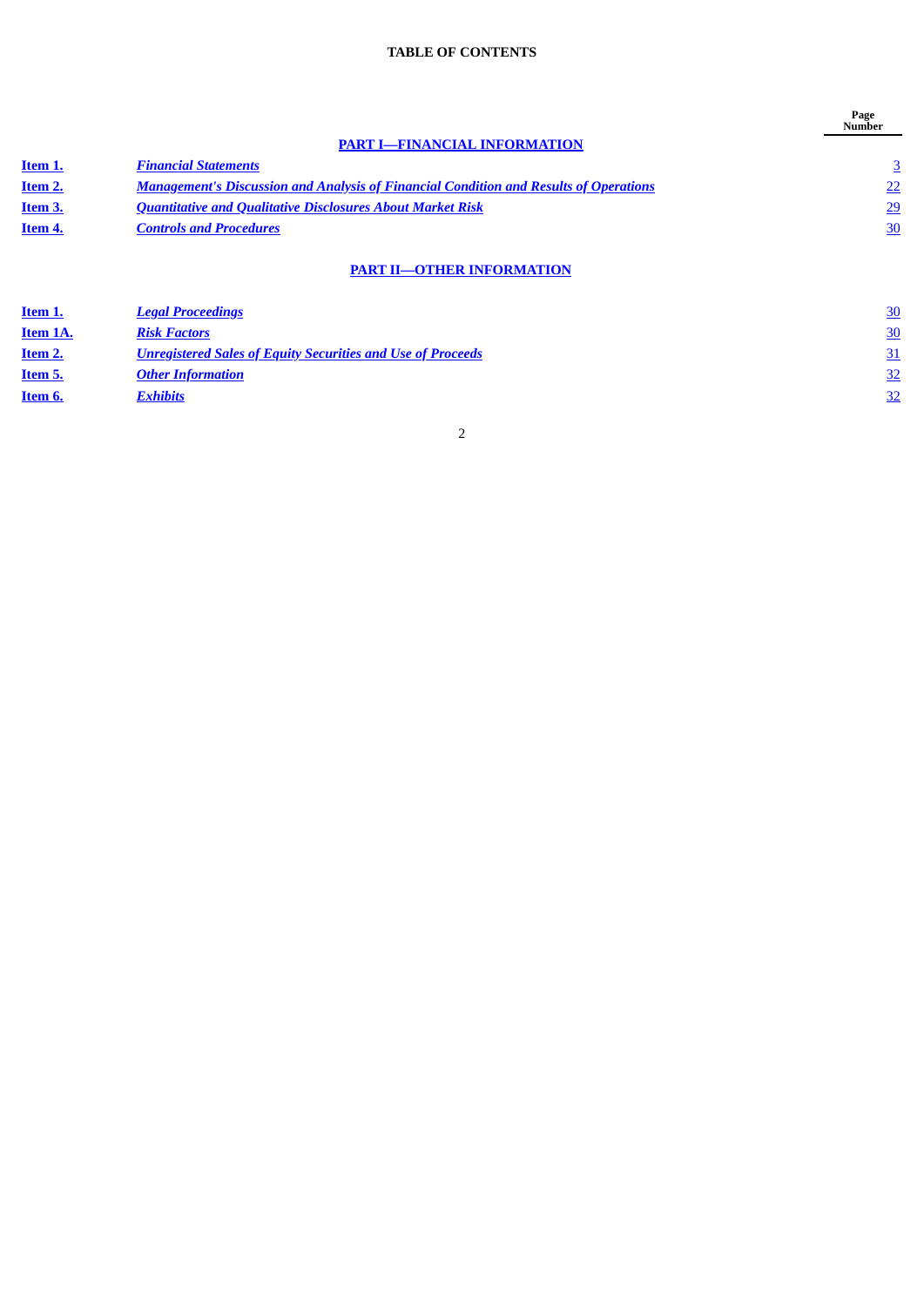**TABLE OF CONTENTS**

| | | Page Number |
|---|---|---|
| | **PART I—FINANCIAL INFORMATION** | |
| **Item 1.** | ***Financial Statements*** | 3 |
| **Item 2.** | ***Management's Discussion and Analysis of Financial Condition and Results of Operations*** | 22 |
| **Item 3.** | ***Quantitative and Qualitative Disclosures About Market Risk*** | 29 |
| **Item 4.** | ***Controls and Procedures*** | 30 |
| | **PART II—OTHER INFORMATION** | |
| **Item 1.** | ***Legal Proceedings*** | 30 |
| **Item 1A.** | ***Risk Factors*** | 30 |
| **Item 2.** | ***Unregistered Sales of Equity Securities and Use of Proceeds*** | 31 |
| **Item 5.** | ***Other Information*** | 32 |
| **Item 6.** | ***Exhibits*** | 32 |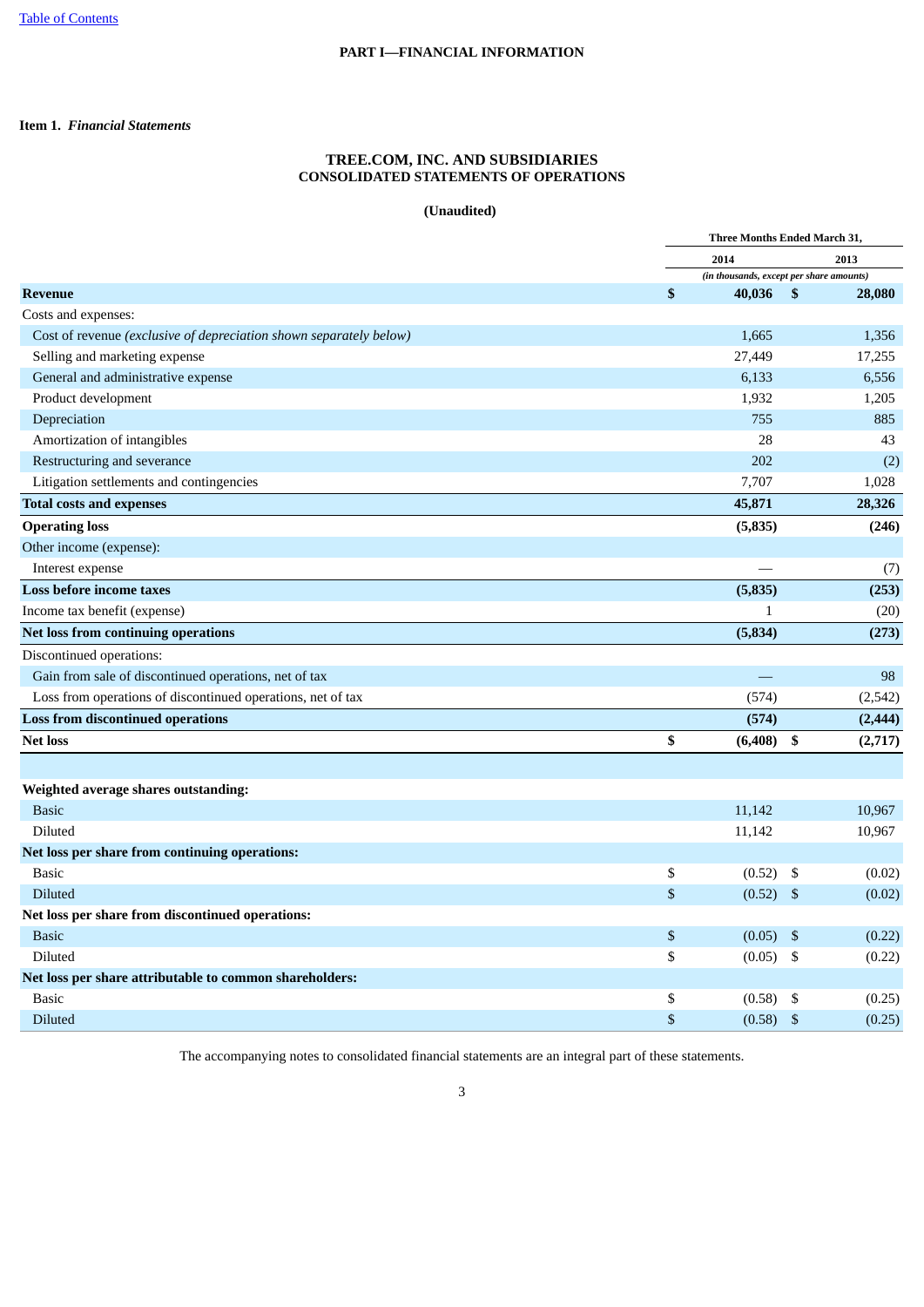# PART I—FINANCIAL INFORMATION

**Item 1.** ***Financial Statements***

## TREE.COM, INC. AND SUBSIDIARIES
## CONSOLIDATED STATEMENTS OF OPERATIONS

**(Unaudited)**

| | Three Months Ended March 31, | |
|---|---|---|
| | 2014 | 2013 |
| | *(in thousands, except per share amounts)* | |
| **Revenue** | **$ 40,036** | **$ 28,080** |
| Costs and expenses: | | |
| Cost of revenue *(exclusive of depreciation shown separately below)* | 1,665 | 1,356 |
| Selling and marketing expense | 27,449 | 17,255 |
| General and administrative expense | 6,133 | 6,556 |
| Product development | 1,932 | 1,205 |
| Depreciation | 755 | 885 |
| Amortization of intangibles | 28 | 43 |
| Restructuring and severance | 202 | (2) |
| Litigation settlements and contingencies | 7,707 | 1,028 |
| **Total costs and expenses** | **45,871** | **28,326** |
| **Operating loss** | **(5,835)** | **(246)** |
| Other income (expense): | | |
| Interest expense | — | (7) |
| **Loss before income taxes** | **(5,835)** | **(253)** |
| Income tax benefit (expense) | 1 | (20) |
| **Net loss from continuing operations** | **(5,834)** | **(273)** |
| Discontinued operations: | | |
| Gain from sale of discontinued operations, net of tax | — | 98 |
| Loss from operations of discontinued operations, net of tax | (574) | (2,542) |
| **Loss from discontinued operations** | **(574)** | **(2,444)** |
| **Net loss** | **$ (6,408)** | **$ (2,717)** |
| | | |
| **Weighted average shares outstanding:** | | |
| Basic | 11,142 | 10,967 |
| Diluted | 11,142 | 10,967 |
| **Net loss per share from continuing operations:** | | |
| Basic | $ (0.52) | $ (0.02) |
| Diluted | $ (0.52) | $ (0.02) |
| **Net loss per share from discontinued operations:** | | |
| Basic | $ (0.05) | $ (0.22) |
| Diluted | $ (0.05) | $ (0.22) |
| **Net loss per share attributable to common shareholders:** | | |
| Basic | $ (0.58) | $ (0.25) |
| Diluted | $ (0.58) | $ (0.25) |

The accompanying notes to consolidated financial statements are an integral part of these statements.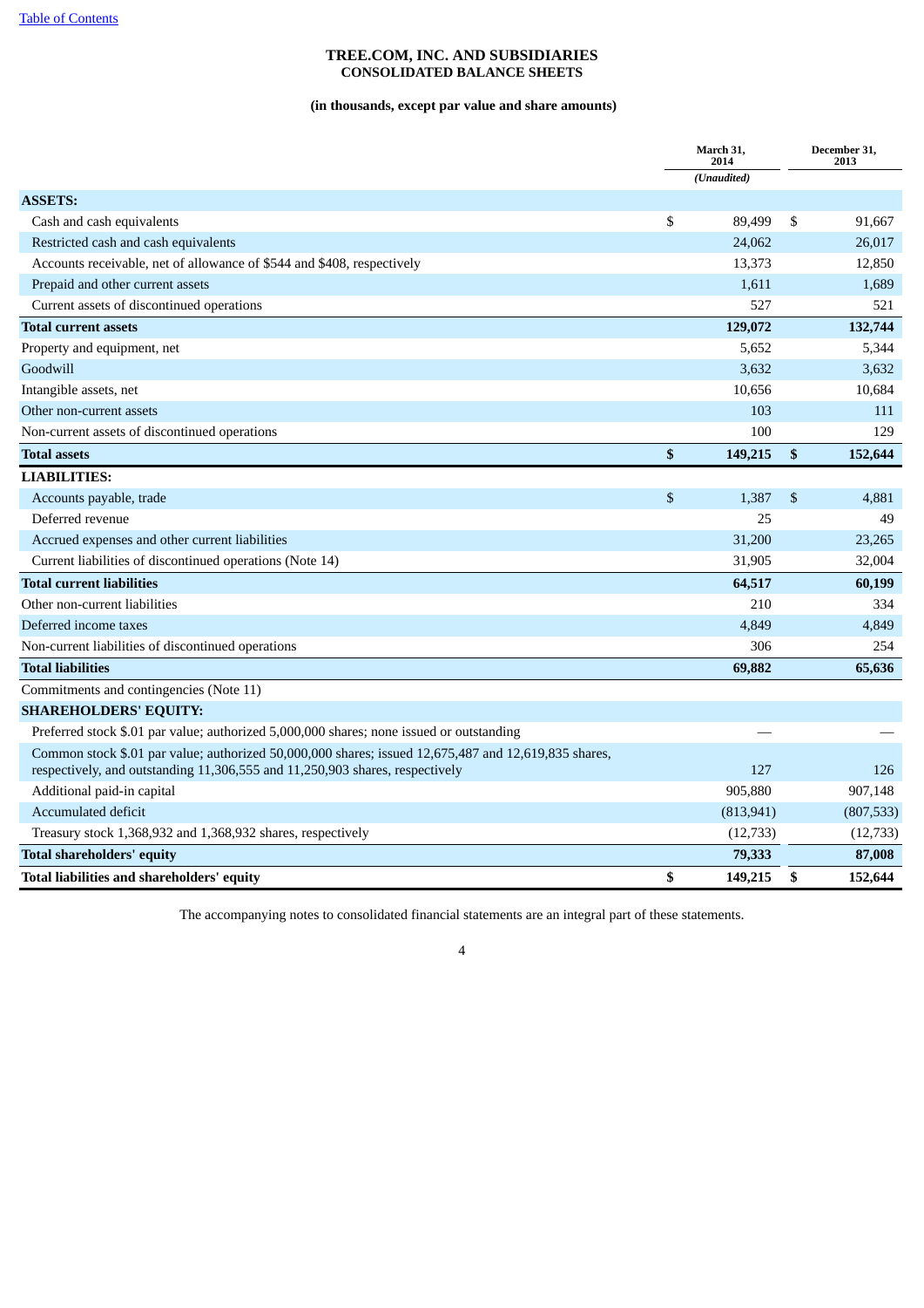[Table of Contents](#)

# TREE.COM, INC. AND SUBSIDIARIES
## CONSOLIDATED BALANCE SHEETS

**(in thousands, except par value and share amounts)**

| | March 31, 2014 | December 31, 2013 |
|---|---|---|
| | *(Unaudited)* | |
| **ASSETS:** | | |
| Cash and cash equivalents | $ 89,499 | $ 91,667 |
| Restricted cash and cash equivalents | 24,062 | 26,017 |
| Accounts receivable, net of allowance of $544 and $408, respectively | 13,373 | 12,850 |
| Prepaid and other current assets | 1,611 | 1,689 |
| Current assets of discontinued operations | 527 | 521 |
| **Total current assets** | **129,072** | **132,744** |
| Property and equipment, net | 5,652 | 5,344 |
| Goodwill | 3,632 | 3,632 |
| Intangible assets, net | 10,656 | 10,684 |
| Other non-current assets | 103 | 111 |
| Non-current assets of discontinued operations | 100 | 129 |
| **Total assets** | **$ 149,215** | **$ 152,644** |
| **LIABILITIES:** | | |
| Accounts payable, trade | $ 1,387 | $ 4,881 |
| Deferred revenue | 25 | 49 |
| Accrued expenses and other current liabilities | 31,200 | 23,265 |
| Current liabilities of discontinued operations (Note 14) | 31,905 | 32,004 |
| **Total current liabilities** | **64,517** | **60,199** |
| Other non-current liabilities | 210 | 334 |
| Deferred income taxes | 4,849 | 4,849 |
| Non-current liabilities of discontinued operations | 306 | 254 |
| **Total liabilities** | **69,882** | **65,636** |
| Commitments and contingencies (Note 11) | | |
| **SHAREHOLDERS' EQUITY:** | | |
| Preferred stock $.01 par value; authorized 5,000,000 shares; none issued or outstanding | — | — |
| Common stock $.01 par value; authorized 50,000,000 shares; issued 12,675,487 and 12,619,835 shares, respectively, and outstanding 11,306,555 and 11,250,903 shares, respectively | 127 | 126 |
| Additional paid-in capital | 905,880 | 907,148 |
| Accumulated deficit | (813,941) | (807,533) |
| Treasury stock 1,368,932 and 1,368,932 shares, respectively | (12,733) | (12,733) |
| **Total shareholders' equity** | **79,333** | **87,008** |
| **Total liabilities and shareholders' equity** | **$ 149,215** | **$ 152,644** |

The accompanying notes to consolidated financial statements are an integral part of these statements.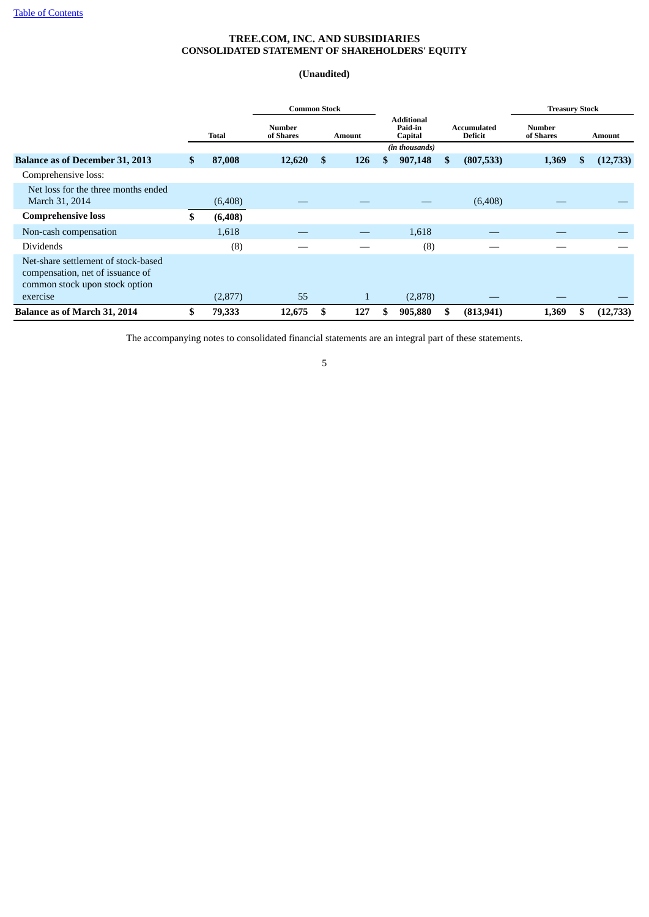[Table of Contents](#)

# TREE.COM, INC. AND SUBSIDIARIES
## CONSOLIDATED STATEMENT OF SHAREHOLDERS' EQUITY

**(Unaudited)**

| | Total | Common Stock | | Additional Paid-in Capital | Accumulated Deficit | Treasury Stock | |
|---|---|---|---|---|---|---|---|
| | | Number of Shares | Amount | | | Number of Shares | Amount |
| | | | | *(in thousands)* | | | |
| **Balance as of December 31, 2013** | **$ 87,008** | **12,620** | **$ 126** | **$ 907,148** | **$ (807,533)** | **1,369** | **$ (12,733)** |
| Comprehensive loss: | | | | | | | |
| Net loss for the three months ended March 31, 2014 | (6,408) | — | — | — | (6,408) | — | — |
| **Comprehensive loss** | **$ (6,408)** | | | | | | |
| Non-cash compensation | 1,618 | — | — | 1,618 | — | — | — |
| Dividends | (8) | — | — | (8) | — | — | — |
| Net-share settlement of stock-based compensation, net of issuance of common stock upon stock option exercise | (2,877) | 55 | 1 | (2,878) | — | — | — |
| **Balance as of March 31, 2014** | **$ 79,333** | **12,675** | **$ 127** | **$ 905,880** | **$ (813,941)** | **1,369** | **$ (12,733)** |

The accompanying notes to consolidated financial statements are an integral part of these statements.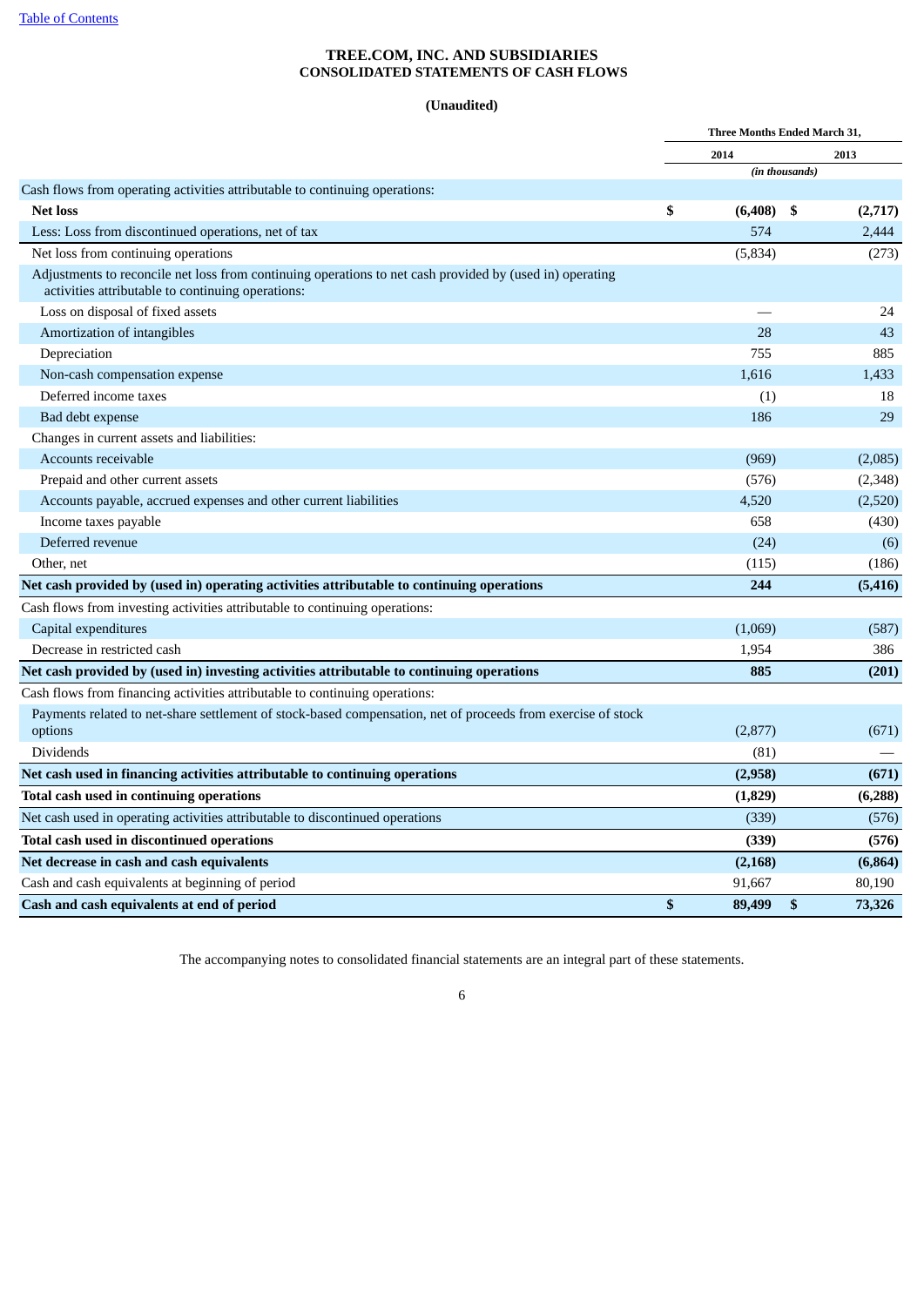[Table of Contents](#)

# TREE.COM, INC. AND SUBSIDIARIES
## CONSOLIDATED STATEMENTS OF CASH FLOWS

**(Unaudited)**

| | Three Months Ended March 31, | |
|---|---|---|
| | 2014 | 2013 |
| | *(in thousands)* | |
| Cash flows from operating activities attributable to continuing operations: | | |
| **Net loss** | **$ (6,408)** | **$ (2,717)** |
| Less: Loss from discontinued operations, net of tax | 574 | 2,444 |
| Net loss from continuing operations | (5,834) | (273) |
| Adjustments to reconcile net loss from continuing operations to net cash provided by (used in) operating activities attributable to continuing operations: | | |
| Loss on disposal of fixed assets | — | 24 |
| Amortization of intangibles | 28 | 43 |
| Depreciation | 755 | 885 |
| Non-cash compensation expense | 1,616 | 1,433 |
| Deferred income taxes | (1) | 18 |
| Bad debt expense | 186 | 29 |
| Changes in current assets and liabilities: | | |
| Accounts receivable | (969) | (2,085) |
| Prepaid and other current assets | (576) | (2,348) |
| Accounts payable, accrued expenses and other current liabilities | 4,520 | (2,520) |
| Income taxes payable | 658 | (430) |
| Deferred revenue | (24) | (6) |
| Other, net | (115) | (186) |
| **Net cash provided by (used in) operating activities attributable to continuing operations** | **244** | **(5,416)** |
| Cash flows from investing activities attributable to continuing operations: | | |
| Capital expenditures | (1,069) | (587) |
| Decrease in restricted cash | 1,954 | 386 |
| **Net cash provided by (used in) investing activities attributable to continuing operations** | **885** | **(201)** |
| Cash flows from financing activities attributable to continuing operations: | | |
| Payments related to net-share settlement of stock-based compensation, net of proceeds from exercise of stock options | (2,877) | (671) |
| Dividends | (81) | — |
| **Net cash used in financing activities attributable to continuing operations** | **(2,958)** | **(671)** |
| **Total cash used in continuing operations** | **(1,829)** | **(6,288)** |
| Net cash used in operating activities attributable to discontinued operations | (339) | (576) |
| **Total cash used in discontinued operations** | **(339)** | **(576)** |
| **Net decrease in cash and cash equivalents** | **(2,168)** | **(6,864)** |
| Cash and cash equivalents at beginning of period | 91,667 | 80,190 |
| **Cash and cash equivalents at end of period** | **$ 89,499** | **$ 73,326** |

The accompanying notes to consolidated financial statements are an integral part of these statements.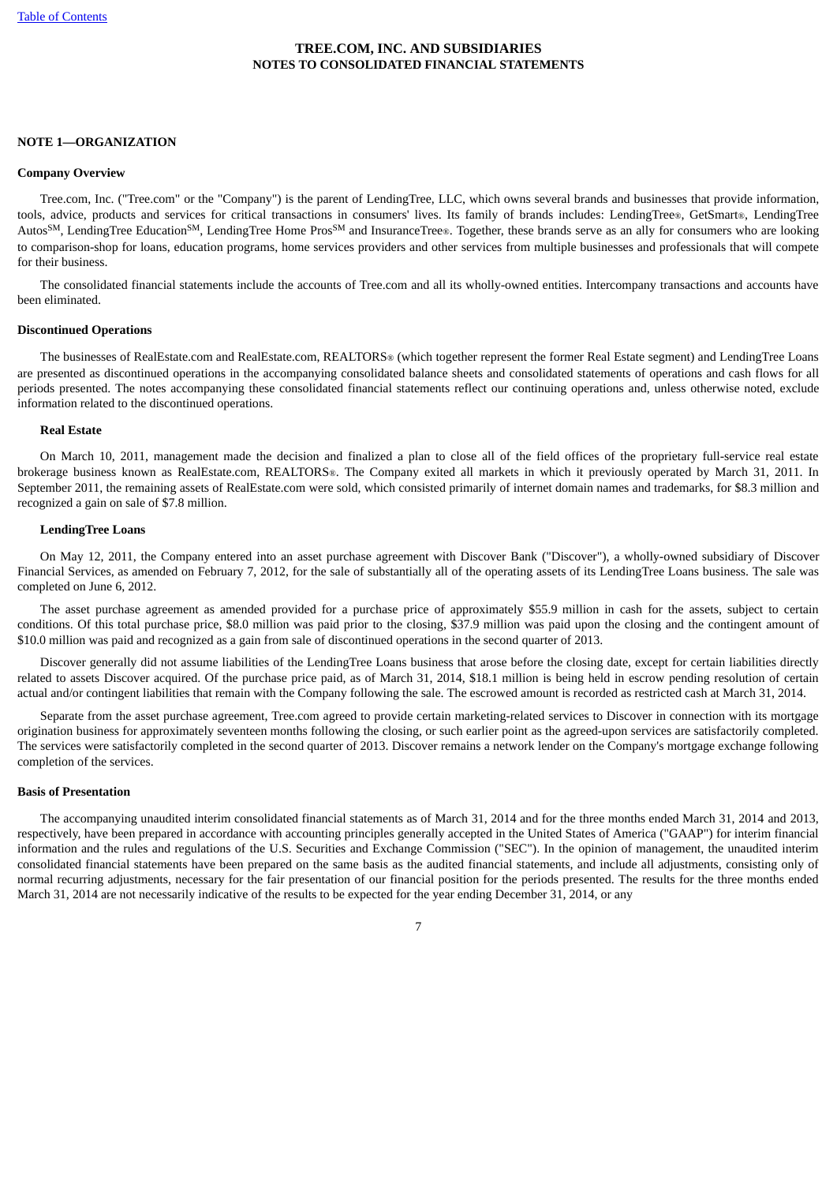# TREE.COM, INC. AND SUBSIDIARIES
## NOTES TO CONSOLIDATED FINANCIAL STATEMENTS

### NOTE 1—ORGANIZATION

#### Company Overview

Tree.com, Inc. ("Tree.com" or the "Company") is the parent of LendingTree, LLC, which owns several brands and businesses that provide information, tools, advice, products and services for critical transactions in consumers' lives. Its family of brands includes: LendingTree®, GetSmart®, LendingTree Autos℠, LendingTree Education℠, LendingTree Home Pros℠ and InsuranceTree®. Together, these brands serve as an ally for consumers who are looking to comparison-shop for loans, education programs, home services providers and other services from multiple businesses and professionals that will compete for their business.

The consolidated financial statements include the accounts of Tree.com and all its wholly-owned entities. Intercompany transactions and accounts have been eliminated.

#### Discontinued Operations

The businesses of RealEstate.com and RealEstate.com, REALTORS® (which together represent the former Real Estate segment) and LendingTree Loans are presented as discontinued operations in the accompanying consolidated balance sheets and consolidated statements of operations and cash flows for all periods presented. The notes accompanying these consolidated financial statements reflect our continuing operations and, unless otherwise noted, exclude information related to the discontinued operations.

**Real Estate**

On March 10, 2011, management made the decision and finalized a plan to close all of the field offices of the proprietary full-service real estate brokerage business known as RealEstate.com, REALTORS®. The Company exited all markets in which it previously operated by March 31, 2011. In September 2011, the remaining assets of RealEstate.com were sold, which consisted primarily of internet domain names and trademarks, for $8.3 million and recognized a gain on sale of $7.8 million.

**LendingTree Loans**

On May 12, 2011, the Company entered into an asset purchase agreement with Discover Bank ("Discover"), a wholly-owned subsidiary of Discover Financial Services, as amended on February 7, 2012, for the sale of substantially all of the operating assets of its LendingTree Loans business. The sale was completed on June 6, 2012.

The asset purchase agreement as amended provided for a purchase price of approximately $55.9 million in cash for the assets, subject to certain conditions. Of this total purchase price, $8.0 million was paid prior to the closing, $37.9 million was paid upon the closing and the contingent amount of $10.0 million was paid and recognized as a gain from sale of discontinued operations in the second quarter of 2013.

Discover generally did not assume liabilities of the LendingTree Loans business that arose before the closing date, except for certain liabilities directly related to assets Discover acquired. Of the purchase price paid, as of March 31, 2014, $18.1 million is being held in escrow pending resolution of certain actual and/or contingent liabilities that remain with the Company following the sale. The escrowed amount is recorded as restricted cash at March 31, 2014.

Separate from the asset purchase agreement, Tree.com agreed to provide certain marketing-related services to Discover in connection with its mortgage origination business for approximately seventeen months following the closing, or such earlier point as the agreed-upon services are satisfactorily completed. The services were satisfactorily completed in the second quarter of 2013. Discover remains a network lender on the Company's mortgage exchange following completion of the services.

#### Basis of Presentation

The accompanying unaudited interim consolidated financial statements as of March 31, 2014 and for the three months ended March 31, 2014 and 2013, respectively, have been prepared in accordance with accounting principles generally accepted in the United States of America ("GAAP") for interim financial information and the rules and regulations of the U.S. Securities and Exchange Commission ("SEC"). In the opinion of management, the unaudited interim consolidated financial statements have been prepared on the same basis as the audited financial statements, and include all adjustments, consisting only of normal recurring adjustments, necessary for the fair presentation of our financial position for the periods presented. The results for the three months ended March 31, 2014 are not necessarily indicative of the results to be expected for the year ending December 31, 2014, or any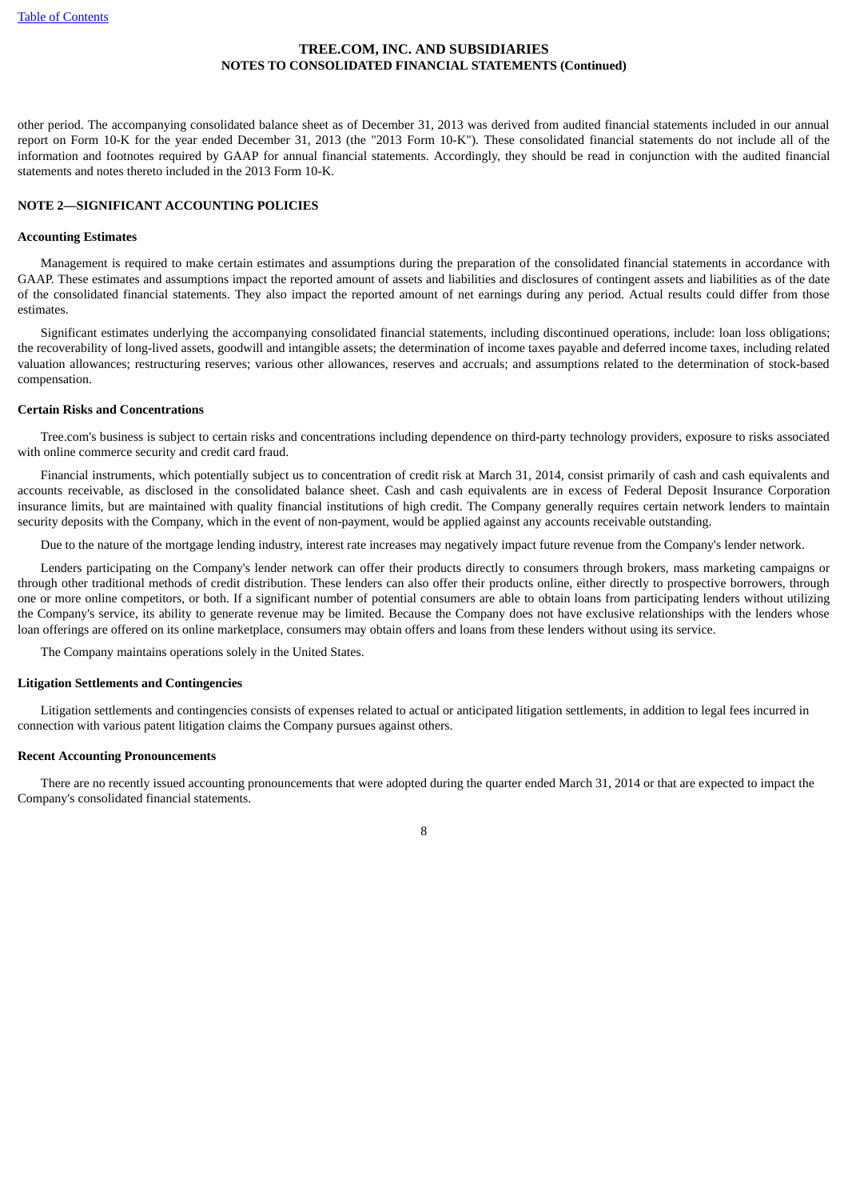other period. The accompanying consolidated balance sheet as of December 31, 2013 was derived from audited financial statements included in our annual report on Form 10-K for the year ended December 31, 2013 (the "2013 Form 10-K"). These consolidated financial statements do not include all of the information and footnotes required by GAAP for annual financial statements. Accordingly, they should be read in conjunction with the audited financial statements and notes thereto included in the 2013 Form 10-K.

## NOTE 2—SIGNIFICANT ACCOUNTING POLICIES

### Accounting Estimates

Management is required to make certain estimates and assumptions during the preparation of the consolidated financial statements in accordance with GAAP. These estimates and assumptions impact the reported amount of assets and liabilities and disclosures of contingent assets and liabilities as of the date of the consolidated financial statements. They also impact the reported amount of net earnings during any period. Actual results could differ from those estimates.

Significant estimates underlying the accompanying consolidated financial statements, including discontinued operations, include: loan loss obligations; the recoverability of long-lived assets, goodwill and intangible assets; the determination of income taxes payable and deferred income taxes, including related valuation allowances; restructuring reserves; various other allowances, reserves and accruals; and assumptions related to the determination of stock-based compensation.

### Certain Risks and Concentrations

Tree.com's business is subject to certain risks and concentrations including dependence on third-party technology providers, exposure to risks associated with online commerce security and credit card fraud.

Financial instruments, which potentially subject us to concentration of credit risk at March 31, 2014, consist primarily of cash and cash equivalents and accounts receivable, as disclosed in the consolidated balance sheet. Cash and cash equivalents are in excess of Federal Deposit Insurance Corporation insurance limits, but are maintained with quality financial institutions of high credit. The Company generally requires certain network lenders to maintain security deposits with the Company, which in the event of non-payment, would be applied against any accounts receivable outstanding.

Due to the nature of the mortgage lending industry, interest rate increases may negatively impact future revenue from the Company's lender network.

Lenders participating on the Company's lender network can offer their products directly to consumers through brokers, mass marketing campaigns or through other traditional methods of credit distribution. These lenders can also offer their products online, either directly to prospective borrowers, through one or more online competitors, or both. If a significant number of potential consumers are able to obtain loans from participating lenders without utilizing the Company's service, its ability to generate revenue may be limited. Because the Company does not have exclusive relationships with the lenders whose loan offerings are offered on its online marketplace, consumers may obtain offers and loans from these lenders without using its service.

The Company maintains operations solely in the United States.

### Litigation Settlements and Contingencies

Litigation settlements and contingencies consists of expenses related to actual or anticipated litigation settlements, in addition to legal fees incurred in connection with various patent litigation claims the Company pursues against others.

### Recent Accounting Pronouncements

There are no recently issued accounting pronouncements that were adopted during the quarter ended March 31, 2014 or that are expected to impact the Company's consolidated financial statements.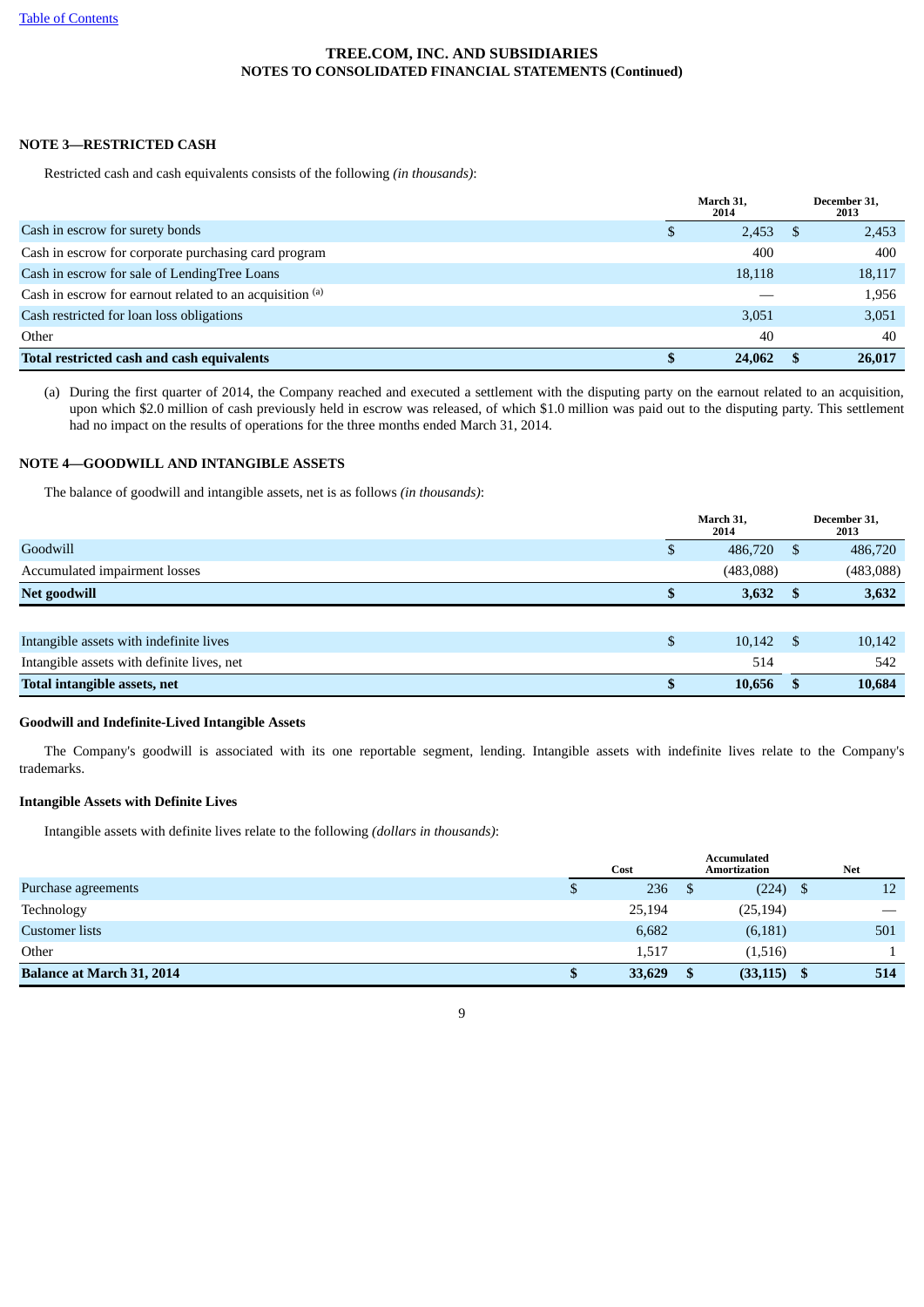**TREE.COM, INC. AND SUBSIDIARIES**
**NOTES TO CONSOLIDATED FINANCIAL STATEMENTS (Continued)**

**NOTE 3—RESTRICTED CASH**

Restricted cash and cash equivalents consists of the following *(in thousands)*:

| | March 31, 2014 | December 31, 2013 |
|---|---|---|
| Cash in escrow for surety bonds | $ 2,453 | $ 2,453 |
| Cash in escrow for corporate purchasing card program | 400 | 400 |
| Cash in escrow for sale of LendingTree Loans | 18,118 | 18,117 |
| Cash in escrow for earnout related to an acquisition [(a)] | — | 1,956 |
| Cash restricted for loan loss obligations | 3,051 | 3,051 |
| Other | 40 | 40 |
| **Total restricted cash and cash equivalents** | **$ 24,062** | **$ 26,017** |

(a) During the first quarter of 2014, the Company reached and executed a settlement with the disputing party on the earnout related to an acquisition, upon which $2.0 million of cash previously held in escrow was released, of which $1.0 million was paid out to the disputing party. This settlement had no impact on the results of operations for the three months ended March 31, 2014.

**NOTE 4—GOODWILL AND INTANGIBLE ASSETS**

The balance of goodwill and intangible assets, net is as follows *(in thousands)*:

| | March 31, 2014 | December 31, 2013 |
|---|---|---|
| Goodwill | $ 486,720 | $ 486,720 |
| Accumulated impairment losses | (483,088) | (483,088) |
| **Net goodwill** | **$ 3,632** | **$ 3,632** |
| | | |
| Intangible assets with indefinite lives | $ 10,142 | $ 10,142 |
| Intangible assets with definite lives, net | 514 | 542 |
| **Total intangible assets, net** | **$ 10,656** | **$ 10,684** |

**Goodwill and Indefinite-Lived Intangible Assets**

The Company's goodwill is associated with its one reportable segment, lending. Intangible assets with indefinite lives relate to the Company's trademarks.

**Intangible Assets with Definite Lives**

Intangible assets with definite lives relate to the following *(dollars in thousands)*:

| | Cost | Accumulated Amortization | Net |
|---|---|---|---|
| Purchase agreements | $ 236 | $ (224) | $ 12 |
| Technology | 25,194 | (25,194) | — |
| Customer lists | 6,682 | (6,181) | 501 |
| Other | 1,517 | (1,516) | 1 |
| **Balance at March 31, 2014** | **$ 33,629** | **$ (33,115)** | **$ 514** |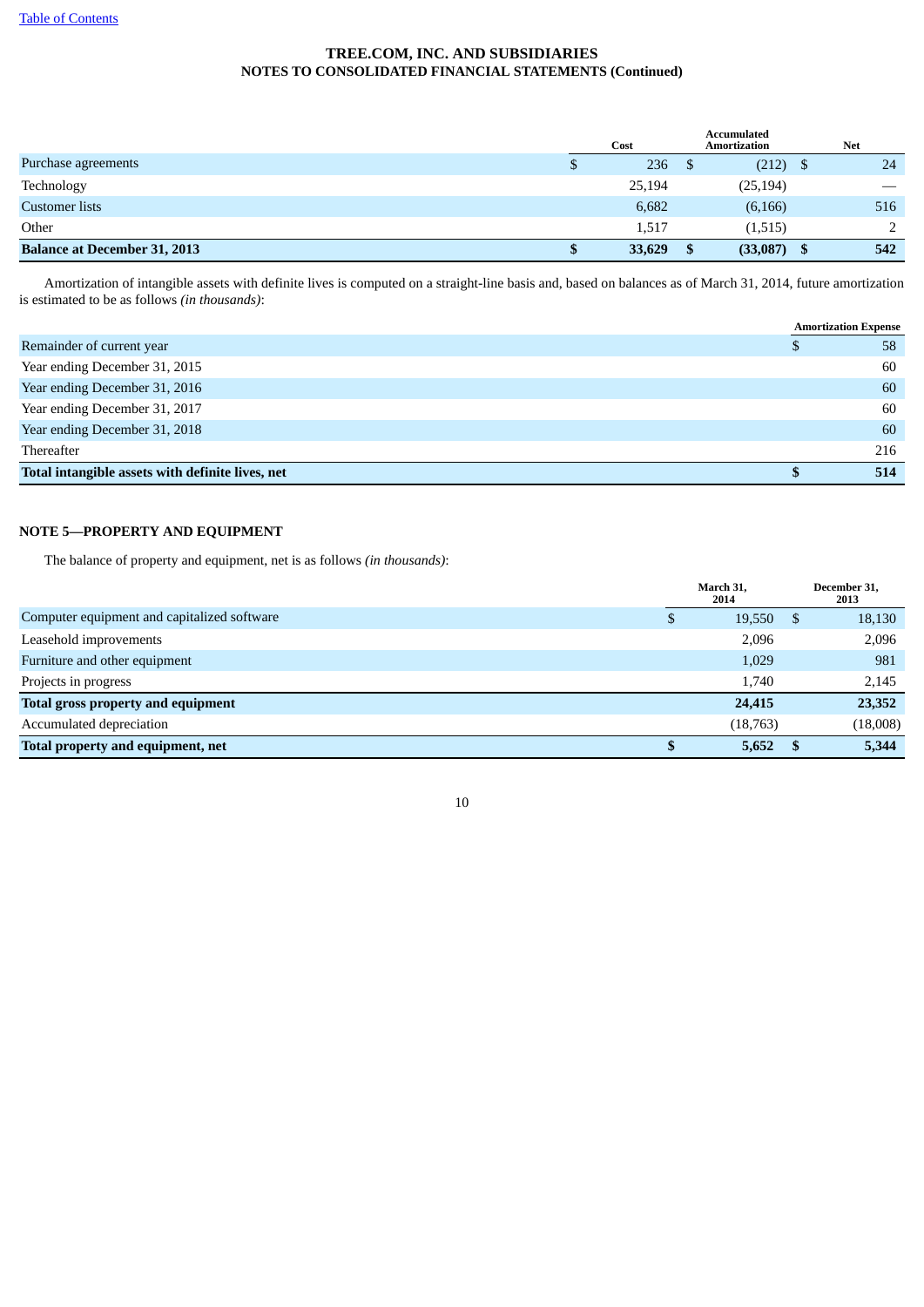## TREE.COM, INC. AND SUBSIDIARIES
## NOTES TO CONSOLIDATED FINANCIAL STATEMENTS (Continued)

| | Cost | Accumulated Amortization | Net |
|---|---|---|---|
| Purchase agreements | $ 236 | $ (212) | $ 24 |
| Technology | 25,194 | (25,194) | — |
| Customer lists | 6,682 | (6,166) | 516 |
| Other | 1,517 | (1,515) | 2 |
| **Balance at December 31, 2013** | **$ 33,629** | **$ (33,087)** | **$ 542** |

Amortization of intangible assets with definite lives is computed on a straight-line basis and, based on balances as of March 31, 2014, future amortization is estimated to be as follows *(in thousands)*:

| | Amortization Expense |
|---|---|
| Remainder of current year | $ 58 |
| Year ending December 31, 2015 | 60 |
| Year ending December 31, 2016 | 60 |
| Year ending December 31, 2017 | 60 |
| Year ending December 31, 2018 | 60 |
| Thereafter | 216 |
| **Total intangible assets with definite lives, net** | **$ 514** |

### NOTE 5—PROPERTY AND EQUIPMENT

The balance of property and equipment, net is as follows *(in thousands)*:

| | March 31, 2014 | December 31, 2013 |
|---|---|---|
| Computer equipment and capitalized software | $ 19,550 | $ 18,130 |
| Leasehold improvements | 2,096 | 2,096 |
| Furniture and other equipment | 1,029 | 981 |
| Projects in progress | 1,740 | 2,145 |
| **Total gross property and equipment** | **24,415** | **23,352** |
| Accumulated depreciation | (18,763) | (18,008) |
| **Total property and equipment, net** | **$ 5,652** | **$ 5,344** |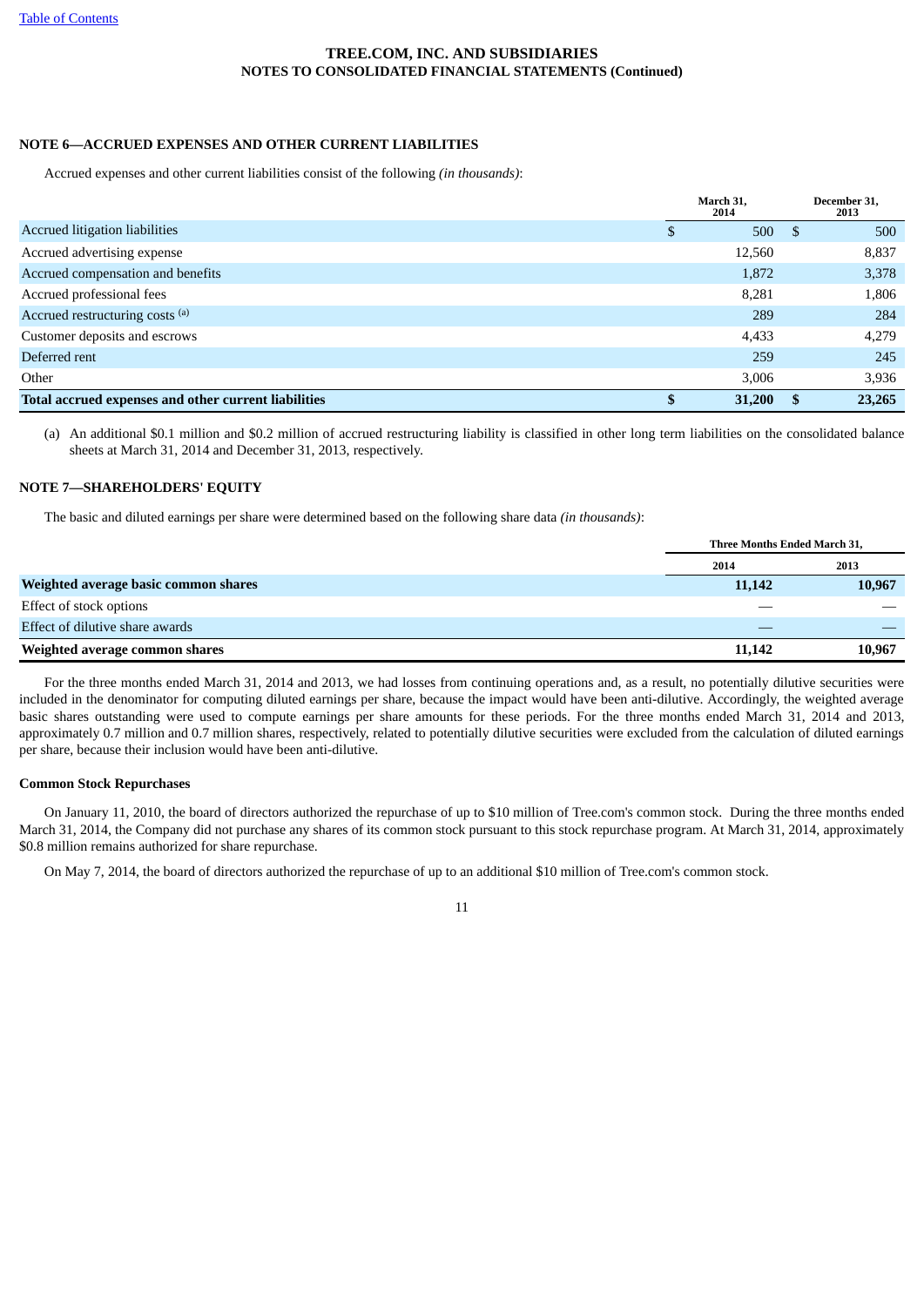TREE.COM, INC. AND SUBSIDIARIES
NOTES TO CONSOLIDATED FINANCIAL STATEMENTS (Continued)

### NOTE 6—ACCRUED EXPENSES AND OTHER CURRENT LIABILITIES

Accrued expenses and other current liabilities consist of the following *(in thousands)*:

| | March 31, 2014 | December 31, 2013 |
|---|---|---|
| Accrued litigation liabilities | $ 500 | $ 500 |
| Accrued advertising expense | 12,560 | 8,837 |
| Accrued compensation and benefits | 1,872 | 3,378 |
| Accrued professional fees | 8,281 | 1,806 |
| Accrued restructuring costs [(a)] | 289 | 284 |
| Customer deposits and escrows | 4,433 | 4,279 |
| Deferred rent | 259 | 245 |
| Other | 3,006 | 3,936 |
| **Total accrued expenses and other current liabilities** | **$ 31,200** | **$ 23,265** |

(a) An additional $0.1 million and $0.2 million of accrued restructuring liability is classified in other long term liabilities on the consolidated balance sheets at March 31, 2014 and December 31, 2013, respectively.

### NOTE 7—SHAREHOLDERS' EQUITY

The basic and diluted earnings per share were determined based on the following share data *(in thousands)*:

| | Three Months Ended March 31, | |
|---|---|---|
| | 2014 | 2013 |
| **Weighted average basic common shares** | **11,142** | **10,967** |
| Effect of stock options | — | — |
| Effect of dilutive share awards | — | — |
| **Weighted average common shares** | **11,142** | **10,967** |

For the three months ended March 31, 2014 and 2013, we had losses from continuing operations and, as a result, no potentially dilutive securities were included in the denominator for computing diluted earnings per share, because the impact would have been anti-dilutive. Accordingly, the weighted average basic shares outstanding were used to compute earnings per share amounts for these periods. For the three months ended March 31, 2014 and 2013, approximately 0.7 million and 0.7 million shares, respectively, related to potentially dilutive securities were excluded from the calculation of diluted earnings per share, because their inclusion would have been anti-dilutive.

#### Common Stock Repurchases

On January 11, 2010, the board of directors authorized the repurchase of up to $10 million of Tree.com's common stock. During the three months ended March 31, 2014, the Company did not purchase any shares of its common stock pursuant to this stock repurchase program. At March 31, 2014, approximately $0.8 million remains authorized for share repurchase.

On May 7, 2014, the board of directors authorized the repurchase of up to an additional $10 million of Tree.com's common stock.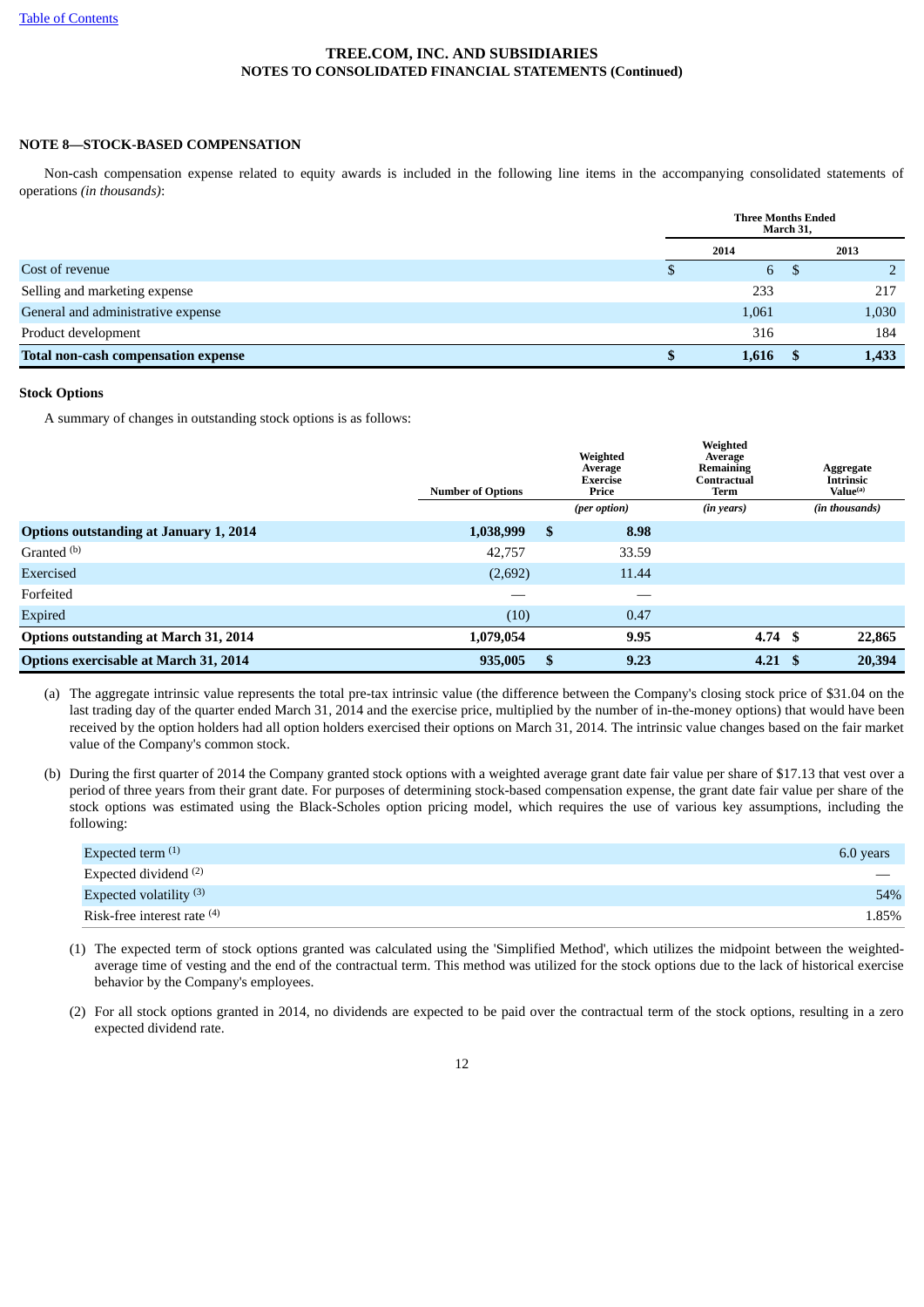**TREE.COM, INC. AND SUBSIDIARIES**
**NOTES TO CONSOLIDATED FINANCIAL STATEMENTS (Continued)**

## NOTE 8—STOCK-BASED COMPENSATION

Non-cash compensation expense related to equity awards is included in the following line items in the accompanying consolidated statements of operations *(in thousands)*:

| | Three Months Ended March 31, | |
|---|---|---|
| | 2014 | 2013 |
| Cost of revenue | $ 6 | $ 2 |
| Selling and marketing expense | 233 | 217 |
| General and administrative expense | 1,061 | 1,030 |
| Product development | 316 | 184 |
| **Total non-cash compensation expense** | **$ 1,616** | **$ 1,433** |

### Stock Options

A summary of changes in outstanding stock options is as follows:

| | Number of Options | Weighted Average Exercise Price | Weighted Average Remaining Contractual Term | Aggregate Intrinsic Value[(a)] |
|---|---|---|---|---|
| | | *(per option)* | *(in years)* | *(in thousands)* |
| **Options outstanding at January 1, 2014** | **1,038,999** | **$ 8.98** | | |
| Granted [(b)] | 42,757 | 33.59 | | |
| Exercised | (2,692) | 11.44 | | |
| Forfeited | — | — | | |
| Expired | (10) | 0.47 | | |
| **Options outstanding at March 31, 2014** | **1,079,054** | **9.95** | **4.74** | **$ 22,865** |
| **Options exercisable at March 31, 2014** | **935,005** | **$ 9.23** | **4.21** | **$ 20,394** |

(a) The aggregate intrinsic value represents the total pre-tax intrinsic value (the difference between the Company's closing stock price of $31.04 on the last trading day of the quarter ended March 31, 2014 and the exercise price, multiplied by the number of in-the-money options) that would have been received by the option holders had all option holders exercised their options on March 31, 2014. The intrinsic value changes based on the fair market value of the Company's common stock.

(b) During the first quarter of 2014 the Company granted stock options with a weighted average grant date fair value per share of $17.13 that vest over a period of three years from their grant date. For purposes of determining stock-based compensation expense, the grant date fair value per share of the stock options was estimated using the Black-Scholes option pricing model, which requires the use of various key assumptions, including the following:

| | |
|---|---|
| Expected term [(1)] | 6.0 years |
| Expected dividend [(2)] | — |
| Expected volatility [(3)] | 54% |
| Risk-free interest rate [(4)] | 1.85% |

(1) The expected term of stock options granted was calculated using the 'Simplified Method', which utilizes the midpoint between the weighted-average time of vesting and the end of the contractual term. This method was utilized for the stock options due to the lack of historical exercise behavior by the Company's employees.

(2) For all stock options granted in 2014, no dividends are expected to be paid over the contractual term of the stock options, resulting in a zero expected dividend rate.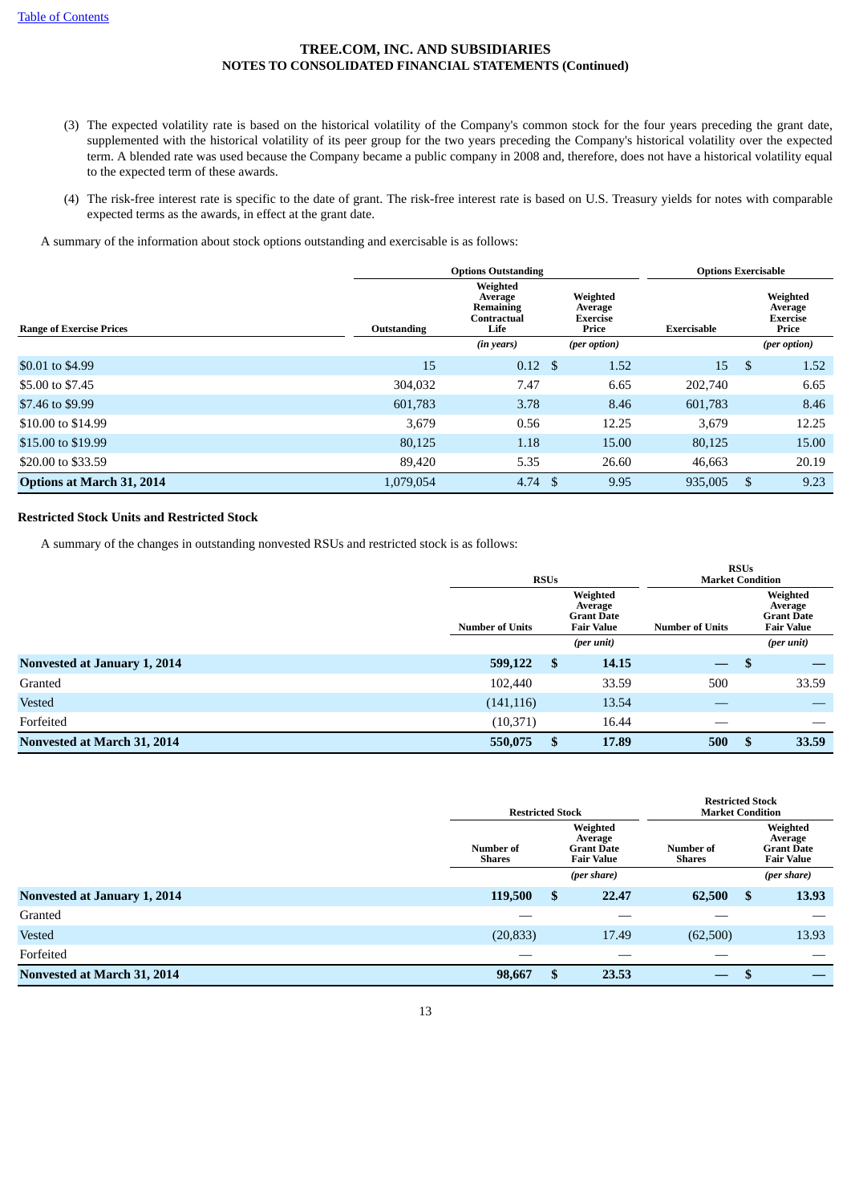TREE.COM, INC. AND SUBSIDIARIES
NOTES TO CONSOLIDATED FINANCIAL STATEMENTS (Continued)

(3) The expected volatility rate is based on the historical volatility of the Company's common stock for the four years preceding the grant date, supplemented with the historical volatility of its peer group for the two years preceding the Company's historical volatility over the expected term. A blended rate was used because the Company became a public company in 2008 and, therefore, does not have a historical volatility equal to the expected term of these awards.

(4) The risk-free interest rate is specific to the date of grant. The risk-free interest rate is based on U.S. Treasury yields for notes with comparable expected terms as the awards, in effect at the grant date.

A summary of the information about stock options outstanding and exercisable is as follows:

| | Options Outstanding | | | Options Exercisable | |
|---|---|---|---|---|---|
| **Range of Exercise Prices** | **Outstanding** | **Weighted Average Remaining Contractual Life** | **Weighted Average Exercise Price** | **Exercisable** | **Weighted Average Exercise Price** |
| | | *(in years)* | *(per option)* | | *(per option)* |
| $0.01 to $4.99 | 15 | 0.12 | $ 1.52 | 15 | $ 1.52 |
| $5.00 to $7.45 | 304,032 | 7.47 | 6.65 | 202,740 | 6.65 |
| $7.46 to $9.99 | 601,783 | 3.78 | 8.46 | 601,783 | 8.46 |
| $10.00 to $14.99 | 3,679 | 0.56 | 12.25 | 3,679 | 12.25 |
| $15.00 to $19.99 | 80,125 | 1.18 | 15.00 | 80,125 | 15.00 |
| $20.00 to $33.59 | 89,420 | 5.35 | 26.60 | 46,663 | 20.19 |
| **Options at March 31, 2014** | 1,079,054 | 4.74 | $ 9.95 | 935,005 | $ 9.23 |

## Restricted Stock Units and Restricted Stock

A summary of the changes in outstanding nonvested RSUs and restricted stock is as follows:

| | RSUs | | RSUs Market Condition | |
|---|---|---|---|---|
| | **Number of Units** | **Weighted Average Grant Date Fair Value** | **Number of Units** | **Weighted Average Grant Date Fair Value** |
| | | *(per unit)* | | *(per unit)* |
| **Nonvested at January 1, 2014** | **599,122** | **$ 14.15** | **—** | **$ —** |
| Granted | 102,440 | 33.59 | 500 | 33.59 |
| Vested | (141,116) | 13.54 | — | — |
| Forfeited | (10,371) | 16.44 | — | — |
| **Nonvested at March 31, 2014** | **550,075** | **$ 17.89** | **500** | **$ 33.59** |

| | Restricted Stock | | Restricted Stock Market Condition | |
|---|---|---|---|---|
| | **Number of Shares** | **Weighted Average Grant Date Fair Value** | **Number of Shares** | **Weighted Average Grant Date Fair Value** |
| | | *(per share)* | | *(per share)* |
| **Nonvested at January 1, 2014** | **119,500** | **$ 22.47** | **62,500** | **$ 13.93** |
| Granted | — | — | — | — |
| Vested | (20,833) | 17.49 | (62,500) | 13.93 |
| Forfeited | — | — | — | — |
| **Nonvested at March 31, 2014** | **98,667** | **$ 23.53** | **—** | **$ —** |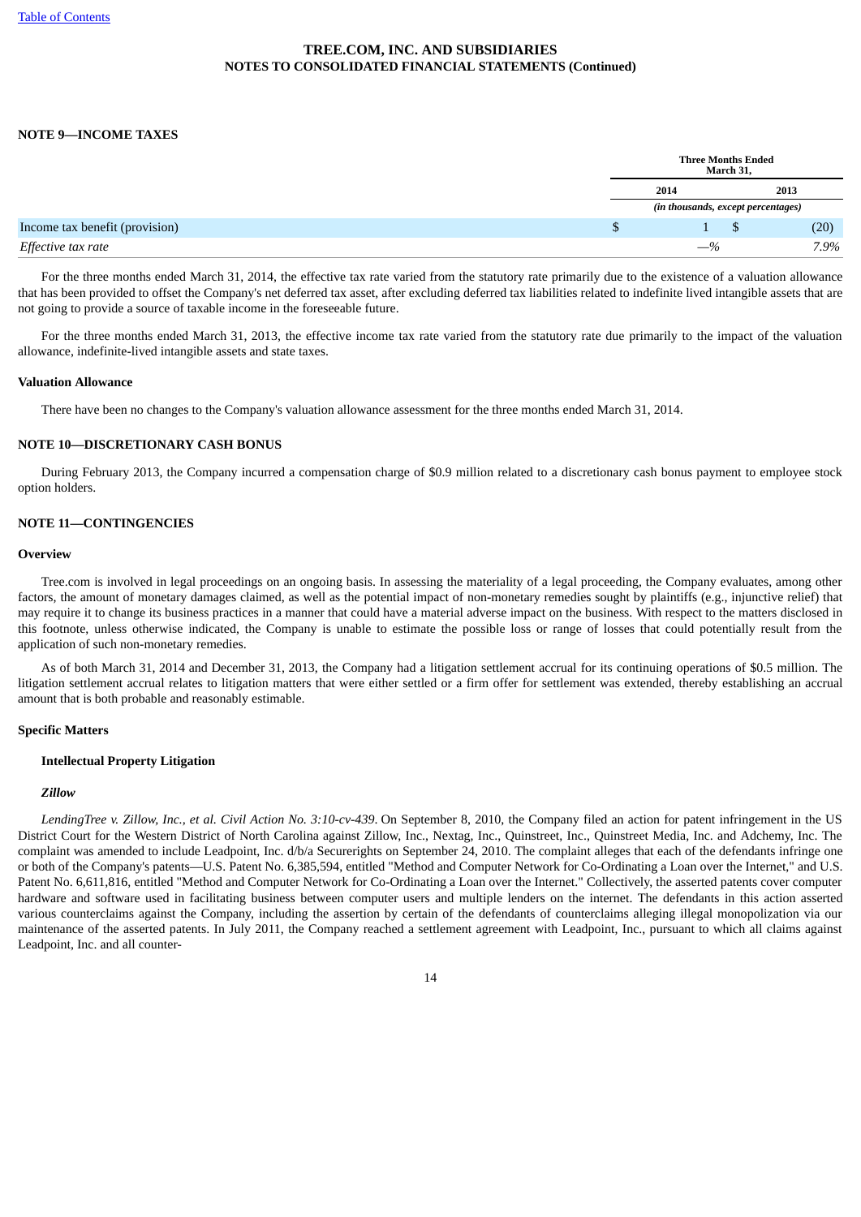**TREE.COM, INC. AND SUBSIDIARIES**
**NOTES TO CONSOLIDATED FINANCIAL STATEMENTS (Continued)**

## NOTE 9—INCOME TAXES

| | Three Months Ended March 31, | |
|---|---|---|
| | 2014 | 2013 |
| | *(in thousands, except percentages)* | |
| Income tax benefit (provision) | $ 1 | $ (20) |
| *Effective tax rate* | *—%* | *7.9%* |

For the three months ended March 31, 2014, the effective tax rate varied from the statutory rate primarily due to the existence of a valuation allowance that has been provided to offset the Company's net deferred tax asset, after excluding deferred tax liabilities related to indefinite lived intangible assets that are not going to provide a source of taxable income in the foreseeable future.

For the three months ended March 31, 2013, the effective income tax rate varied from the statutory rate due primarily to the impact of the valuation allowance, indefinite-lived intangible assets and state taxes.

### Valuation Allowance

There have been no changes to the Company's valuation allowance assessment for the three months ended March 31, 2014.

## NOTE 10—DISCRETIONARY CASH BONUS

During February 2013, the Company incurred a compensation charge of $0.9 million related to a discretionary cash bonus payment to employee stock option holders.

## NOTE 11—CONTINGENCIES

### Overview

Tree.com is involved in legal proceedings on an ongoing basis. In assessing the materiality of a legal proceeding, the Company evaluates, among other factors, the amount of monetary damages claimed, as well as the potential impact of non-monetary remedies sought by plaintiffs (e.g., injunctive relief) that may require it to change its business practices in a manner that could have a material adverse impact on the business. With respect to the matters disclosed in this footnote, unless otherwise indicated, the Company is unable to estimate the possible loss or range of losses that could potentially result from the application of such non-monetary remedies.

As of both March 31, 2014 and December 31, 2013, the Company had a litigation settlement accrual for its continuing operations of $0.5 million. The litigation settlement accrual relates to litigation matters that were either settled or a firm offer for settlement was extended, thereby establishing an accrual amount that is both probable and reasonably estimable.

### Specific Matters

#### Intellectual Property Litigation

***Zillow***

*LendingTree v. Zillow, Inc., et al. Civil Action No. 3:10-cv-439*. On September 8, 2010, the Company filed an action for patent infringement in the US District Court for the Western District of North Carolina against Zillow, Inc., Nextag, Inc., Quinstreet, Inc., Quinstreet Media, Inc. and Adchemy, Inc. The complaint was amended to include Leadpoint, Inc. d/b/a Securerights on September 24, 2010. The complaint alleges that each of the defendants infringe one or both of the Company's patents—U.S. Patent No. 6,385,594, entitled "Method and Computer Network for Co-Ordinating a Loan over the Internet," and U.S. Patent No. 6,611,816, entitled "Method and Computer Network for Co-Ordinating a Loan over the Internet." Collectively, the asserted patents cover computer hardware and software used in facilitating business between computer users and multiple lenders on the internet. The defendants in this action asserted various counterclaims against the Company, including the assertion by certain of the defendants of counterclaims alleging illegal monopolization via our maintenance of the asserted patents. In July 2011, the Company reached a settlement agreement with Leadpoint, Inc., pursuant to which all claims against Leadpoint, Inc. and all counter-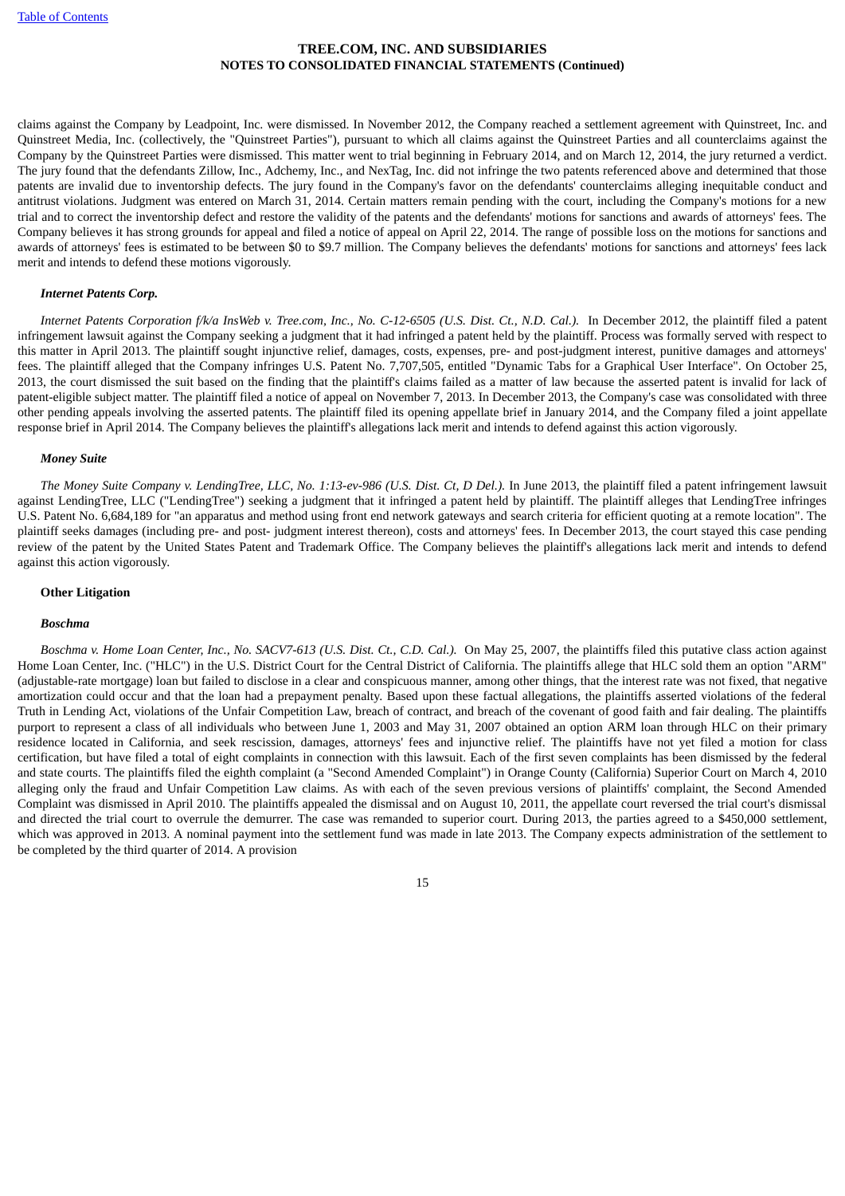claims against the Company by Leadpoint, Inc. were dismissed. In November 2012, the Company reached a settlement agreement with Quinstreet, Inc. and Quinstreet Media, Inc. (collectively, the "Quinstreet Parties"), pursuant to which all claims against the Quinstreet Parties and all counterclaims against the Company by the Quinstreet Parties were dismissed. This matter went to trial beginning in February 2014, and on March 12, 2014, the jury returned a verdict. The jury found that the defendants Zillow, Inc., Adchemy, Inc., and NexTag, Inc. did not infringe the two patents referenced above and determined that those patents are invalid due to inventorship defects. The jury found in the Company's favor on the defendants' counterclaims alleging inequitable conduct and antitrust violations. Judgment was entered on March 31, 2014. Certain matters remain pending with the court, including the Company's motions for a new trial and to correct the inventorship defect and restore the validity of the patents and the defendants' motions for sanctions and awards of attorneys' fees. The Company believes it has strong grounds for appeal and filed a notice of appeal on April 22, 2014. The range of possible loss on the motions for sanctions and awards of attorneys' fees is estimated to be between $0 to $9.7 million. The Company believes the defendants' motions for sanctions and attorneys' fees lack merit and intends to defend these motions vigorously.

***Internet Patents Corp.***

*Internet Patents Corporation f/k/a InsWeb v. Tree.com, Inc., No. C-12-6505 (U.S. Dist. Ct., N.D. Cal.).* In December 2012, the plaintiff filed a patent infringement lawsuit against the Company seeking a judgment that it had infringed a patent held by the plaintiff. Process was formally served with respect to this matter in April 2013. The plaintiff sought injunctive relief, damages, costs, expenses, pre- and post-judgment interest, punitive damages and attorneys' fees. The plaintiff alleged that the Company infringes U.S. Patent No. 7,707,505, entitled "Dynamic Tabs for a Graphical User Interface". On October 25, 2013, the court dismissed the suit based on the finding that the plaintiff's claims failed as a matter of law because the asserted patent is invalid for lack of patent-eligible subject matter. The plaintiff filed a notice of appeal on November 7, 2013. In December 2013, the Company's case was consolidated with three other pending appeals involving the asserted patents. The plaintiff filed its opening appellate brief in January 2014, and the Company filed a joint appellate response brief in April 2014. The Company believes the plaintiff's allegations lack merit and intends to defend against this action vigorously.

***Money Suite***

*The Money Suite Company v. LendingTree, LLC, No. 1:13-ev-986 (U.S. Dist. Ct, D Del.).* In June 2013, the plaintiff filed a patent infringement lawsuit against LendingTree, LLC ("LendingTree") seeking a judgment that it infringed a patent held by plaintiff. The plaintiff alleges that LendingTree infringes U.S. Patent No. 6,684,189 for "an apparatus and method using front end network gateways and search criteria for efficient quoting at a remote location". The plaintiff seeks damages (including pre- and post- judgment interest thereon), costs and attorneys' fees. In December 2013, the court stayed this case pending review of the patent by the United States Patent and Trademark Office. The Company believes the plaintiff's allegations lack merit and intends to defend against this action vigorously.

**Other Litigation**

***Boschma***

*Boschma v. Home Loan Center, Inc., No. SACV7-613 (U.S. Dist. Ct., C.D. Cal.).* On May 25, 2007, the plaintiffs filed this putative class action against Home Loan Center, Inc. ("HLC") in the U.S. District Court for the Central District of California. The plaintiffs allege that HLC sold them an option "ARM" (adjustable-rate mortgage) loan but failed to disclose in a clear and conspicuous manner, among other things, that the interest rate was not fixed, that negative amortization could occur and that the loan had a prepayment penalty. Based upon these factual allegations, the plaintiffs asserted violations of the federal Truth in Lending Act, violations of the Unfair Competition Law, breach of contract, and breach of the covenant of good faith and fair dealing. The plaintiffs purport to represent a class of all individuals who between June 1, 2003 and May 31, 2007 obtained an option ARM loan through HLC on their primary residence located in California, and seek rescission, damages, attorneys' fees and injunctive relief. The plaintiffs have not yet filed a motion for class certification, but have filed a total of eight complaints in connection with this lawsuit. Each of the first seven complaints has been dismissed by the federal and state courts. The plaintiffs filed the eighth complaint (a "Second Amended Complaint") in Orange County (California) Superior Court on March 4, 2010 alleging only the fraud and Unfair Competition Law claims. As with each of the seven previous versions of plaintiffs' complaint, the Second Amended Complaint was dismissed in April 2010. The plaintiffs appealed the dismissal and on August 10, 2011, the appellate court reversed the trial court's dismissal and directed the trial court to overrule the demurrer. The case was remanded to superior court. During 2013, the parties agreed to a $450,000 settlement, which was approved in 2013. A nominal payment into the settlement fund was made in late 2013. The Company expects administration of the settlement to be completed by the third quarter of 2014. A provision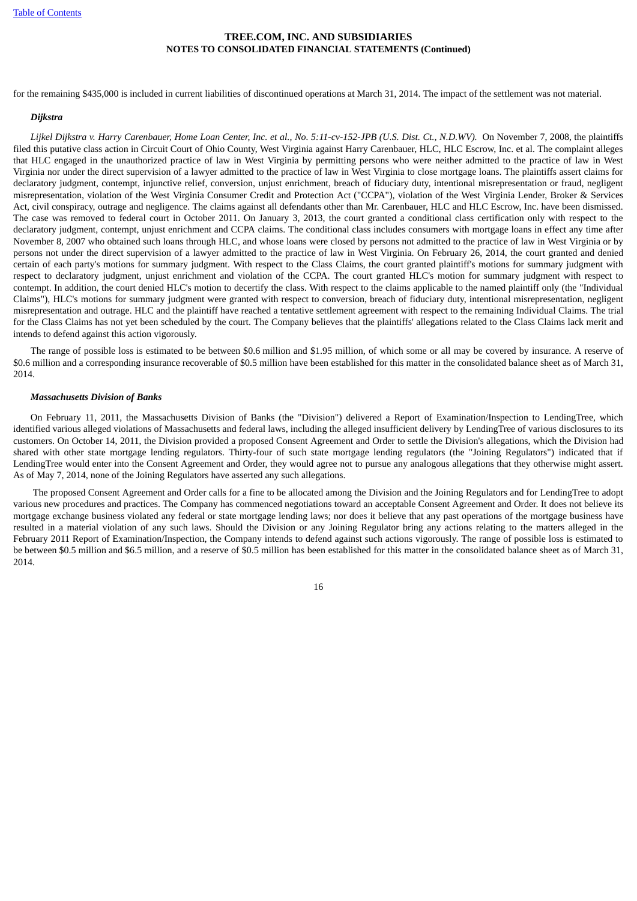for the remaining $435,000 is included in current liabilities of discontinued operations at March 31, 2014. The impact of the settlement was not material.

***Dijkstra***

*Lijkel Dijkstra v. Harry Carenbauer, Home Loan Center, Inc. et al., No. 5:11-cv-152-JPB (U.S. Dist. Ct., N.D.WV).* On November 7, 2008, the plaintiffs filed this putative class action in Circuit Court of Ohio County, West Virginia against Harry Carenbauer, HLC, HLC Escrow, Inc. et al. The complaint alleges that HLC engaged in the unauthorized practice of law in West Virginia by permitting persons who were neither admitted to the practice of law in West Virginia nor under the direct supervision of a lawyer admitted to the practice of law in West Virginia to close mortgage loans. The plaintiffs assert claims for declaratory judgment, contempt, injunctive relief, conversion, unjust enrichment, breach of fiduciary duty, intentional misrepresentation or fraud, negligent misrepresentation, violation of the West Virginia Consumer Credit and Protection Act ("CCPA"), violation of the West Virginia Lender, Broker & Services Act, civil conspiracy, outrage and negligence. The claims against all defendants other than Mr. Carenbauer, HLC and HLC Escrow, Inc. have been dismissed. The case was removed to federal court in October 2011. On January 3, 2013, the court granted a conditional class certification only with respect to the declaratory judgment, contempt, unjust enrichment and CCPA claims. The conditional class includes consumers with mortgage loans in effect any time after November 8, 2007 who obtained such loans through HLC, and whose loans were closed by persons not admitted to the practice of law in West Virginia or by persons not under the direct supervision of a lawyer admitted to the practice of law in West Virginia. On February 26, 2014, the court granted and denied certain of each party's motions for summary judgment. With respect to the Class Claims, the court granted plaintiff's motions for summary judgment with respect to declaratory judgment, unjust enrichment and violation of the CCPA. The court granted HLC's motion for summary judgment with respect to contempt. In addition, the court denied HLC's motion to decertify the class. With respect to the claims applicable to the named plaintiff only (the "Individual Claims"), HLC's motions for summary judgment were granted with respect to conversion, breach of fiduciary duty, intentional misrepresentation, negligent misrepresentation and outrage. HLC and the plaintiff have reached a tentative settlement agreement with respect to the remaining Individual Claims. The trial for the Class Claims has not yet been scheduled by the court. The Company believes that the plaintiffs' allegations related to the Class Claims lack merit and intends to defend against this action vigorously.

The range of possible loss is estimated to be between $0.6 million and $1.95 million, of which some or all may be covered by insurance. A reserve of $0.6 million and a corresponding insurance recoverable of $0.5 million have been established for this matter in the consolidated balance sheet as of March 31, 2014.

***Massachusetts Division of Banks***

On February 11, 2011, the Massachusetts Division of Banks (the "Division") delivered a Report of Examination/Inspection to LendingTree, which identified various alleged violations of Massachusetts and federal laws, including the alleged insufficient delivery by LendingTree of various disclosures to its customers. On October 14, 2011, the Division provided a proposed Consent Agreement and Order to settle the Division's allegations, which the Division had shared with other state mortgage lending regulators. Thirty-four of such state mortgage lending regulators (the "Joining Regulators") indicated that if LendingTree would enter into the Consent Agreement and Order, they would agree not to pursue any analogous allegations that they otherwise might assert. As of May 7, 2014, none of the Joining Regulators have asserted any such allegations.

The proposed Consent Agreement and Order calls for a fine to be allocated among the Division and the Joining Regulators and for LendingTree to adopt various new procedures and practices. The Company has commenced negotiations toward an acceptable Consent Agreement and Order. It does not believe its mortgage exchange business violated any federal or state mortgage lending laws; nor does it believe that any past operations of the mortgage business have resulted in a material violation of any such laws. Should the Division or any Joining Regulator bring any actions relating to the matters alleged in the February 2011 Report of Examination/Inspection, the Company intends to defend against such actions vigorously. The range of possible loss is estimated to be between $0.5 million and $6.5 million, and a reserve of $0.5 million has been established for this matter in the consolidated balance sheet as of March 31, 2014.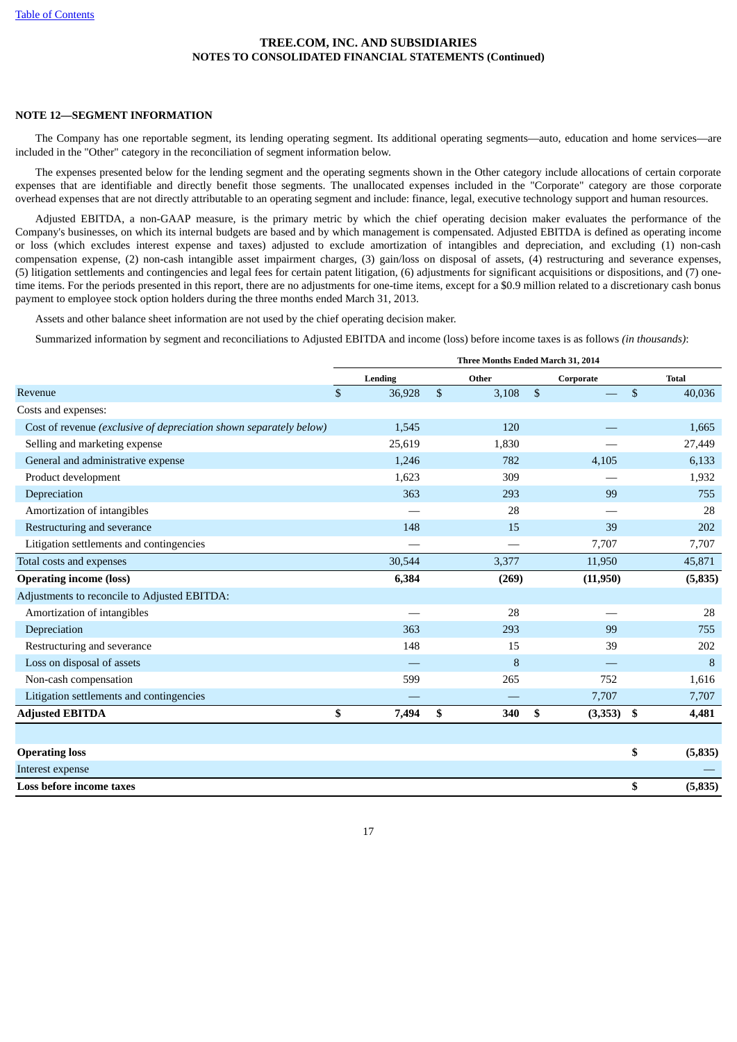TREE.COM, INC. AND SUBSIDIARIES
NOTES TO CONSOLIDATED FINANCIAL STATEMENTS (Continued)

**NOTE 12—SEGMENT INFORMATION**

The Company has one reportable segment, its lending operating segment. Its additional operating segments—auto, education and home services—are included in the "Other" category in the reconciliation of segment information below.

The expenses presented below for the lending segment and the operating segments shown in the Other category include allocations of certain corporate expenses that are identifiable and directly benefit those segments. The unallocated expenses included in the "Corporate" category are those corporate overhead expenses that are not directly attributable to an operating segment and include: finance, legal, executive technology support and human resources.

Adjusted EBITDA, a non-GAAP measure, is the primary metric by which the chief operating decision maker evaluates the performance of the Company's businesses, on which its internal budgets are based and by which management is compensated. Adjusted EBITDA is defined as operating income or loss (which excludes interest expense and taxes) adjusted to exclude amortization of intangibles and depreciation, and excluding (1) non-cash compensation expense, (2) non-cash intangible asset impairment charges, (3) gain/loss on disposal of assets, (4) restructuring and severance expenses, (5) litigation settlements and contingencies and legal fees for certain patent litigation, (6) adjustments for significant acquisitions or dispositions, and (7) one-time items. For the periods presented in this report, there are no adjustments for one-time items, except for a $0.9 million related to a discretionary cash bonus payment to employee stock option holders during the three months ended March 31, 2013.

Assets and other balance sheet information are not used by the chief operating decision maker.

Summarized information by segment and reconciliations to Adjusted EBITDA and income (loss) before income taxes is as follows *(in thousands)*:

| | Three Months Ended March 31, 2014 | | | |
|---|---|---|---|---|
| | **Lending** | **Other** | **Corporate** | **Total** |
| Revenue | $ 36,928 | $ 3,108 | $ — | $ 40,036 |
| Costs and expenses: | | | | |
| Cost of revenue *(exclusive of depreciation shown separately below)* | 1,545 | 120 | — | 1,665 |
| Selling and marketing expense | 25,619 | 1,830 | — | 27,449 |
| General and administrative expense | 1,246 | 782 | 4,105 | 6,133 |
| Product development | 1,623 | 309 | — | 1,932 |
| Depreciation | 363 | 293 | 99 | 755 |
| Amortization of intangibles | — | 28 | — | 28 |
| Restructuring and severance | 148 | 15 | 39 | 202 |
| Litigation settlements and contingencies | — | — | 7,707 | 7,707 |
| Total costs and expenses | 30,544 | 3,377 | 11,950 | 45,871 |
| **Operating income (loss)** | **6,384** | **(269)** | **(11,950)** | **(5,835)** |
| Adjustments to reconcile to Adjusted EBITDA: | | | | |
| Amortization of intangibles | — | 28 | — | 28 |
| Depreciation | 363 | 293 | 99 | 755 |
| Restructuring and severance | 148 | 15 | 39 | 202 |
| Loss on disposal of assets | — | 8 | — | 8 |
| Non-cash compensation | 599 | 265 | 752 | 1,616 |
| Litigation settlements and contingencies | — | — | 7,707 | 7,707 |
| **Adjusted EBITDA** | **$ 7,494** | **$ 340** | **$ (3,353)** | **$ 4,481** |
| | | | | |
| **Operating loss** | | | | **$ (5,835)** |
| Interest expense | | | | — |
| **Loss before income taxes** | | | | **$ (5,835)** |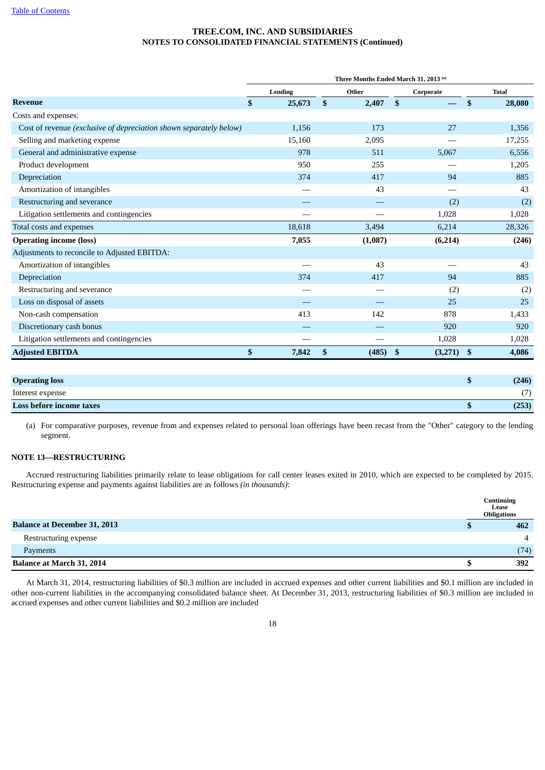**TREE.COM, INC. AND SUBSIDIARIES**
**NOTES TO CONSOLIDATED FINANCIAL STATEMENTS (Continued)**

| | Three Months Ended March 31, 2013 [(a)] | | | |
|---|---|---|---|---|
| | Lending | Other | Corporate | Total |
| **Revenue** | $ 25,673 | $ 2,407 | $ — | $ 28,080 |
| Costs and expenses: | | | | |
| Cost of revenue *(exclusive of depreciation shown separately below)* | 1,156 | 173 | 27 | 1,356 |
| Selling and marketing expense | 15,160 | 2,095 | — | 17,255 |
| General and administrative expense | 978 | 511 | 5,067 | 6,556 |
| Product development | 950 | 255 | — | 1,205 |
| Depreciation | 374 | 417 | 94 | 885 |
| Amortization of intangibles | — | 43 | — | 43 |
| Restructuring and severance | — | — | (2) | (2) |
| Litigation settlements and contingencies | — | — | 1,028 | 1,028 |
| Total costs and expenses | 18,618 | 3,494 | 6,214 | 28,326 |
| **Operating income (loss)** | **7,055** | **(1,087)** | **(6,214)** | **(246)** |
| Adjustments to reconcile to Adjusted EBITDA: | | | | |
| Amortization of intangibles | — | 43 | — | 43 |
| Depreciation | 374 | 417 | 94 | 885 |
| Restructuring and severance | — | — | (2) | (2) |
| Loss on disposal of assets | — | — | 25 | 25 |
| Non-cash compensation | 413 | 142 | 878 | 1,433 |
| Discretionary cash bonus | — | — | 920 | 920 |
| Litigation settlements and contingencies | — | — | 1,028 | 1,028 |
| **Adjusted EBITDA** | **$ 7,842** | **$ (485)** | **$ (3,271)** | **$ 4,086** |

| | |
|---|---|
| **Operating loss** | **$ (246)** |
| Interest expense | (7) |
| **Loss before income taxes** | **$ (253)** |

(a) For comparative purposes, revenue from and expenses related to personal loan offerings have been recast from the "Other" category to the lending segment.

### NOTE 13—RESTRUCTURING

Accrued restructuring liabilities primarily relate to lease obligations for call center leases exited in 2010, which are expected to be completed by 2015. Restructuring expense and payments against liabilities are as follows *(in thousands)*:

| | Continuing Lease Obligations |
|---|---|
| **Balance at December 31, 2013** | $ 462 |
| Restructuring expense | 4 |
| Payments | (74) |
| **Balance at March 31, 2014** | $ 392 |

At March 31, 2014, restructuring liabilities of $0.3 million are included in accrued expenses and other current liabilities and $0.1 million are included in other non-current liabilities in the accompanying consolidated balance sheet. At December 31, 2013, restructuring liabilities of $0.3 million are included in accrued expenses and other current liabilities and $0.2 million are included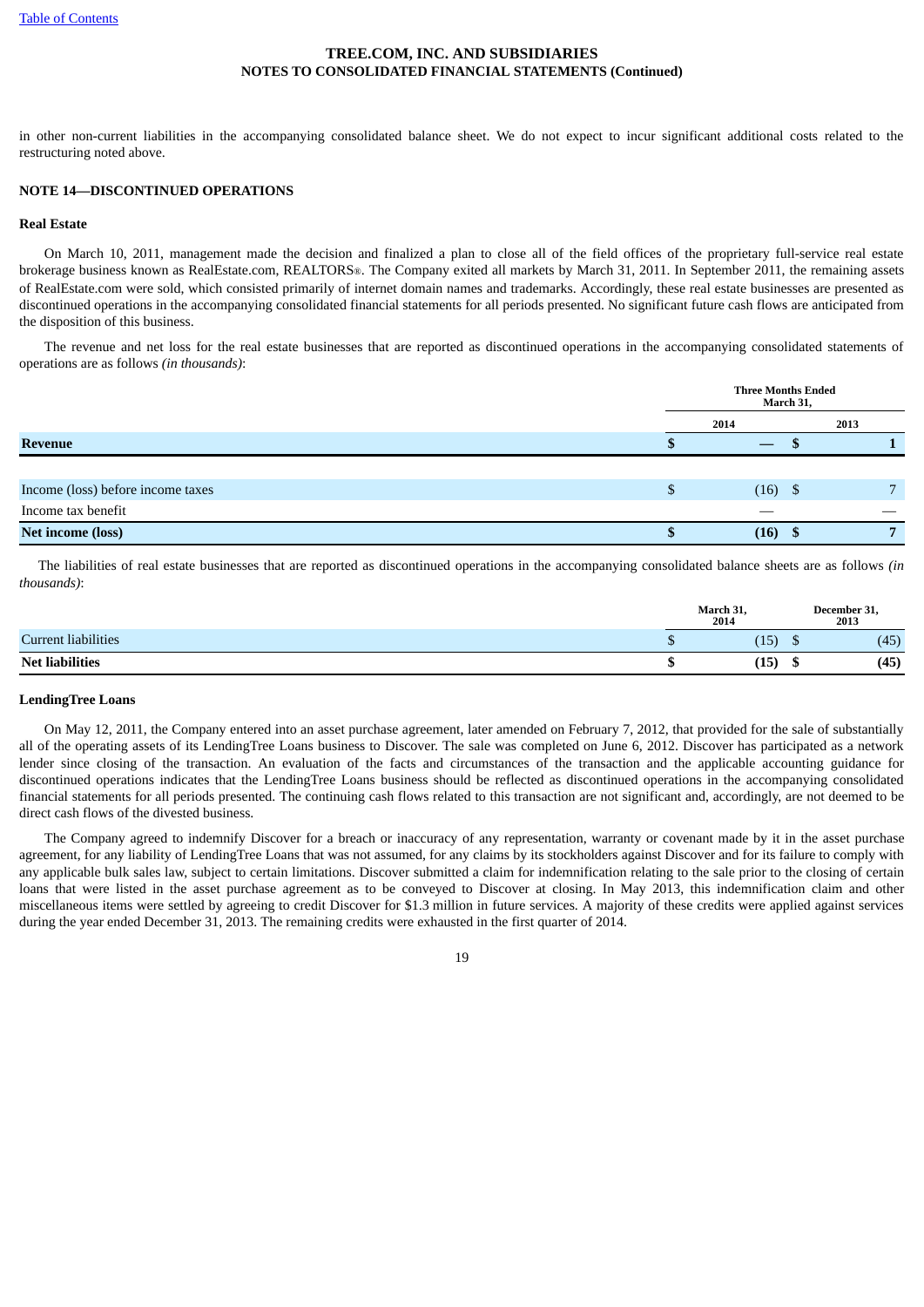in other non-current liabilities in the accompanying consolidated balance sheet. We do not expect to incur significant additional costs related to the restructuring noted above.

### NOTE 14—DISCONTINUED OPERATIONS

#### Real Estate

On March 10, 2011, management made the decision and finalized a plan to close all of the field offices of the proprietary full-service real estate brokerage business known as RealEstate.com, REALTORS®. The Company exited all markets by March 31, 2011. In September 2011, the remaining assets of RealEstate.com were sold, which consisted primarily of internet domain names and trademarks. Accordingly, these real estate businesses are presented as discontinued operations in the accompanying consolidated financial statements for all periods presented. No significant future cash flows are anticipated from the disposition of this business.

The revenue and net loss for the real estate businesses that are reported as discontinued operations in the accompanying consolidated statements of operations are as follows *(in thousands)*:

| | Three Months Ended March 31, | |
|---|---|---|
| | 2014 | 2013 |
| **Revenue** | **$ —** | **$ 1** |
| Income (loss) before income taxes | $ (16) | $ 7 |
| Income tax benefit | — | — |
| **Net income (loss)** | **$ (16)** | **$ 7** |

The liabilities of real estate businesses that are reported as discontinued operations in the accompanying consolidated balance sheets are as follows *(in thousands)*:

| | March 31, 2014 | December 31, 2013 |
|---|---|---|
| Current liabilities | $ (15) | $ (45) |
| **Net liabilities** | **$ (15)** | **$ (45)** |

#### LendingTree Loans

On May 12, 2011, the Company entered into an asset purchase agreement, later amended on February 7, 2012, that provided for the sale of substantially all of the operating assets of its LendingTree Loans business to Discover. The sale was completed on June 6, 2012. Discover has participated as a network lender since closing of the transaction. An evaluation of the facts and circumstances of the transaction and the applicable accounting guidance for discontinued operations indicates that the LendingTree Loans business should be reflected as discontinued operations in the accompanying consolidated financial statements for all periods presented. The continuing cash flows related to this transaction are not significant and, accordingly, are not deemed to be direct cash flows of the divested business.

The Company agreed to indemnify Discover for a breach or inaccuracy of any representation, warranty or covenant made by it in the asset purchase agreement, for any liability of LendingTree Loans that was not assumed, for any claims by its stockholders against Discover and for its failure to comply with any applicable bulk sales law, subject to certain limitations. Discover submitted a claim for indemnification relating to the sale prior to the closing of certain loans that were listed in the asset purchase agreement as to be conveyed to Discover at closing. In May 2013, this indemnification claim and other miscellaneous items were settled by agreeing to credit Discover for $1.3 million in future services. A majority of these credits were applied against services during the year ended December 31, 2013. The remaining credits were exhausted in the first quarter of 2014.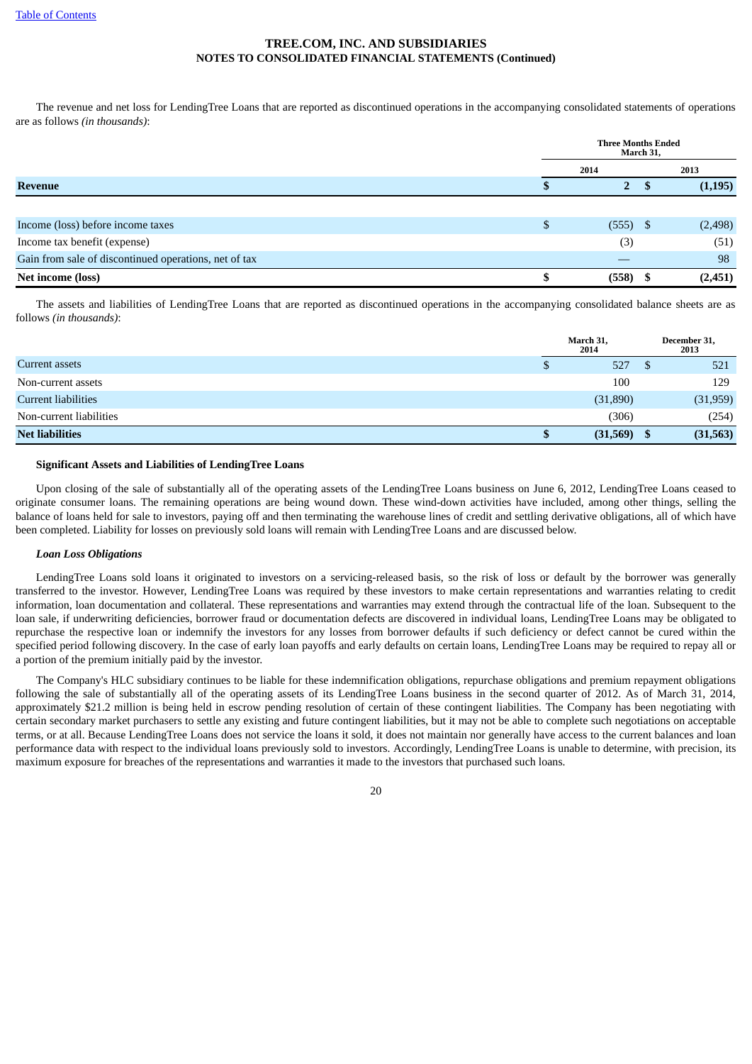TREE.COM, INC. AND SUBSIDIARIES
NOTES TO CONSOLIDATED FINANCIAL STATEMENTS (Continued)

The revenue and net loss for LendingTree Loans that are reported as discontinued operations in the accompanying consolidated statements of operations are as follows *(in thousands)*:

| | Three Months Ended March 31, | |
|---|---|---|
| | 2014 | 2013 |
| **Revenue** | **$ 2** | **$ (1,195)** |
| | | |
| Income (loss) before income taxes | $ (555) | $ (2,498) |
| Income tax benefit (expense) | (3) | (51) |
| Gain from sale of discontinued operations, net of tax | — | 98 |
| **Net income (loss)** | **$ (558)** | **$ (2,451)** |

The assets and liabilities of LendingTree Loans that are reported as discontinued operations in the accompanying consolidated balance sheets are as follows *(in thousands)*:

| | March 31, 2014 | December 31, 2013 |
|---|---|---|
| Current assets | $ 527 | $ 521 |
| Non-current assets | 100 | 129 |
| Current liabilities | (31,890) | (31,959) |
| Non-current liabilities | (306) | (254) |
| **Net liabilities** | **$ (31,569)** | **$ (31,563)** |

**Significant Assets and Liabilities of LendingTree Loans**

Upon closing of the sale of substantially all of the operating assets of the LendingTree Loans business on June 6, 2012, LendingTree Loans ceased to originate consumer loans. The remaining operations are being wound down. These wind-down activities have included, among other things, selling the balance of loans held for sale to investors, paying off and then terminating the warehouse lines of credit and settling derivative obligations, all of which have been completed. Liability for losses on previously sold loans will remain with LendingTree Loans and are discussed below.

***Loan Loss Obligations***

LendingTree Loans sold loans it originated to investors on a servicing-released basis, so the risk of loss or default by the borrower was generally transferred to the investor. However, LendingTree Loans was required by these investors to make certain representations and warranties relating to credit information, loan documentation and collateral. These representations and warranties may extend through the contractual life of the loan. Subsequent to the loan sale, if underwriting deficiencies, borrower fraud or documentation defects are discovered in individual loans, LendingTree Loans may be obligated to repurchase the respective loan or indemnify the investors for any losses from borrower defaults if such deficiency or defect cannot be cured within the specified period following discovery. In the case of early loan payoffs and early defaults on certain loans, LendingTree Loans may be required to repay all or a portion of the premium initially paid by the investor.

The Company's HLC subsidiary continues to be liable for these indemnification obligations, repurchase obligations and premium repayment obligations following the sale of substantially all of the operating assets of its LendingTree Loans business in the second quarter of 2012. As of March 31, 2014, approximately $21.2 million is being held in escrow pending resolution of certain of these contingent liabilities. The Company has been negotiating with certain secondary market purchasers to settle any existing and future contingent liabilities, but it may not be able to complete such negotiations on acceptable terms, or at all. Because LendingTree Loans does not service the loans it sold, it does not maintain nor generally have access to the current balances and loan performance data with respect to the individual loans previously sold to investors. Accordingly, LendingTree Loans is unable to determine, with precision, its maximum exposure for breaches of the representations and warranties it made to the investors that purchased such loans.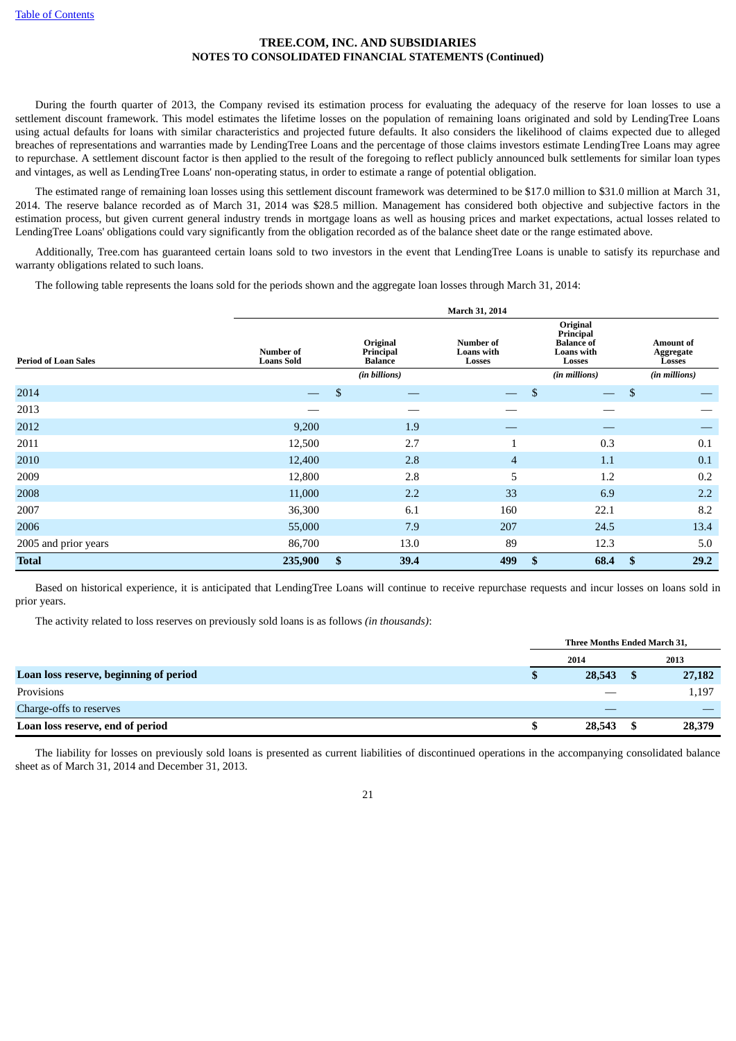**TREE.COM, INC. AND SUBSIDIARIES**
**NOTES TO CONSOLIDATED FINANCIAL STATEMENTS (Continued)**

During the fourth quarter of 2013, the Company revised its estimation process for evaluating the adequacy of the reserve for loan losses to use a settlement discount framework. This model estimates the lifetime losses on the population of remaining loans originated and sold by LendingTree Loans using actual defaults for loans with similar characteristics and projected future defaults. It also considers the likelihood of claims expected due to alleged breaches of representations and warranties made by LendingTree Loans and the percentage of those claims investors estimate LendingTree Loans may agree to repurchase. A settlement discount factor is then applied to the result of the foregoing to reflect publicly announced bulk settlements for similar loan types and vintages, as well as LendingTree Loans' non-operating status, in order to estimate a range of potential obligation.

The estimated range of remaining loan losses using this settlement discount framework was determined to be $17.0 million to $31.0 million at March 31, 2014. The reserve balance recorded as of March 31, 2014 was $28.5 million. Management has considered both objective and subjective factors in the estimation process, but given current general industry trends in mortgage loans as well as housing prices and market expectations, actual losses related to LendingTree Loans' obligations could vary significantly from the obligation recorded as of the balance sheet date or the range estimated above.

Additionally, Tree.com has guaranteed certain loans sold to two investors in the event that LendingTree Loans is unable to satisfy its repurchase and warranty obligations related to such loans.

The following table represents the loans sold for the periods shown and the aggregate loan losses through March 31, 2014:

| | March 31, 2014 | | | | |
|---|---|---|---|---|---|
| **Period of Loan Sales** | **Number of Loans Sold** | **Original Principal Balance** | **Number of Loans with Losses** | **Original Principal Balance of Loans with Losses** | **Amount of Aggregate Losses** |
| | | *(in billions)* | | *(in millions)* | *(in millions)* |
| 2014 | — | $ — | — | $ — | $ — |
| 2013 | — | — | — | — | — |
| 2012 | 9,200 | 1.9 | — | — | — |
| 2011 | 12,500 | 2.7 | 1 | 0.3 | 0.1 |
| 2010 | 12,400 | 2.8 | 4 | 1.1 | 0.1 |
| 2009 | 12,800 | 2.8 | 5 | 1.2 | 0.2 |
| 2008 | 11,000 | 2.2 | 33 | 6.9 | 2.2 |
| 2007 | 36,300 | 6.1 | 160 | 22.1 | 8.2 |
| 2006 | 55,000 | 7.9 | 207 | 24.5 | 13.4 |
| 2005 and prior years | 86,700 | 13.0 | 89 | 12.3 | 5.0 |
| **Total** | **235,900** | **$ 39.4** | **499** | **$ 68.4** | **$ 29.2** |

Based on historical experience, it is anticipated that LendingTree Loans will continue to receive repurchase requests and incur losses on loans sold in prior years.

The activity related to loss reserves on previously sold loans is as follows *(in thousands)*:

| | Three Months Ended March 31, | |
|---|---|---|
| | 2014 | 2013 |
| **Loan loss reserve, beginning of period** | **$ 28,543** | **$ 27,182** |
| Provisions | — | 1,197 |
| Charge-offs to reserves | — | — |
| **Loan loss reserve, end of period** | **$ 28,543** | **$ 28,379** |

The liability for losses on previously sold loans is presented as current liabilities of discontinued operations in the accompanying consolidated balance sheet as of March 31, 2014 and December 31, 2013.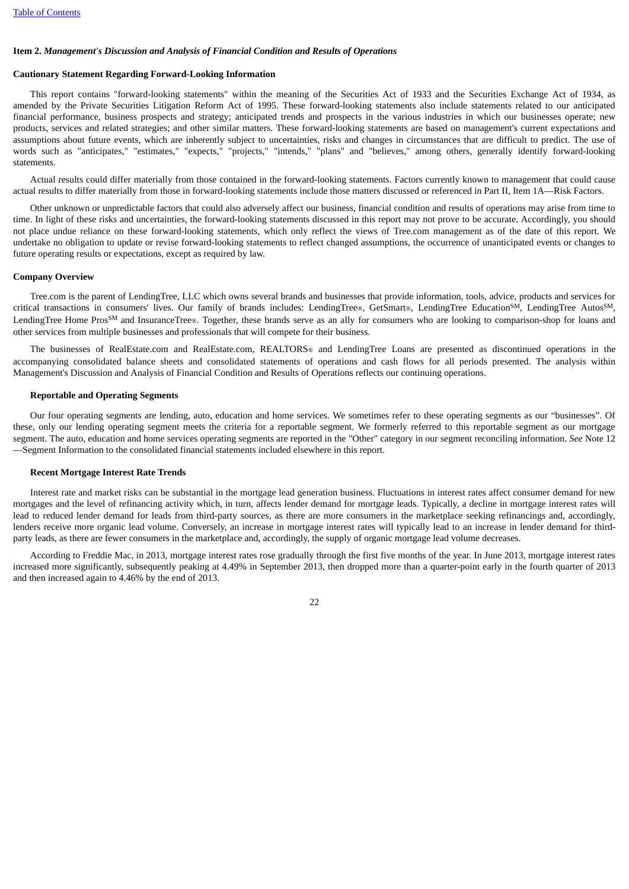[Table of Contents](#)

**Item 2.** ***Management's Discussion and Analysis of Financial Condition and Results of Operations***

**Cautionary Statement Regarding Forward-Looking Information**

This report contains "forward-looking statements" within the meaning of the Securities Act of 1933 and the Securities Exchange Act of 1934, as amended by the Private Securities Litigation Reform Act of 1995. These forward-looking statements also include statements related to our anticipated financial performance, business prospects and strategy; anticipated trends and prospects in the various industries in which our businesses operate; new products, services and related strategies; and other similar matters. These forward-looking statements are based on management's current expectations and assumptions about future events, which are inherently subject to uncertainties, risks and changes in circumstances that are difficult to predict. The use of words such as "anticipates," "estimates," "expects," "projects," "intends," "plans" and "believes," among others, generally identify forward-looking statements.

Actual results could differ materially from those contained in the forward-looking statements. Factors currently known to management that could cause actual results to differ materially from those in forward-looking statements include those matters discussed or referenced in Part II, Item 1A—Risk Factors.

Other unknown or unpredictable factors that could also adversely affect our business, financial condition and results of operations may arise from time to time. In light of these risks and uncertainties, the forward-looking statements discussed in this report may not prove to be accurate. Accordingly, you should not place undue reliance on these forward-looking statements, which only reflect the views of Tree.com management as of the date of this report. We undertake no obligation to update or revise forward-looking statements to reflect changed assumptions, the occurrence of unanticipated events or changes to future operating results or expectations, except as required by law.

**Company Overview**

Tree.com is the parent of LendingTree, LLC which owns several brands and businesses that provide information, tools, advice, products and services for critical transactions in consumers' lives. Our family of brands includes: LendingTree®, GetSmart®, LendingTree Education℠, LendingTree Autos℠, LendingTree Home Pros℠ and InsuranceTree®. Together, these brands serve as an ally for consumers who are looking to comparison-shop for loans and other services from multiple businesses and professionals that will compete for their business.

The businesses of RealEstate.com and RealEstate.com, REALTORS® and LendingTree Loans are presented as discontinued operations in the accompanying consolidated balance sheets and consolidated statements of operations and cash flows for all periods presented. The analysis within Management's Discussion and Analysis of Financial Condition and Results of Operations reflects our continuing operations.

**Reportable and Operating Segments**

Our four operating segments are lending, auto, education and home services. We sometimes refer to these operating segments as our "businesses". Of these, only our lending operating segment meets the criteria for a reportable segment. We formerly referred to this reportable segment as our mortgage segment. The auto, education and home services operating segments are reported in the "Other" category in our segment reconciling information. *See* Note 12—Segment Information to the consolidated financial statements included elsewhere in this report.

**Recent Mortgage Interest Rate Trends**

Interest rate and market risks can be substantial in the mortgage lead generation business. Fluctuations in interest rates affect consumer demand for new mortgages and the level of refinancing activity which, in turn, affects lender demand for mortgage leads. Typically, a decline in mortgage interest rates will lead to reduced lender demand for leads from third-party sources, as there are more consumers in the marketplace seeking refinancings and, accordingly, lenders receive more organic lead volume. Conversely, an increase in mortgage interest rates will typically lead to an increase in lender demand for third-party leads, as there are fewer consumers in the marketplace and, accordingly, the supply of organic mortgage lead volume decreases.

According to Freddie Mac, in 2013, mortgage interest rates rose gradually through the first five months of the year. In June 2013, mortgage interest rates increased more significantly, subsequently peaking at 4.49% in September 2013, then dropped more than a quarter-point early in the fourth quarter of 2013 and then increased again to 4.46% by the end of 2013.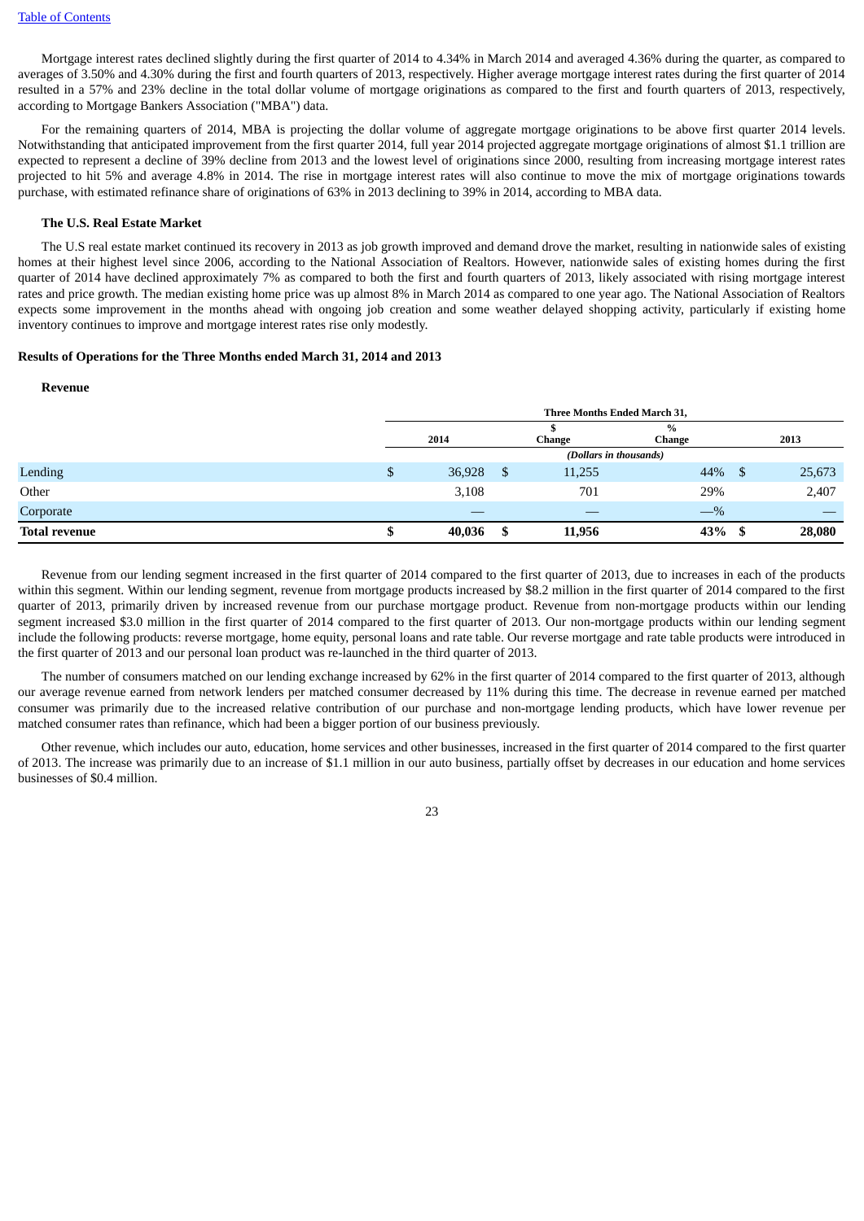Mortgage interest rates declined slightly during the first quarter of 2014 to 4.34% in March 2014 and averaged 4.36% during the quarter, as compared to averages of 3.50% and 4.30% during the first and fourth quarters of 2013, respectively. Higher average mortgage interest rates during the first quarter of 2014 resulted in a 57% and 23% decline in the total dollar volume of mortgage originations as compared to the first and fourth quarters of 2013, respectively, according to Mortgage Bankers Association ("MBA") data.

For the remaining quarters of 2014, MBA is projecting the dollar volume of aggregate mortgage originations to be above first quarter 2014 levels. Notwithstanding that anticipated improvement from the first quarter 2014, full year 2014 projected aggregate mortgage originations of almost $1.1 trillion are expected to represent a decline of 39% decline from 2013 and the lowest level of originations since 2000, resulting from increasing mortgage interest rates projected to hit 5% and average 4.8% in 2014. The rise in mortgage interest rates will also continue to move the mix of mortgage originations towards purchase, with estimated refinance share of originations of 63% in 2013 declining to 39% in 2014, according to MBA data.

**The U.S. Real Estate Market**

The U.S real estate market continued its recovery in 2013 as job growth improved and demand drove the market, resulting in nationwide sales of existing homes at their highest level since 2006, according to the National Association of Realtors. However, nationwide sales of existing homes during the first quarter of 2014 have declined approximately 7% as compared to both the first and fourth quarters of 2013, likely associated with rising mortgage interest rates and price growth. The median existing home price was up almost 8% in March 2014 as compared to one year ago. The National Association of Realtors expects some improvement in the months ahead with ongoing job creation and some weather delayed shopping activity, particularly if existing home inventory continues to improve and mortgage interest rates rise only modestly.

**Results of Operations for the Three Months ended March 31, 2014 and 2013**

**Revenue**

| | Three Months Ended March 31, | | | |
|---|---|---|---|---|
| | 2014 | $ Change | % Change | 2013 |
| | *(Dollars in thousands)* | | | |
| Lending | $ 36,928 | $ 11,255 | 44% | $ 25,673 |
| Other | 3,108 | 701 | 29% | 2,407 |
| Corporate | — | — | —% | — |
| **Total revenue** | **$ 40,036** | **$ 11,956** | **43%** | **$ 28,080** |

Revenue from our lending segment increased in the first quarter of 2014 compared to the first quarter of 2013, due to increases in each of the products within this segment. Within our lending segment, revenue from mortgage products increased by $8.2 million in the first quarter of 2014 compared to the first quarter of 2013, primarily driven by increased revenue from our purchase mortgage product. Revenue from non-mortgage products within our lending segment increased $3.0 million in the first quarter of 2014 compared to the first quarter of 2013. Our non-mortgage products within our lending segment include the following products: reverse mortgage, home equity, personal loans and rate table. Our reverse mortgage and rate table products were introduced in the first quarter of 2013 and our personal loan product was re-launched in the third quarter of 2013.

The number of consumers matched on our lending exchange increased by 62% in the first quarter of 2014 compared to the first quarter of 2013, although our average revenue earned from network lenders per matched consumer decreased by 11% during this time. The decrease in revenue earned per matched consumer was primarily due to the increased relative contribution of our purchase and non-mortgage lending products, which have lower revenue per matched consumer rates than refinance, which had been a bigger portion of our business previously.

Other revenue, which includes our auto, education, home services and other businesses, increased in the first quarter of 2014 compared to the first quarter of 2013. The increase was primarily due to an increase of $1.1 million in our auto business, partially offset by decreases in our education and home services businesses of $0.4 million.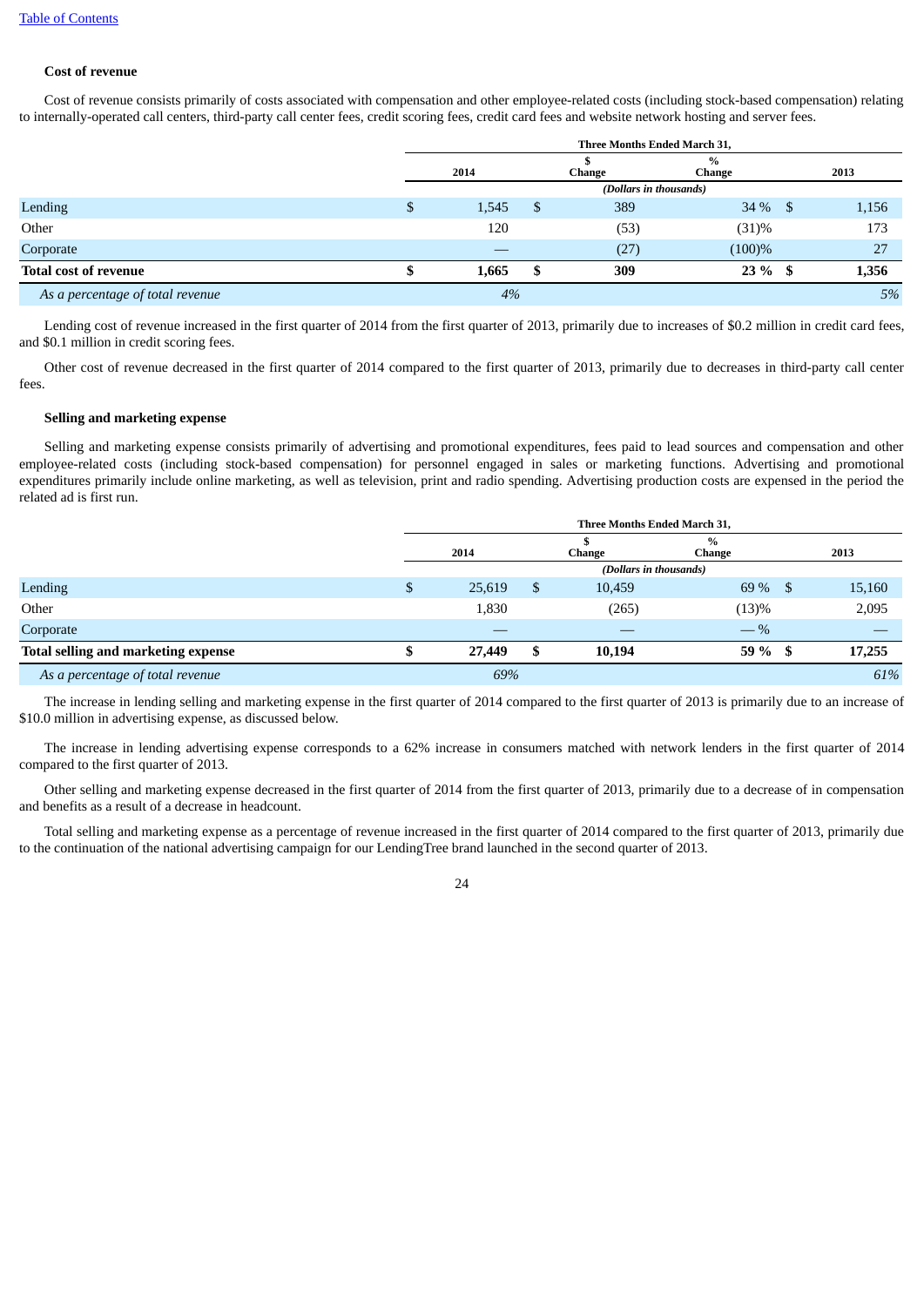[Table of Contents](#)

**Cost of revenue**

Cost of revenue consists primarily of costs associated with compensation and other employee-related costs (including stock-based compensation) relating to internally-operated call centers, third-party call center fees, credit scoring fees, credit card fees and website network hosting and server fees.

| | Three Months Ended March 31, | | | |
|---|---|---|---|---|
| | 2014 | $ Change | % Change | 2013 |
| | (Dollars in thousands) | | | |
| Lending | $ 1,545 | $ 389 | 34 % | $ 1,156 |
| Other | 120 | (53) | (31)% | 173 |
| Corporate | — | (27) | (100)% | 27 |
| **Total cost of revenue** | **$ 1,665** | **$ 309** | **23 %** | **$ 1,356** |
| *As a percentage of total revenue* | *4%* | | | *5%* |

Lending cost of revenue increased in the first quarter of 2014 from the first quarter of 2013, primarily due to increases of $0.2 million in credit card fees, and $0.1 million in credit scoring fees.

Other cost of revenue decreased in the first quarter of 2014 compared to the first quarter of 2013, primarily due to decreases in third-party call center fees.

**Selling and marketing expense**

Selling and marketing expense consists primarily of advertising and promotional expenditures, fees paid to lead sources and compensation and other employee-related costs (including stock-based compensation) for personnel engaged in sales or marketing functions. Advertising and promotional expenditures primarily include online marketing, as well as television, print and radio spending. Advertising production costs are expensed in the period the related ad is first run.

| | Three Months Ended March 31, | | | |
|---|---|---|---|---|
| | 2014 | $ Change | % Change | 2013 |
| | (Dollars in thousands) | | | |
| Lending | $ 25,619 | $ 10,459 | 69 % | $ 15,160 |
| Other | 1,830 | (265) | (13)% | 2,095 |
| Corporate | — | — | — % | — |
| **Total selling and marketing expense** | **$ 27,449** | **$ 10,194** | **59 %** | **$ 17,255** |
| *As a percentage of total revenue* | *69%* | | | *61%* |

The increase in lending selling and marketing expense in the first quarter of 2014 compared to the first quarter of 2013 is primarily due to an increase of $10.0 million in advertising expense, as discussed below.

The increase in lending advertising expense corresponds to a 62% increase in consumers matched with network lenders in the first quarter of 2014 compared to the first quarter of 2013.

Other selling and marketing expense decreased in the first quarter of 2014 from the first quarter of 2013, primarily due to a decrease of in compensation and benefits as a result of a decrease in headcount.

Total selling and marketing expense as a percentage of revenue increased in the first quarter of 2014 compared to the first quarter of 2013, primarily due to the continuation of the national advertising campaign for our LendingTree brand launched in the second quarter of 2013.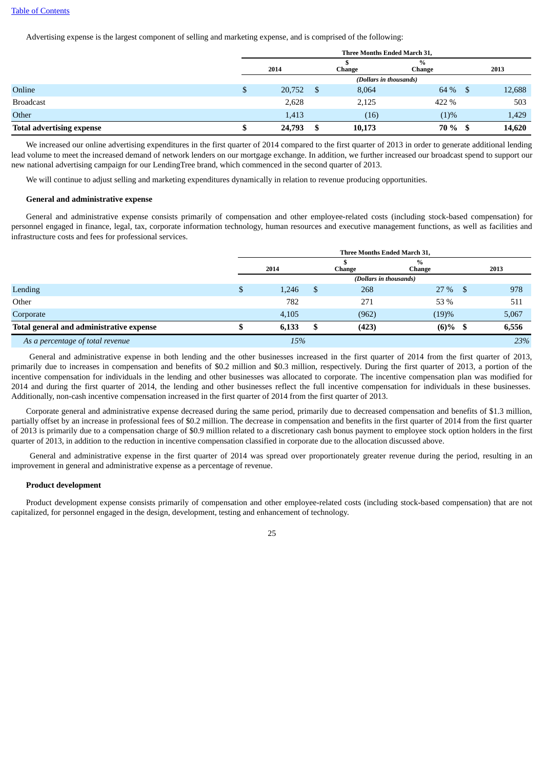[Table of Contents](#)

Advertising expense is the largest component of selling and marketing expense, and is comprised of the following:

| | Three Months Ended March 31, | | | |
|---|---|---|---|---|
| | 2014 | $ Change | % Change | 2013 |
| | (Dollars in thousands) | | | |
| Online | $ 20,752 | $ 8,064 | 64 % | $ 12,688 |
| Broadcast | 2,628 | 2,125 | 422 % | 503 |
| Other | 1,413 | (16) | (1)% | 1,429 |
| **Total advertising expense** | **$ 24,793** | **$ 10,173** | **70 %** | **$ 14,620** |

We increased our online advertising expenditures in the first quarter of 2014 compared to the first quarter of 2013 in order to generate additional lending lead volume to meet the increased demand of network lenders on our mortgage exchange. In addition, we further increased our broadcast spend to support our new national advertising campaign for our LendingTree brand, which commenced in the second quarter of 2013.

We will continue to adjust selling and marketing expenditures dynamically in relation to revenue producing opportunities.

**General and administrative expense**

General and administrative expense consists primarily of compensation and other employee-related costs (including stock-based compensation) for personnel engaged in finance, legal, tax, corporate information technology, human resources and executive management functions, as well as facilities and infrastructure costs and fees for professional services.

| | Three Months Ended March 31, | | | |
|---|---|---|---|---|
| | 2014 | $ Change | % Change | 2013 |
| | (Dollars in thousands) | | | |
| Lending | $ 1,246 | $ 268 | 27 % | $ 978 |
| Other | 782 | 271 | 53 % | 511 |
| Corporate | 4,105 | (962) | (19)% | 5,067 |
| **Total general and administrative expense** | **$ 6,133** | **$ (423)** | **(6)%** | **$ 6,556** |
| *As a percentage of total revenue* | *15%* | | | *23%* |

General and administrative expense in both lending and the other businesses increased in the first quarter of 2014 from the first quarter of 2013, primarily due to increases in compensation and benefits of $0.2 million and $0.3 million, respectively. During the first quarter of 2013, a portion of the incentive compensation for individuals in the lending and other businesses was allocated to corporate. The incentive compensation plan was modified for 2014 and during the first quarter of 2014, the lending and other businesses reflect the full incentive compensation for individuals in these businesses. Additionally, non-cash incentive compensation increased in the first quarter of 2014 from the first quarter of 2013.

Corporate general and administrative expense decreased during the same period, primarily due to decreased compensation and benefits of $1.3 million, partially offset by an increase in professional fees of $0.2 million. The decrease in compensation and benefits in the first quarter of 2014 from the first quarter of 2013 is primarily due to a compensation charge of $0.9 million related to a discretionary cash bonus payment to employee stock option holders in the first quarter of 2013, in addition to the reduction in incentive compensation classified in corporate due to the allocation discussed above.

General and administrative expense in the first quarter of 2014 was spread over proportionately greater revenue during the period, resulting in an improvement in general and administrative expense as a percentage of revenue.

**Product development**

Product development expense consists primarily of compensation and other employee-related costs (including stock-based compensation) that are not capitalized, for personnel engaged in the design, development, testing and enhancement of technology.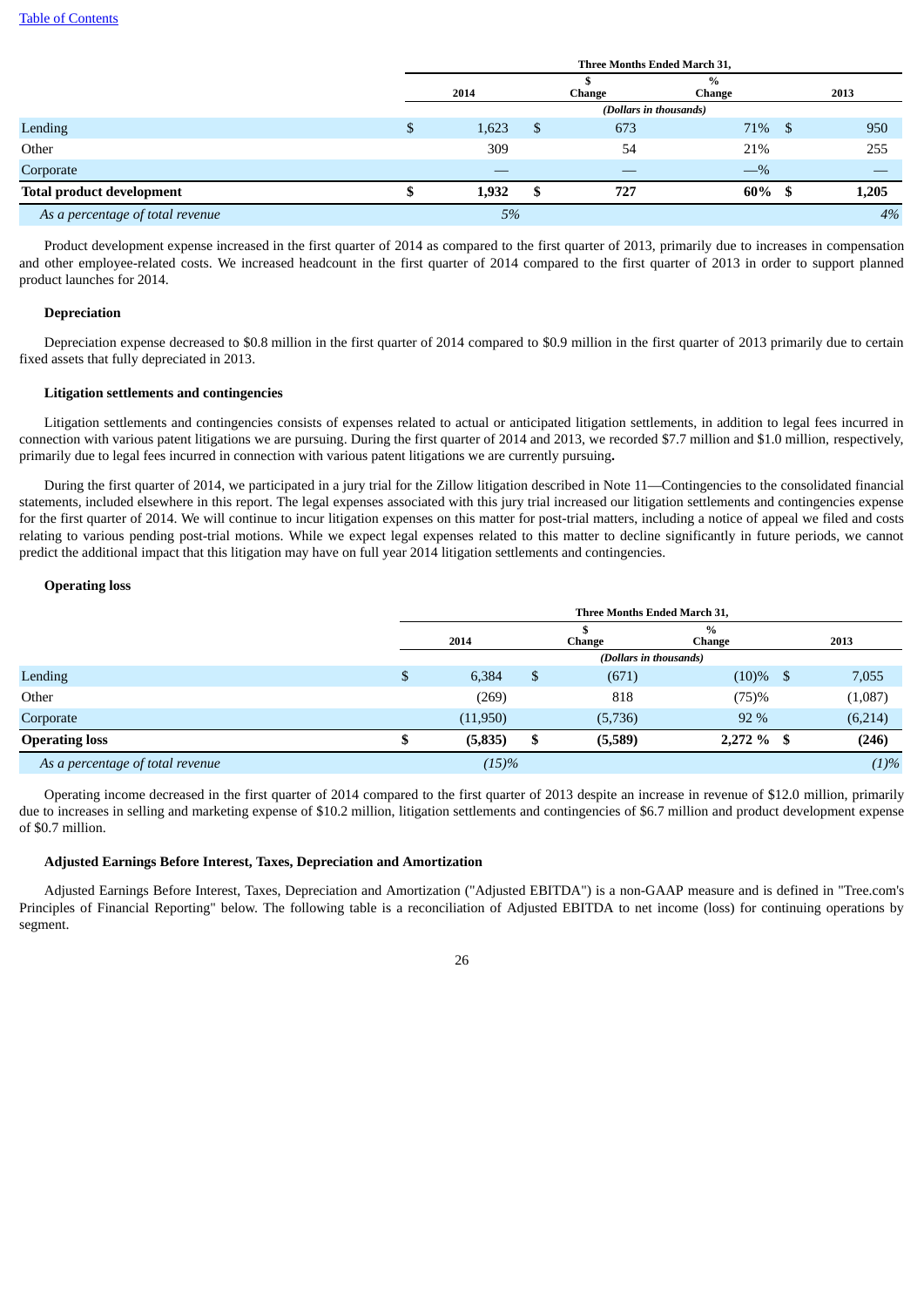| | Three Months Ended March 31, | | | |
|---|---|---|---|---|
| | 2014 | $ Change | % Change | 2013 |
| | (Dollars in thousands) | | | |
| Lending | $ 1,623 | $ 673 | 71% | $ 950 |
| Other | 309 | 54 | 21% | 255 |
| Corporate | — | — | —% | — |
| **Total product development** | **$ 1,932** | **$ 727** | **60%** | **$ 1,205** |
| *As a percentage of total revenue* | *5%* | | | *4%* |

Product development expense increased in the first quarter of 2014 as compared to the first quarter of 2013, primarily due to increases in compensation and other employee-related costs. We increased headcount in the first quarter of 2014 compared to the first quarter of 2013 in order to support planned product launches for 2014.

**Depreciation**

Depreciation expense decreased to $0.8 million in the first quarter of 2014 compared to $0.9 million in the first quarter of 2013 primarily due to certain fixed assets that fully depreciated in 2013.

**Litigation settlements and contingencies**

Litigation settlements and contingencies consists of expenses related to actual or anticipated litigation settlements, in addition to legal fees incurred in connection with various patent litigations we are pursuing. During the first quarter of 2014 and 2013, we recorded $7.7 million and $1.0 million, respectively, primarily due to legal fees incurred in connection with various patent litigations we are currently pursuing**.**

During the first quarter of 2014, we participated in a jury trial for the Zillow litigation described in Note 11—Contingencies to the consolidated financial statements, included elsewhere in this report. The legal expenses associated with this jury trial increased our litigation settlements and contingencies expense for the first quarter of 2014. We will continue to incur litigation expenses on this matter for post-trial matters, including a notice of appeal we filed and costs relating to various pending post-trial motions. While we expect legal expenses related to this matter to decline significantly in future periods, we cannot predict the additional impact that this litigation may have on full year 2014 litigation settlements and contingencies.

**Operating loss**

| | Three Months Ended March 31, | | | |
|---|---|---|---|---|
| | 2014 | $ Change | % Change | 2013 |
| | (Dollars in thousands) | | | |
| Lending | $ 6,384 | $ (671) | (10)% | $ 7,055 |
| Other | (269) | 818 | (75)% | (1,087) |
| Corporate | (11,950) | (5,736) | 92 % | (6,214) |
| **Operating loss** | **$ (5,835)** | **$ (5,589)** | **2,272 %** | **$ (246)** |
| *As a percentage of total revenue* | *(15)%* | | | *(1)%* |

Operating income decreased in the first quarter of 2014 compared to the first quarter of 2013 despite an increase in revenue of $12.0 million, primarily due to increases in selling and marketing expense of $10.2 million, litigation settlements and contingencies of $6.7 million and product development expense of $0.7 million.

**Adjusted Earnings Before Interest, Taxes, Depreciation and Amortization**

Adjusted Earnings Before Interest, Taxes, Depreciation and Amortization ("Adjusted EBITDA") is a non-GAAP measure and is defined in "Tree.com's Principles of Financial Reporting" below. The following table is a reconciliation of Adjusted EBITDA to net income (loss) for continuing operations by segment.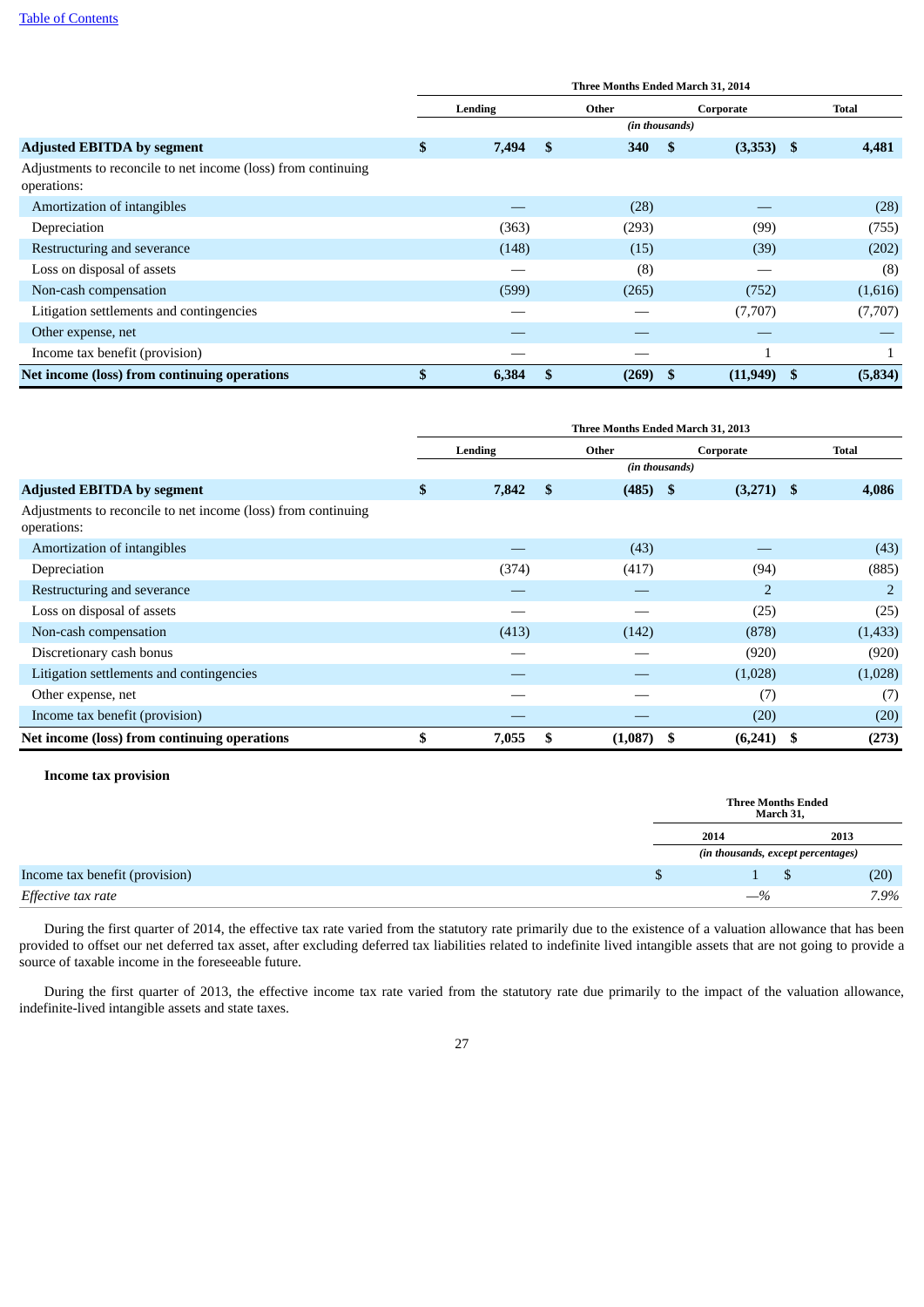| | Three Months Ended March 31, 2014 | | | |
|---|---|---|---|---|
| | Lending | Other | Corporate | Total |
| | (in thousands) | | | |
| **Adjusted EBITDA by segment** | **$ 7,494** | **$ 340** | **$ (3,353)** | **$ 4,481** |
| Adjustments to reconcile to net income (loss) from continuing operations: | | | | |
| Amortization of intangibles | — | (28) | — | (28) |
| Depreciation | (363) | (293) | (99) | (755) |
| Restructuring and severance | (148) | (15) | (39) | (202) |
| Loss on disposal of assets | — | (8) | — | (8) |
| Non-cash compensation | (599) | (265) | (752) | (1,616) |
| Litigation settlements and contingencies | — | — | (7,707) | (7,707) |
| Other expense, net | — | — | — | — |
| Income tax benefit (provision) | — | — | 1 | 1 |
| **Net income (loss) from continuing operations** | **$ 6,384** | **$ (269)** | **$ (11,949)** | **$ (5,834)** |

| | Three Months Ended March 31, 2013 | | | |
|---|---|---|---|---|
| | Lending | Other | Corporate | Total |
| | (in thousands) | | | |
| **Adjusted EBITDA by segment** | **$ 7,842** | **$ (485)** | **$ (3,271)** | **$ 4,086** |
| Adjustments to reconcile to net income (loss) from continuing operations: | | | | |
| Amortization of intangibles | — | (43) | — | (43) |
| Depreciation | (374) | (417) | (94) | (885) |
| Restructuring and severance | — | — | 2 | 2 |
| Loss on disposal of assets | — | — | (25) | (25) |
| Non-cash compensation | (413) | (142) | (878) | (1,433) |
| Discretionary cash bonus | — | — | (920) | (920) |
| Litigation settlements and contingencies | — | — | (1,028) | (1,028) |
| Other expense, net | — | — | (7) | (7) |
| Income tax benefit (provision) | — | — | (20) | (20) |
| **Net income (loss) from continuing operations** | **$ 7,055** | **$ (1,087)** | **$ (6,241)** | **$ (273)** |

**Income tax provision**

| | Three Months Ended March 31, | |
|---|---|---|
| | 2014 | 2013 |
| | (in thousands, except percentages) | |
| Income tax benefit (provision) | $ 1 | $ (20) |
| *Effective tax rate* | *—%* | *7.9%* |

During the first quarter of 2014, the effective tax rate varied from the statutory rate primarily due to the existence of a valuation allowance that has been provided to offset our net deferred tax asset, after excluding deferred tax liabilities related to indefinite lived intangible assets that are not going to provide a source of taxable income in the foreseeable future.

During the first quarter of 2013, the effective income tax rate varied from the statutory rate due primarily to the impact of the valuation allowance, indefinite-lived intangible assets and state taxes.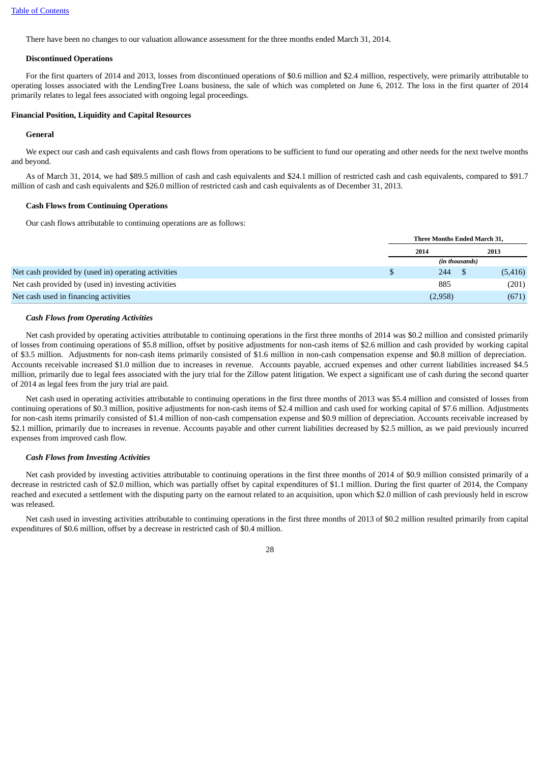There have been no changes to our valuation allowance assessment for the three months ended March 31, 2014.

### Discontinued Operations

For the first quarters of 2014 and 2013, losses from discontinued operations of $0.6 million and $2.4 million, respectively, were primarily attributable to operating losses associated with the LendingTree Loans business, the sale of which was completed on June 6, 2012. The loss in the first quarter of 2014 primarily relates to legal fees associated with ongoing legal proceedings.

## Financial Position, Liquidity and Capital Resources

### General

We expect our cash and cash equivalents and cash flows from operations to be sufficient to fund our operating and other needs for the next twelve months and beyond.

As of March 31, 2014, we had $89.5 million of cash and cash equivalents and $24.1 million of restricted cash and cash equivalents, compared to $91.7 million of cash and cash equivalents and $26.0 million of restricted cash and cash equivalents as of December 31, 2013.

### Cash Flows from Continuing Operations

Our cash flows attributable to continuing operations are as follows:

| | Three Months Ended March 31, | |
|---|---|---|
| | 2014 | 2013 |
| | *(in thousands)* | |
| Net cash provided by (used in) operating activities | $ 244 | $ (5,416) |
| Net cash provided by (used in) investing activities | 885 | (201) |
| Net cash used in financing activities | (2,958) | (671) |

***Cash Flows from Operating Activities***

Net cash provided by operating activities attributable to continuing operations in the first three months of 2014 was $0.2 million and consisted primarily of losses from continuing operations of $5.8 million, offset by positive adjustments for non-cash items of $2.6 million and cash provided by working capital of $3.5 million. Adjustments for non-cash items primarily consisted of $1.6 million in non-cash compensation expense and $0.8 million of depreciation. Accounts receivable increased $1.0 million due to increases in revenue. Accounts payable, accrued expenses and other current liabilities increased $4.5 million, primarily due to legal fees associated with the jury trial for the Zillow patent litigation. We expect a significant use of cash during the second quarter of 2014 as legal fees from the jury trial are paid.

Net cash used in operating activities attributable to continuing operations in the first three months of 2013 was $5.4 million and consisted of losses from continuing operations of $0.3 million, positive adjustments for non-cash items of $2.4 million and cash used for working capital of $7.6 million. Adjustments for non-cash items primarily consisted of $1.4 million of non-cash compensation expense and $0.9 million of depreciation. Accounts receivable increased by $2.1 million, primarily due to increases in revenue. Accounts payable and other current liabilities decreased by $2.5 million, as we paid previously incurred expenses from improved cash flow.

***Cash Flows from Investing Activities***

Net cash provided by investing activities attributable to continuing operations in the first three months of 2014 of $0.9 million consisted primarily of a decrease in restricted cash of $2.0 million, which was partially offset by capital expenditures of $1.1 million. During the first quarter of 2014, the Company reached and executed a settlement with the disputing party on the earnout related to an acquisition, upon which $2.0 million of cash previously held in escrow was released.

Net cash used in investing activities attributable to continuing operations in the first three months of 2013 of $0.2 million resulted primarily from capital expenditures of $0.6 million, offset by a decrease in restricted cash of $0.4 million.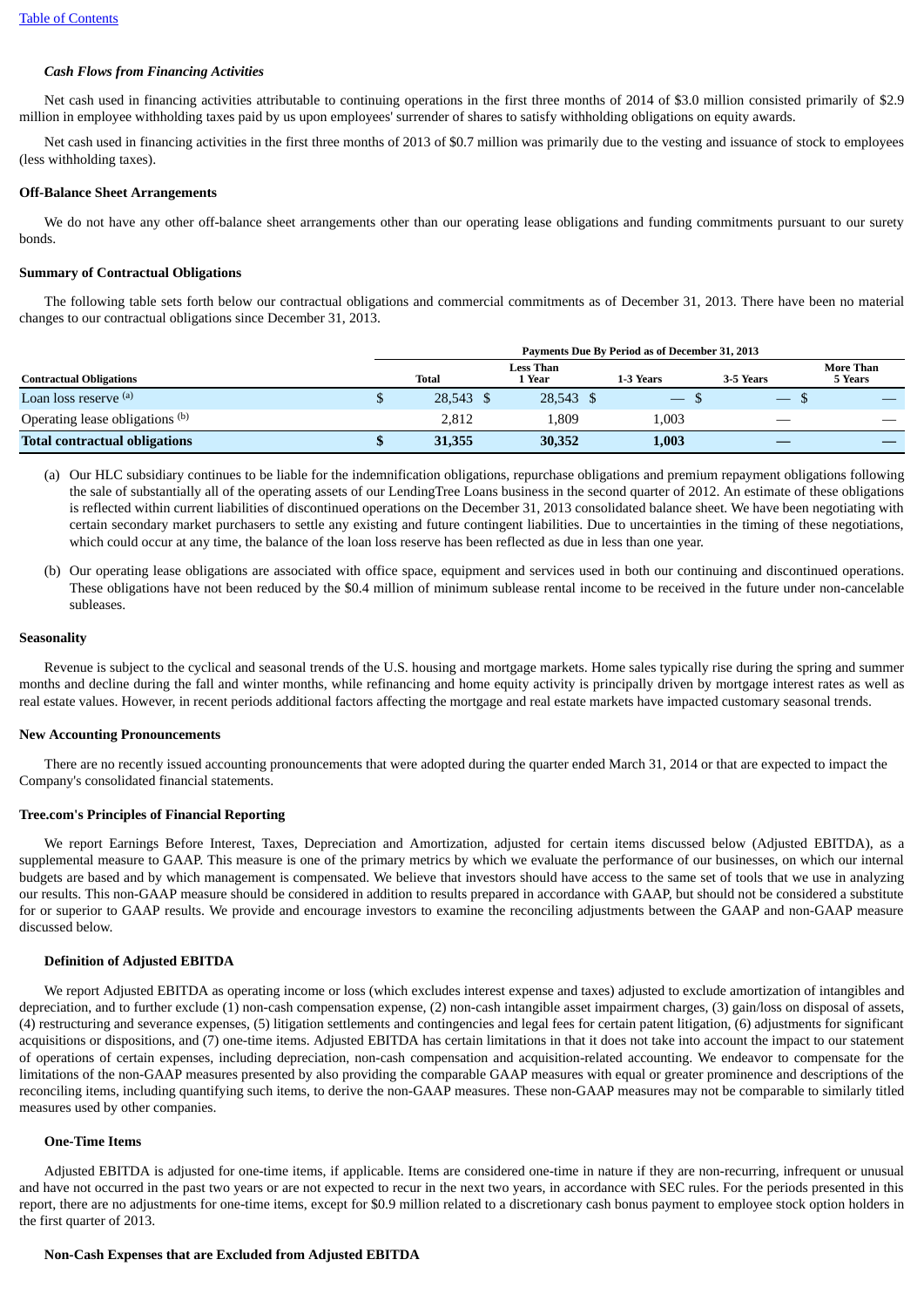[Table of Contents](#)

***Cash Flows from Financing Activities***

Net cash used in financing activities attributable to continuing operations in the first three months of 2014 of $3.0 million consisted primarily of $2.9 million in employee withholding taxes paid by us upon employees' surrender of shares to satisfy withholding obligations on equity awards.

Net cash used in financing activities in the first three months of 2013 of $0.7 million was primarily due to the vesting and issuance of stock to employees (less withholding taxes).

**Off-Balance Sheet Arrangements**

We do not have any other off-balance sheet arrangements other than our operating lease obligations and funding commitments pursuant to our surety bonds.

**Summary of Contractual Obligations**

The following table sets forth below our contractual obligations and commercial commitments as of December 31, 2013. There have been no material changes to our contractual obligations since December 31, 2013.

| | Payments Due By Period as of December 31, 2013 | | | | |
|---|---|---|---|---|---|
| **Contractual Obligations** | **Total** | **Less Than 1 Year** | **1-3 Years** | **3-5 Years** | **More Than 5 Years** |
| Loan loss reserve [(a)] | $ 28,543 | $ 28,543 | $ — | $ — | $ — |
| Operating lease obligations [(b)] | 2,812 | 1,809 | 1,003 | — | — |
| **Total contractual obligations** | **$ 31,355** | **30,352** | **1,003** | **—** | **—** |

(a) Our HLC subsidiary continues to be liable for the indemnification obligations, repurchase obligations and premium repayment obligations following the sale of substantially all of the operating assets of our LendingTree Loans business in the second quarter of 2012. An estimate of these obligations is reflected within current liabilities of discontinued operations on the December 31, 2013 consolidated balance sheet. We have been negotiating with certain secondary market purchasers to settle any existing and future contingent liabilities. Due to uncertainties in the timing of these negotiations, which could occur at any time, the balance of the loan loss reserve has been reflected as due in less than one year.

(b) Our operating lease obligations are associated with office space, equipment and services used in both our continuing and discontinued operations. These obligations have not been reduced by the $0.4 million of minimum sublease rental income to be received in the future under non-cancelable subleases.

**Seasonality**

Revenue is subject to the cyclical and seasonal trends of the U.S. housing and mortgage markets. Home sales typically rise during the spring and summer months and decline during the fall and winter months, while refinancing and home equity activity is principally driven by mortgage interest rates as well as real estate values. However, in recent periods additional factors affecting the mortgage and real estate markets have impacted customary seasonal trends.

**New Accounting Pronouncements**

There are no recently issued accounting pronouncements that were adopted during the quarter ended March 31, 2014 or that are expected to impact the Company's consolidated financial statements.

**Tree.com's Principles of Financial Reporting**

We report Earnings Before Interest, Taxes, Depreciation and Amortization, adjusted for certain items discussed below (Adjusted EBITDA), as a supplemental measure to GAAP. This measure is one of the primary metrics by which we evaluate the performance of our businesses, on which our internal budgets are based and by which management is compensated. We believe that investors should have access to the same set of tools that we use in analyzing our results. This non-GAAP measure should be considered in addition to results prepared in accordance with GAAP, but should not be considered a substitute for or superior to GAAP results. We provide and encourage investors to examine the reconciling adjustments between the GAAP and non-GAAP measure discussed below.

**Definition of Adjusted EBITDA**

We report Adjusted EBITDA as operating income or loss (which excludes interest expense and taxes) adjusted to exclude amortization of intangibles and depreciation, and to further exclude (1) non-cash compensation expense, (2) non-cash intangible asset impairment charges, (3) gain/loss on disposal of assets, (4) restructuring and severance expenses, (5) litigation settlements and contingencies and legal fees for certain patent litigation, (6) adjustments for significant acquisitions or dispositions, and (7) one-time items. Adjusted EBITDA has certain limitations in that it does not take into account the impact to our statement of operations of certain expenses, including depreciation, non-cash compensation and acquisition-related accounting. We endeavor to compensate for the limitations of the non-GAAP measures presented by also providing the comparable GAAP measures with equal or greater prominence and descriptions of the reconciling items, including quantifying such items, to derive the non-GAAP measures. These non-GAAP measures may not be comparable to similarly titled measures used by other companies.

**One-Time Items**

Adjusted EBITDA is adjusted for one-time items, if applicable. Items are considered one-time in nature if they are non-recurring, infrequent or unusual and have not occurred in the past two years or are not expected to recur in the next two years, in accordance with SEC rules. For the periods presented in this report, there are no adjustments for one-time items, except for $0.9 million related to a discretionary cash bonus payment to employee stock option holders in the first quarter of 2013.

**Non-Cash Expenses that are Excluded from Adjusted EBITDA**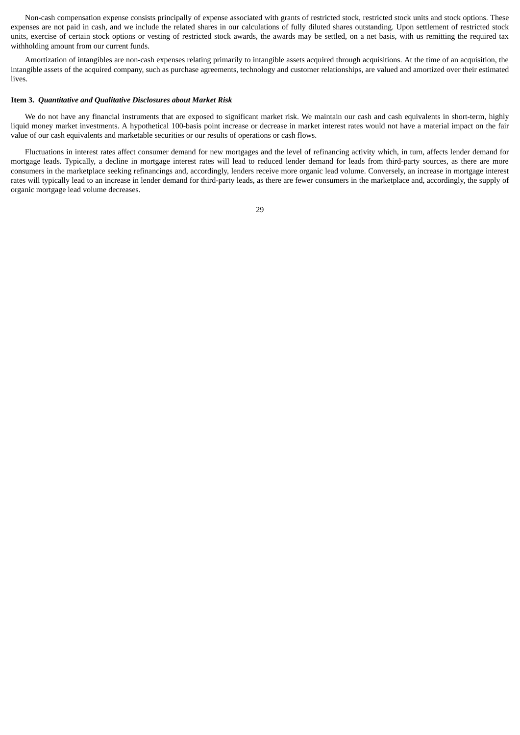Non-cash compensation expense consists principally of expense associated with grants of restricted stock, restricted stock units and stock options. These expenses are not paid in cash, and we include the related shares in our calculations of fully diluted shares outstanding. Upon settlement of restricted stock units, exercise of certain stock options or vesting of restricted stock awards, the awards may be settled, on a net basis, with us remitting the required tax withholding amount from our current funds.

Amortization of intangibles are non-cash expenses relating primarily to intangible assets acquired through acquisitions. At the time of an acquisition, the intangible assets of the acquired company, such as purchase agreements, technology and customer relationships, are valued and amortized over their estimated lives.

### Item 3. *Quantitative and Qualitative Disclosures about Market Risk*

We do not have any financial instruments that are exposed to significant market risk. We maintain our cash and cash equivalents in short-term, highly liquid money market investments. A hypothetical 100-basis point increase or decrease in market interest rates would not have a material impact on the fair value of our cash equivalents and marketable securities or our results of operations or cash flows.

Fluctuations in interest rates affect consumer demand for new mortgages and the level of refinancing activity which, in turn, affects lender demand for mortgage leads. Typically, a decline in mortgage interest rates will lead to reduced lender demand for leads from third-party sources, as there are more consumers in the marketplace seeking refinancings and, accordingly, lenders receive more organic lead volume. Conversely, an increase in mortgage interest rates will typically lead to an increase in lender demand for third-party leads, as there are fewer consumers in the marketplace and, accordingly, the supply of organic mortgage lead volume decreases.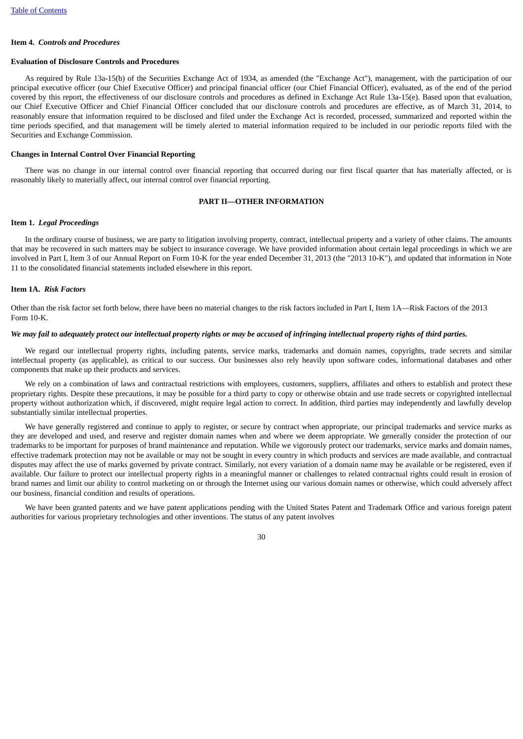## Item 4. *Controls and Procedures*

**Evaluation of Disclosure Controls and Procedures**

As required by Rule 13a-15(b) of the Securities Exchange Act of 1934, as amended (the "Exchange Act"), management, with the participation of our principal executive officer (our Chief Executive Officer) and principal financial officer (our Chief Financial Officer), evaluated, as of the end of the period covered by this report, the effectiveness of our disclosure controls and procedures as defined in Exchange Act Rule 13a-15(e). Based upon that evaluation, our Chief Executive Officer and Chief Financial Officer concluded that our disclosure controls and procedures are effective, as of March 31, 2014, to reasonably ensure that information required to be disclosed and filed under the Exchange Act is recorded, processed, summarized and reported within the time periods specified, and that management will be timely alerted to material information required to be included in our periodic reports filed with the Securities and Exchange Commission.

**Changes in Internal Control Over Financial Reporting**

There was no change in our internal control over financial reporting that occurred during our first fiscal quarter that has materially affected, or is reasonably likely to materially affect, our internal control over financial reporting.

# PART II—OTHER INFORMATION

## Item 1. *Legal Proceedings*

In the ordinary course of business, we are party to litigation involving property, contract, intellectual property and a variety of other claims. The amounts that may be recovered in such matters may be subject to insurance coverage. We have provided information about certain legal proceedings in which we are involved in Part I, Item 3 of our Annual Report on Form 10-K for the year ended December 31, 2013 (the "2013 10-K"), and updated that information in Note 11 to the consolidated financial statements included elsewhere in this report.

## Item 1A. *Risk Factors*

Other than the risk factor set forth below, there have been no material changes to the risk factors included in Part I, Item 1A—Risk Factors of the 2013 Form 10-K.

***We may fail to adequately protect our intellectual property rights or may be accused of infringing intellectual property rights of third parties.***

We regard our intellectual property rights, including patents, service marks, trademarks and domain names, copyrights, trade secrets and similar intellectual property (as applicable), as critical to our success. Our businesses also rely heavily upon software codes, informational databases and other components that make up their products and services.

We rely on a combination of laws and contractual restrictions with employees, customers, suppliers, affiliates and others to establish and protect these proprietary rights. Despite these precautions, it may be possible for a third party to copy or otherwise obtain and use trade secrets or copyrighted intellectual property without authorization which, if discovered, might require legal action to correct. In addition, third parties may independently and lawfully develop substantially similar intellectual properties.

We have generally registered and continue to apply to register, or secure by contract when appropriate, our principal trademarks and service marks as they are developed and used, and reserve and register domain names when and where we deem appropriate. We generally consider the protection of our trademarks to be important for purposes of brand maintenance and reputation. While we vigorously protect our trademarks, service marks and domain names, effective trademark protection may not be available or may not be sought in every country in which products and services are made available, and contractual disputes may affect the use of marks governed by private contract. Similarly, not every variation of a domain name may be available or be registered, even if available. Our failure to protect our intellectual property rights in a meaningful manner or challenges to related contractual rights could result in erosion of brand names and limit our ability to control marketing on or through the Internet using our various domain names or otherwise, which could adversely affect our business, financial condition and results of operations.

We have been granted patents and we have patent applications pending with the United States Patent and Trademark Office and various foreign patent authorities for various proprietary technologies and other inventions. The status of any patent involves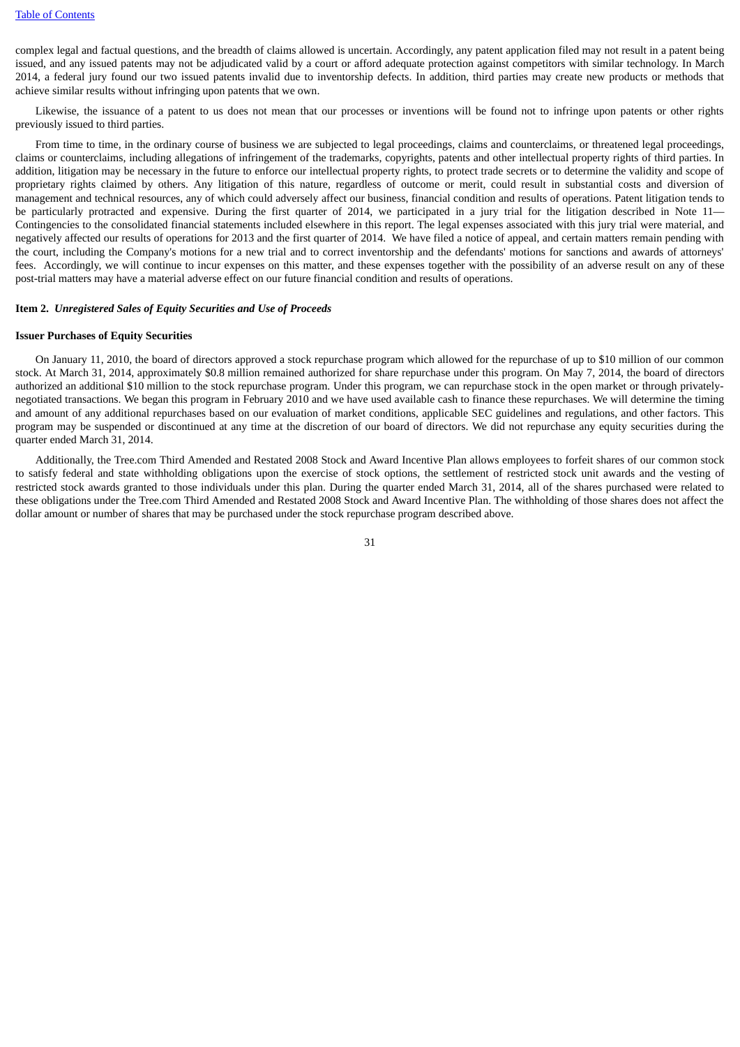complex legal and factual questions, and the breadth of claims allowed is uncertain. Accordingly, any patent application filed may not result in a patent being issued, and any issued patents may not be adjudicated valid by a court or afford adequate protection against competitors with similar technology. In March 2014, a federal jury found our two issued patents invalid due to inventorship defects. In addition, third parties may create new products or methods that achieve similar results without infringing upon patents that we own.

Likewise, the issuance of a patent to us does not mean that our processes or inventions will be found not to infringe upon patents or other rights previously issued to third parties.

From time to time, in the ordinary course of business we are subjected to legal proceedings, claims and counterclaims, or threatened legal proceedings, claims or counterclaims, including allegations of infringement of the trademarks, copyrights, patents and other intellectual property rights of third parties. In addition, litigation may be necessary in the future to enforce our intellectual property rights, to protect trade secrets or to determine the validity and scope of proprietary rights claimed by others. Any litigation of this nature, regardless of outcome or merit, could result in substantial costs and diversion of management and technical resources, any of which could adversely affect our business, financial condition and results of operations. Patent litigation tends to be particularly protracted and expensive. During the first quarter of 2014, we participated in a jury trial for the litigation described in Note 11—Contingencies to the consolidated financial statements included elsewhere in this report. The legal expenses associated with this jury trial were material, and negatively affected our results of operations for 2013 and the first quarter of 2014. We have filed a notice of appeal, and certain matters remain pending with the court, including the Company's motions for a new trial and to correct inventorship and the defendants' motions for sanctions and awards of attorneys' fees. Accordingly, we will continue to incur expenses on this matter, and these expenses together with the possibility of an adverse result on any of these post-trial matters may have a material adverse effect on our future financial condition and results of operations.

## Item 2. *Unregistered Sales of Equity Securities and Use of Proceeds*

### Issuer Purchases of Equity Securities

On January 11, 2010, the board of directors approved a stock repurchase program which allowed for the repurchase of up to $10 million of our common stock. At March 31, 2014, approximately $0.8 million remained authorized for share repurchase under this program. On May 7, 2014, the board of directors authorized an additional $10 million to the stock repurchase program. Under this program, we can repurchase stock in the open market or through privately-negotiated transactions. We began this program in February 2010 and we have used available cash to finance these repurchases. We will determine the timing and amount of any additional repurchases based on our evaluation of market conditions, applicable SEC guidelines and regulations, and other factors. This program may be suspended or discontinued at any time at the discretion of our board of directors. We did not repurchase any equity securities during the quarter ended March 31, 2014.

Additionally, the Tree.com Third Amended and Restated 2008 Stock and Award Incentive Plan allows employees to forfeit shares of our common stock to satisfy federal and state withholding obligations upon the exercise of stock options, the settlement of restricted stock unit awards and the vesting of restricted stock awards granted to those individuals under this plan. During the quarter ended March 31, 2014, all of the shares purchased were related to these obligations under the Tree.com Third Amended and Restated 2008 Stock and Award Incentive Plan. The withholding of those shares does not affect the dollar amount or number of shares that may be purchased under the stock repurchase program described above.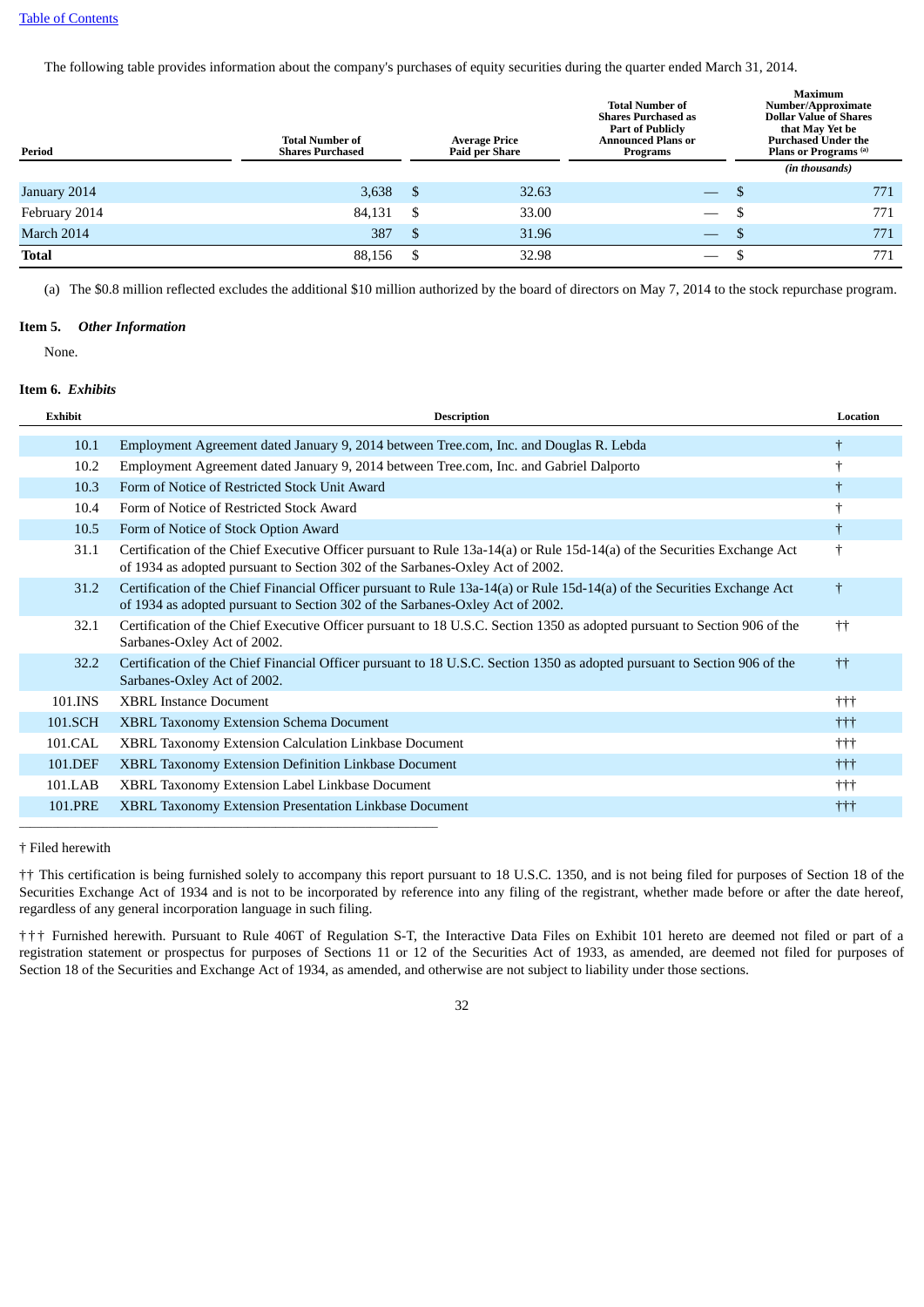The following table provides information about the company's purchases of equity securities during the quarter ended March 31, 2014.

| Period | Total Number of Shares Purchased | Average Price Paid per Share | Total Number of Shares Purchased as Part of Publicly Announced Plans or Programs | Maximum Number/Approximate Dollar Value of Shares that May Yet be Purchased Under the Plans or Programs [(a)] |
|---|---|---|---|---|
| | | | | *(in thousands)* |
| January 2014 | 3,638 | $ 32.63 | — | $ 771 |
| February 2014 | 84,131 | $ 33.00 | — | $ 771 |
| March 2014 | 387 | $ 31.96 | — | $ 771 |
| **Total** | 88,156 | $ 32.98 | — | $ 771 |

(a) The $0.8 million reflected excludes the additional $10 million authorized by the board of directors on May 7, 2014 to the stock repurchase program.

**Item 5.** ***Other Information***

None.

**Item 6.** ***Exhibits***

| Exhibit | Description | Location |
|---|---|---|
| 10.1 | Employment Agreement dated January 9, 2014 between Tree.com, Inc. and Douglas R. Lebda | † |
| 10.2 | Employment Agreement dated January 9, 2014 between Tree.com, Inc. and Gabriel Dalporto | † |
| 10.3 | Form of Notice of Restricted Stock Unit Award | † |
| 10.4 | Form of Notice of Restricted Stock Award | † |
| 10.5 | Form of Notice of Stock Option Award | † |
| 31.1 | Certification of the Chief Executive Officer pursuant to Rule 13a-14(a) or Rule 15d-14(a) of the Securities Exchange Act of 1934 as adopted pursuant to Section 302 of the Sarbanes-Oxley Act of 2002. | † |
| 31.2 | Certification of the Chief Financial Officer pursuant to Rule 13a-14(a) or Rule 15d-14(a) of the Securities Exchange Act of 1934 as adopted pursuant to Section 302 of the Sarbanes-Oxley Act of 2002. | † |
| 32.1 | Certification of the Chief Executive Officer pursuant to 18 U.S.C. Section 1350 as adopted pursuant to Section 906 of the Sarbanes-Oxley Act of 2002. | †† |
| 32.2 | Certification of the Chief Financial Officer pursuant to 18 U.S.C. Section 1350 as adopted pursuant to Section 906 of the Sarbanes-Oxley Act of 2002. | †† |
| 101.INS | XBRL Instance Document | ††† |
| 101.SCH | XBRL Taxonomy Extension Schema Document | ††† |
| 101.CAL | XBRL Taxonomy Extension Calculation Linkbase Document | ††† |
| 101.DEF | XBRL Taxonomy Extension Definition Linkbase Document | ††† |
| 101.LAB | XBRL Taxonomy Extension Label Linkbase Document | ††† |
| 101.PRE | XBRL Taxonomy Extension Presentation Linkbase Document | ††† |

† Filed herewith

†† This certification is being furnished solely to accompany this report pursuant to 18 U.S.C. 1350, and is not being filed for purposes of Section 18 of the Securities Exchange Act of 1934 and is not to be incorporated by reference into any filing of the registrant, whether made before or after the date hereof, regardless of any general incorporation language in such filing.

††† Furnished herewith. Pursuant to Rule 406T of Regulation S-T, the Interactive Data Files on Exhibit 101 hereto are deemed not filed or part of a registration statement or prospectus for purposes of Sections 11 or 12 of the Securities Act of 1933, as amended, are deemed not filed for purposes of Section 18 of the Securities and Exchange Act of 1934, as amended, and otherwise are not subject to liability under those sections.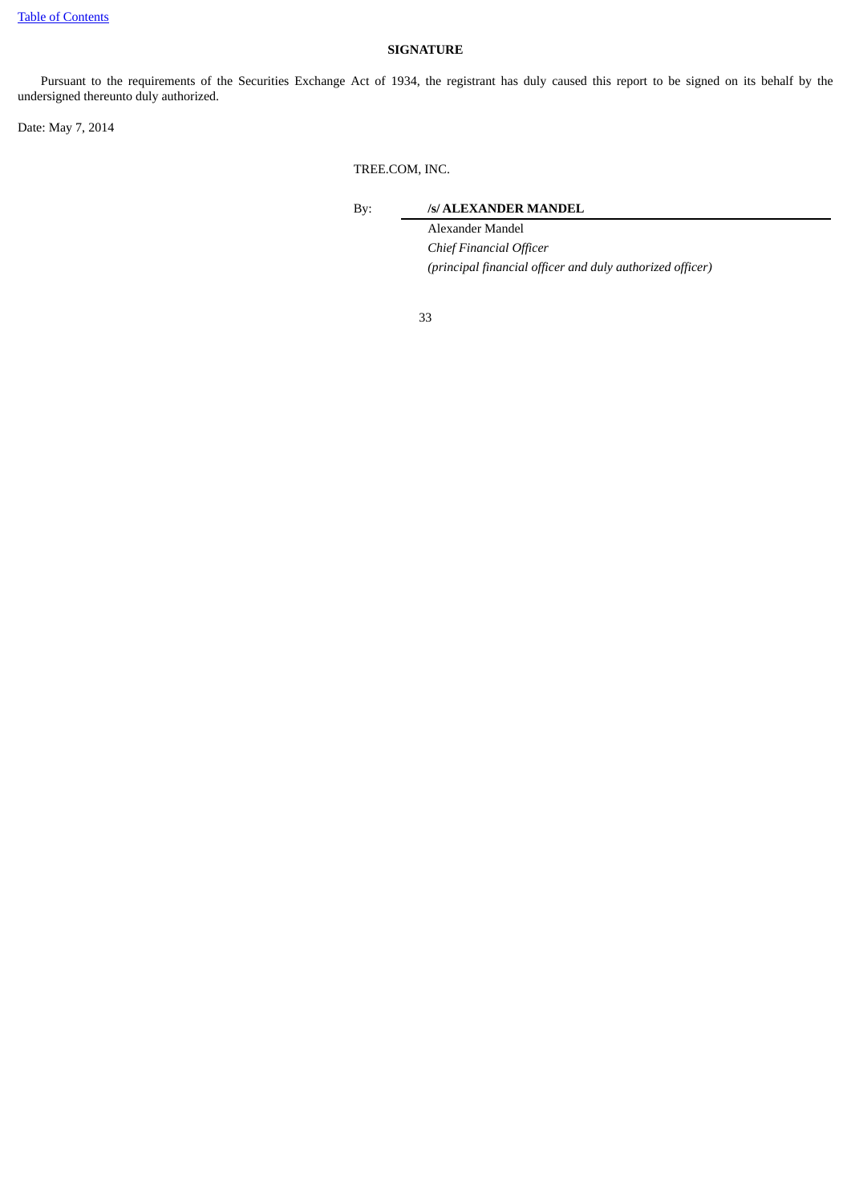## SIGNATURE

Pursuant to the requirements of the Securities Exchange Act of 1934, the registrant has duly caused this report to be signed on its behalf by the undersigned thereunto duly authorized.

Date: May 7, 2014

TREE.COM, INC.

By: **/s/ ALEXANDER MANDEL**

Alexander Mandel
*Chief Financial Officer*
*(principal financial officer and duly authorized officer)*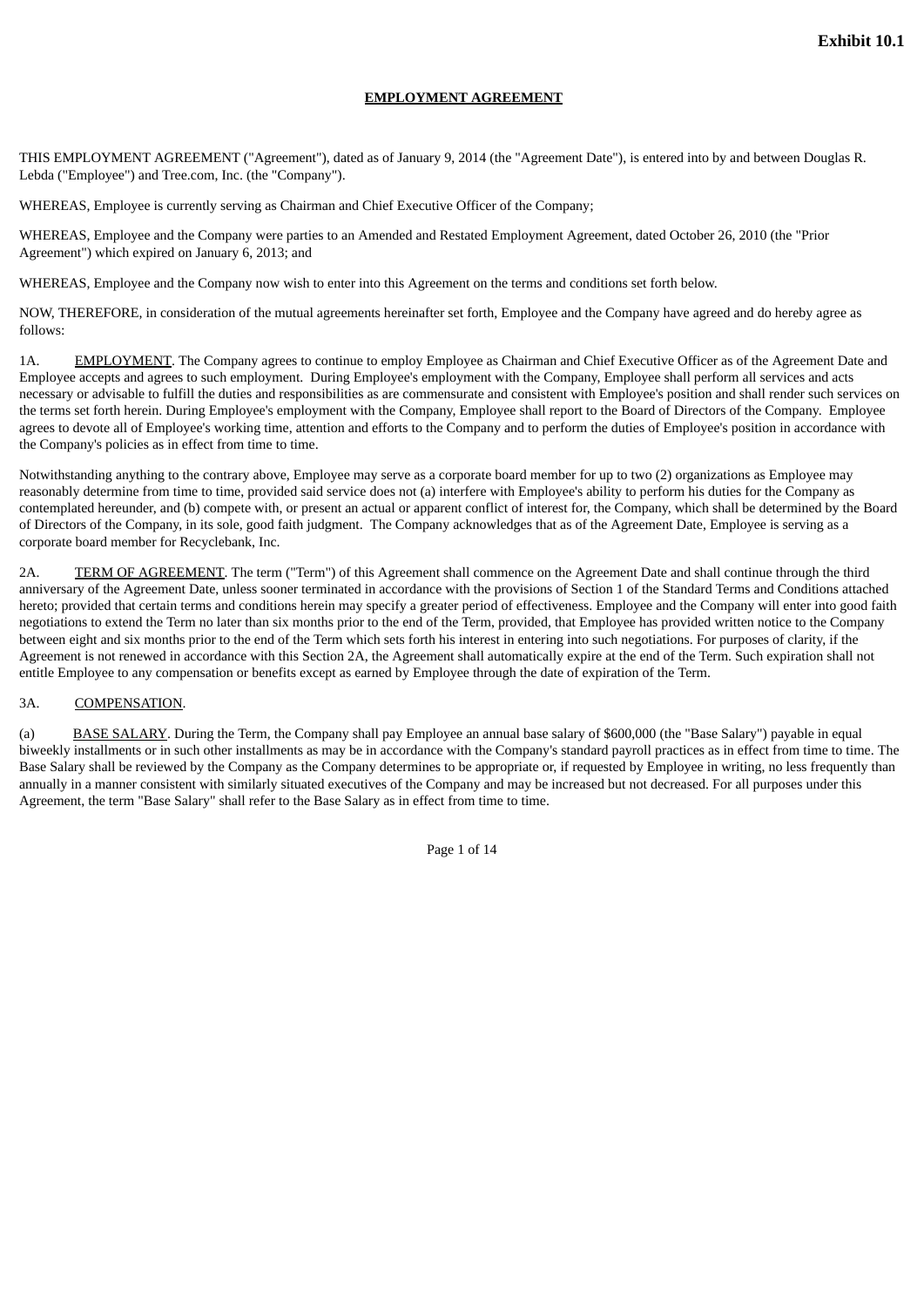**Exhibit 10.1**

# EMPLOYMENT AGREEMENT

THIS EMPLOYMENT AGREEMENT ("Agreement"), dated as of January 9, 2014 (the "Agreement Date"), is entered into by and between Douglas R. Lebda ("Employee") and Tree.com, Inc. (the "Company").

WHEREAS, Employee is currently serving as Chairman and Chief Executive Officer of the Company;

WHEREAS, Employee and the Company were parties to an Amended and Restated Employment Agreement, dated October 26, 2010 (the "Prior Agreement") which expired on January 6, 2013; and

WHEREAS, Employee and the Company now wish to enter into this Agreement on the terms and conditions set forth below.

NOW, THEREFORE, in consideration of the mutual agreements hereinafter set forth, Employee and the Company have agreed and do hereby agree as follows:

1A. EMPLOYMENT. The Company agrees to continue to employ Employee as Chairman and Chief Executive Officer as of the Agreement Date and Employee accepts and agrees to such employment. During Employee's employment with the Company, Employee shall perform all services and acts necessary or advisable to fulfill the duties and responsibilities as are commensurate and consistent with Employee's position and shall render such services on the terms set forth herein. During Employee's employment with the Company, Employee shall report to the Board of Directors of the Company. Employee agrees to devote all of Employee's working time, attention and efforts to the Company and to perform the duties of Employee's position in accordance with the Company's policies as in effect from time to time.

Notwithstanding anything to the contrary above, Employee may serve as a corporate board member for up to two (2) organizations as Employee may reasonably determine from time to time, provided said service does not (a) interfere with Employee's ability to perform his duties for the Company as contemplated hereunder, and (b) compete with, or present an actual or apparent conflict of interest for, the Company, which shall be determined by the Board of Directors of the Company, in its sole, good faith judgment. The Company acknowledges that as of the Agreement Date, Employee is serving as a corporate board member for Recyclebank, Inc.

2A. TERM OF AGREEMENT. The term ("Term") of this Agreement shall commence on the Agreement Date and shall continue through the third anniversary of the Agreement Date, unless sooner terminated in accordance with the provisions of Section 1 of the Standard Terms and Conditions attached hereto; provided that certain terms and conditions herein may specify a greater period of effectiveness. Employee and the Company will enter into good faith negotiations to extend the Term no later than six months prior to the end of the Term, provided, that Employee has provided written notice to the Company between eight and six months prior to the end of the Term which sets forth his interest in entering into such negotiations. For purposes of clarity, if the Agreement is not renewed in accordance with this Section 2A, the Agreement shall automatically expire at the end of the Term. Such expiration shall not entitle Employee to any compensation or benefits except as earned by Employee through the date of expiration of the Term.

3A. COMPENSATION.

(a) BASE SALARY. During the Term, the Company shall pay Employee an annual base salary of $600,000 (the "Base Salary") payable in equal biweekly installments or in such other installments as may be in accordance with the Company's standard payroll practices as in effect from time to time. The Base Salary shall be reviewed by the Company as the Company determines to be appropriate or, if requested by Employee in writing, no less frequently than annually in a manner consistent with similarly situated executives of the Company and may be increased but not decreased. For all purposes under this Agreement, the term "Base Salary" shall refer to the Base Salary as in effect from time to time.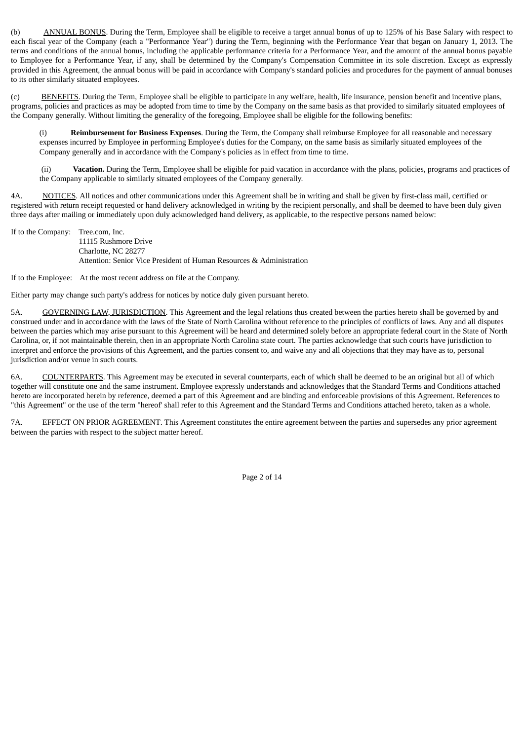(b) ANNUAL BONUS. During the Term, Employee shall be eligible to receive a target annual bonus of up to 125% of his Base Salary with respect to each fiscal year of the Company (each a "Performance Year") during the Term, beginning with the Performance Year that began on January 1, 2013. The terms and conditions of the annual bonus, including the applicable performance criteria for a Performance Year, and the amount of the annual bonus payable to Employee for a Performance Year, if any, shall be determined by the Company's Compensation Committee in its sole discretion. Except as expressly provided in this Agreement, the annual bonus will be paid in accordance with Company's standard policies and procedures for the payment of annual bonuses to its other similarly situated employees.

(c) BENEFITS. During the Term, Employee shall be eligible to participate in any welfare, health, life insurance, pension benefit and incentive plans, programs, policies and practices as may be adopted from time to time by the Company on the same basis as that provided to similarly situated employees of the Company generally. Without limiting the generality of the foregoing, Employee shall be eligible for the following benefits:

(i) **Reimbursement for Business Expenses**. During the Term, the Company shall reimburse Employee for all reasonable and necessary expenses incurred by Employee in performing Employee's duties for the Company, on the same basis as similarly situated employees of the Company generally and in accordance with the Company's policies as in effect from time to time.

(ii) **Vacation.** During the Term, Employee shall be eligible for paid vacation in accordance with the plans, policies, programs and practices of the Company applicable to similarly situated employees of the Company generally.

4A. NOTICES. All notices and other communications under this Agreement shall be in writing and shall be given by first-class mail, certified or registered with return receipt requested or hand delivery acknowledged in writing by the recipient personally, and shall be deemed to have been duly given three days after mailing or immediately upon duly acknowledged hand delivery, as applicable, to the respective persons named below:

If to the Company: Tree.com, Inc.
11115 Rushmore Drive
Charlotte, NC 28277
Attention: Senior Vice President of Human Resources & Administration

If to the Employee: At the most recent address on file at the Company.

Either party may change such party's address for notices by notice duly given pursuant hereto.

5A. GOVERNING LAW, JURISDICTION. This Agreement and the legal relations thus created between the parties hereto shall be governed by and construed under and in accordance with the laws of the State of North Carolina without reference to the principles of conflicts of laws. Any and all disputes between the parties which may arise pursuant to this Agreement will be heard and determined solely before an appropriate federal court in the State of North Carolina, or, if not maintainable therein, then in an appropriate North Carolina state court. The parties acknowledge that such courts have jurisdiction to interpret and enforce the provisions of this Agreement, and the parties consent to, and waive any and all objections that they may have as to, personal jurisdiction and/or venue in such courts.

6A. COUNTERPARTS. This Agreement may be executed in several counterparts, each of which shall be deemed to be an original but all of which together will constitute one and the same instrument. Employee expressly understands and acknowledges that the Standard Terms and Conditions attached hereto are incorporated herein by reference, deemed a part of this Agreement and are binding and enforceable provisions of this Agreement. References to "this Agreement" or the use of the term "hereof' shall refer to this Agreement and the Standard Terms and Conditions attached hereto, taken as a whole.

7A. EFFECT ON PRIOR AGREEMENT. This Agreement constitutes the entire agreement between the parties and supersedes any prior agreement between the parties with respect to the subject matter hereof.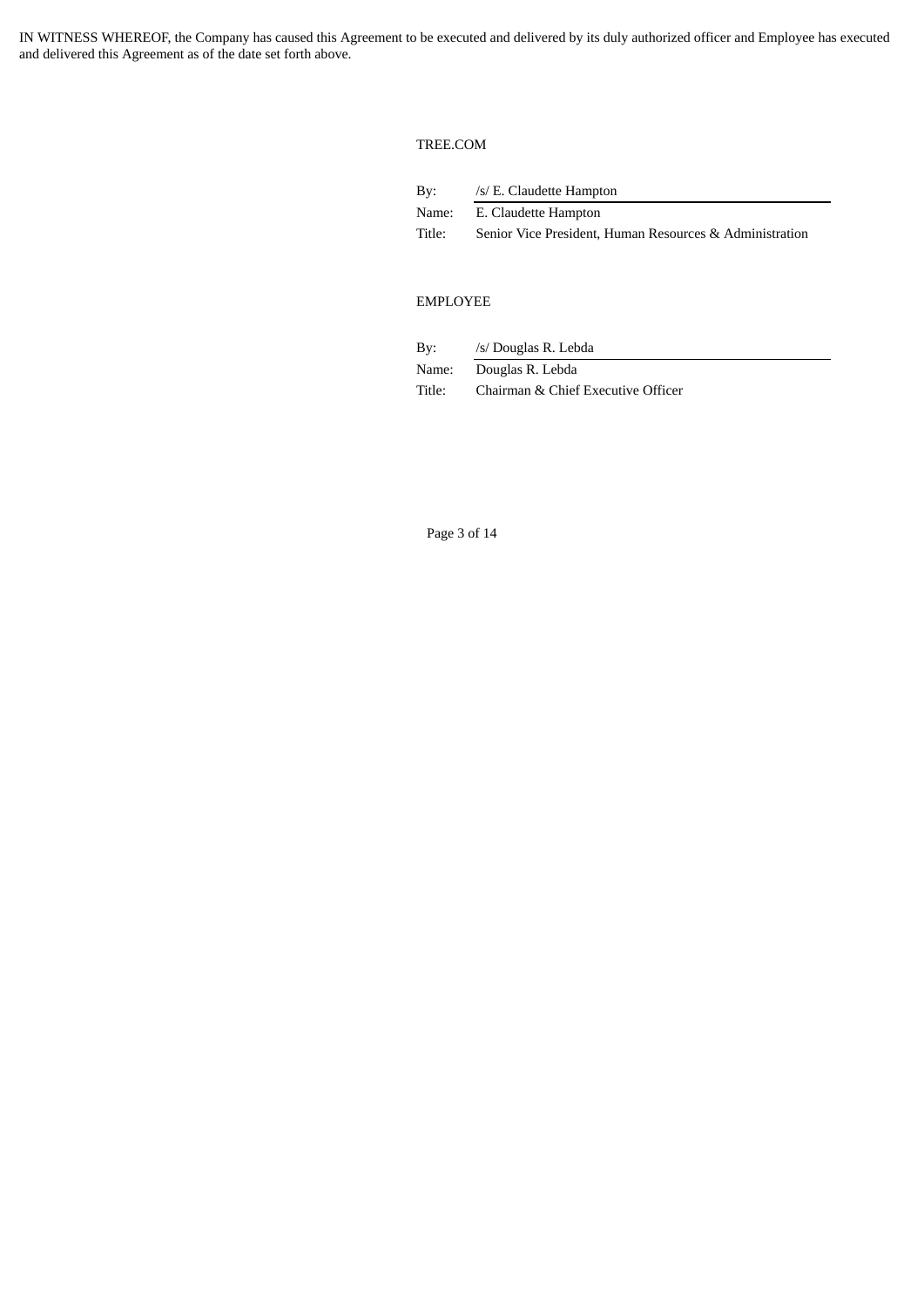IN WITNESS WHEREOF, the Company has caused this Agreement to be executed and delivered by its duly authorized officer and Employee has executed and delivered this Agreement as of the date set forth above.

TREE.COM

| | |
|---|---|
| By: | /s/ E. Claudette Hampton |
| Name: | E. Claudette Hampton |
| Title: | Senior Vice President, Human Resources & Administration |

EMPLOYEE

| | |
|---|---|
| By: | /s/ Douglas R. Lebda |
| Name: | Douglas R. Lebda |
| Title: | Chairman & Chief Executive Officer |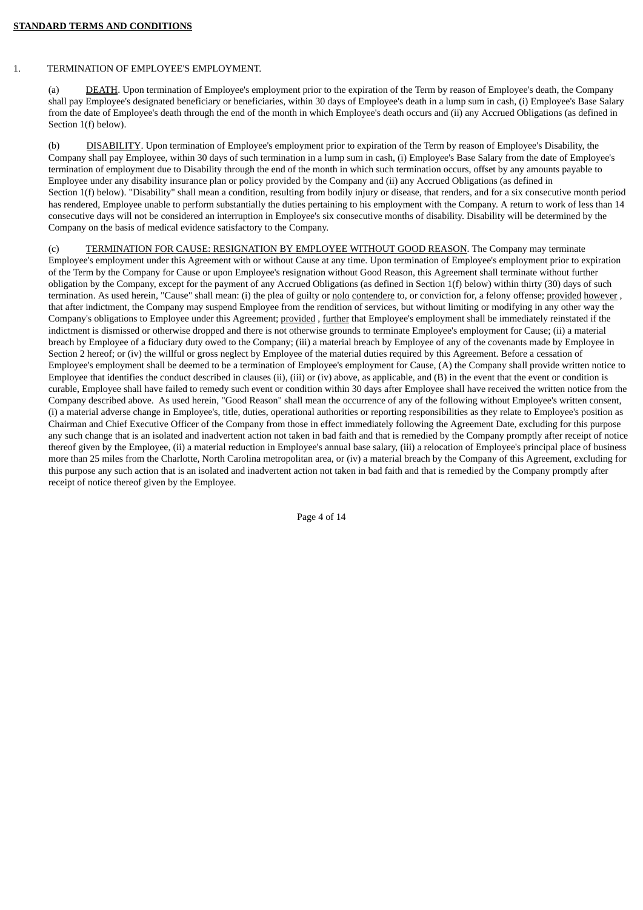**STANDARD TERMS AND CONDITIONS**

1. TERMINATION OF EMPLOYEE'S EMPLOYMENT.

(a) DEATH. Upon termination of Employee's employment prior to the expiration of the Term by reason of Employee's death, the Company shall pay Employee's designated beneficiary or beneficiaries, within 30 days of Employee's death in a lump sum in cash, (i) Employee's Base Salary from the date of Employee's death through the end of the month in which Employee's death occurs and (ii) any Accrued Obligations (as defined in Section 1(f) below).

(b) DISABILITY. Upon termination of Employee's employment prior to expiration of the Term by reason of Employee's Disability, the Company shall pay Employee, within 30 days of such termination in a lump sum in cash, (i) Employee's Base Salary from the date of Employee's termination of employment due to Disability through the end of the month in which such termination occurs, offset by any amounts payable to Employee under any disability insurance plan or policy provided by the Company and (ii) any Accrued Obligations (as defined in Section 1(f) below). "Disability" shall mean a condition, resulting from bodily injury or disease, that renders, and for a six consecutive month period has rendered, Employee unable to perform substantially the duties pertaining to his employment with the Company. A return to work of less than 14 consecutive days will not be considered an interruption in Employee's six consecutive months of disability. Disability will be determined by the Company on the basis of medical evidence satisfactory to the Company.

(c) TERMINATION FOR CAUSE: RESIGNATION BY EMPLOYEE WITHOUT GOOD REASON. The Company may terminate Employee's employment under this Agreement with or without Cause at any time. Upon termination of Employee's employment prior to expiration of the Term by the Company for Cause or upon Employee's resignation without Good Reason, this Agreement shall terminate without further obligation by the Company, except for the payment of any Accrued Obligations (as defined in Section 1(f) below) within thirty (30) days of such termination. As used herein, "Cause" shall mean: (i) the plea of guilty or nolo contendere to, or conviction for, a felony offense; provided however , that after indictment, the Company may suspend Employee from the rendition of services, but without limiting or modifying in any other way the Company's obligations to Employee under this Agreement; provided , further that Employee's employment shall be immediately reinstated if the indictment is dismissed or otherwise dropped and there is not otherwise grounds to terminate Employee's employment for Cause; (ii) a material breach by Employee of a fiduciary duty owed to the Company; (iii) a material breach by Employee of any of the covenants made by Employee in Section 2 hereof; or (iv) the willful or gross neglect by Employee of the material duties required by this Agreement. Before a cessation of Employee's employment shall be deemed to be a termination of Employee's employment for Cause, (A) the Company shall provide written notice to Employee that identifies the conduct described in clauses (ii), (iii) or (iv) above, as applicable, and (B) in the event that the event or condition is curable, Employee shall have failed to remedy such event or condition within 30 days after Employee shall have received the written notice from the Company described above. As used herein, "Good Reason" shall mean the occurrence of any of the following without Employee's written consent, (i) a material adverse change in Employee's, title, duties, operational authorities or reporting responsibilities as they relate to Employee's position as Chairman and Chief Executive Officer of the Company from those in effect immediately following the Agreement Date, excluding for this purpose any such change that is an isolated and inadvertent action not taken in bad faith and that is remedied by the Company promptly after receipt of notice thereof given by the Employee, (ii) a material reduction in Employee's annual base salary, (iii) a relocation of Employee's principal place of business more than 25 miles from the Charlotte, North Carolina metropolitan area, or (iv) a material breach by the Company of this Agreement, excluding for this purpose any such action that is an isolated and inadvertent action not taken in bad faith and that is remedied by the Company promptly after receipt of notice thereof given by the Employee.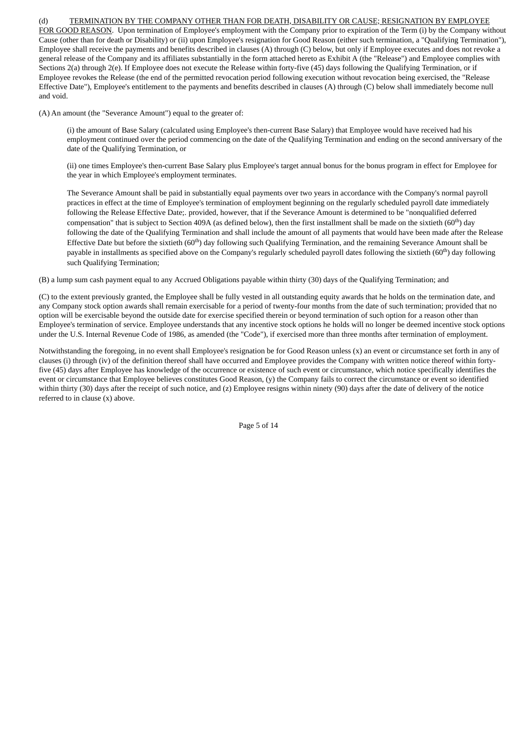(d) <u>TERMINATION BY THE COMPANY OTHER THAN FOR DEATH, DISABILITY OR CAUSE; RESIGNATION BY EMPLOYEE FOR GOOD REASON</u>. Upon termination of Employee's employment with the Company prior to expiration of the Term (i) by the Company without Cause (other than for death or Disability) or (ii) upon Employee's resignation for Good Reason (either such termination, a "Qualifying Termination"), Employee shall receive the payments and benefits described in clauses (A) through (C) below, but only if Employee executes and does not revoke a general release of the Company and its affiliates substantially in the form attached hereto as Exhibit A (the "Release") and Employee complies with Sections 2(a) through 2(e). If Employee does not execute the Release within forty-five (45) days following the Qualifying Termination, or if Employee revokes the Release (the end of the permitted revocation period following execution without revocation being exercised, the "Release Effective Date"), Employee's entitlement to the payments and benefits described in clauses (A) through (C) below shall immediately become null and void.

(A) An amount (the "Severance Amount") equal to the greater of:

(i) the amount of Base Salary (calculated using Employee's then-current Base Salary) that Employee would have received had his employment continued over the period commencing on the date of the Qualifying Termination and ending on the second anniversary of the date of the Qualifying Termination, or

(ii) one times Employee's then-current Base Salary plus Employee's target annual bonus for the bonus program in effect for Employee for the year in which Employee's employment terminates.

The Severance Amount shall be paid in substantially equal payments over two years in accordance with the Company's normal payroll practices in effect at the time of Employee's termination of employment beginning on the regularly scheduled payroll date immediately following the Release Effective Date;. provided, however, that if the Severance Amount is determined to be "nonqualified deferred compensation" that is subject to Section 409A (as defined below), then the first installment shall be made on the sixtieth (60th) day following the date of the Qualifying Termination and shall include the amount of all payments that would have been made after the Release Effective Date but before the sixtieth (60th) day following such Qualifying Termination, and the remaining Severance Amount shall be payable in installments as specified above on the Company's regularly scheduled payroll dates following the sixtieth (60th) day following such Qualifying Termination;

(B) a lump sum cash payment equal to any Accrued Obligations payable within thirty (30) days of the Qualifying Termination; and

(C) to the extent previously granted, the Employee shall be fully vested in all outstanding equity awards that he holds on the termination date, and any Company stock option awards shall remain exercisable for a period of twenty-four months from the date of such termination; provided that no option will be exercisable beyond the outside date for exercise specified therein or beyond termination of such option for a reason other than Employee's termination of service. Employee understands that any incentive stock options he holds will no longer be deemed incentive stock options under the U.S. Internal Revenue Code of 1986, as amended (the "Code"), if exercised more than three months after termination of employment.

Notwithstanding the foregoing, in no event shall Employee's resignation be for Good Reason unless (x) an event or circumstance set forth in any of clauses (i) through (iv) of the definition thereof shall have occurred and Employee provides the Company with written notice thereof within forty-five (45) days after Employee has knowledge of the occurrence or existence of such event or circumstance, which notice specifically identifies the event or circumstance that Employee believes constitutes Good Reason, (y) the Company fails to correct the circumstance or event so identified within thirty (30) days after the receipt of such notice, and (z) Employee resigns within ninety (90) days after the date of delivery of the notice referred to in clause (x) above.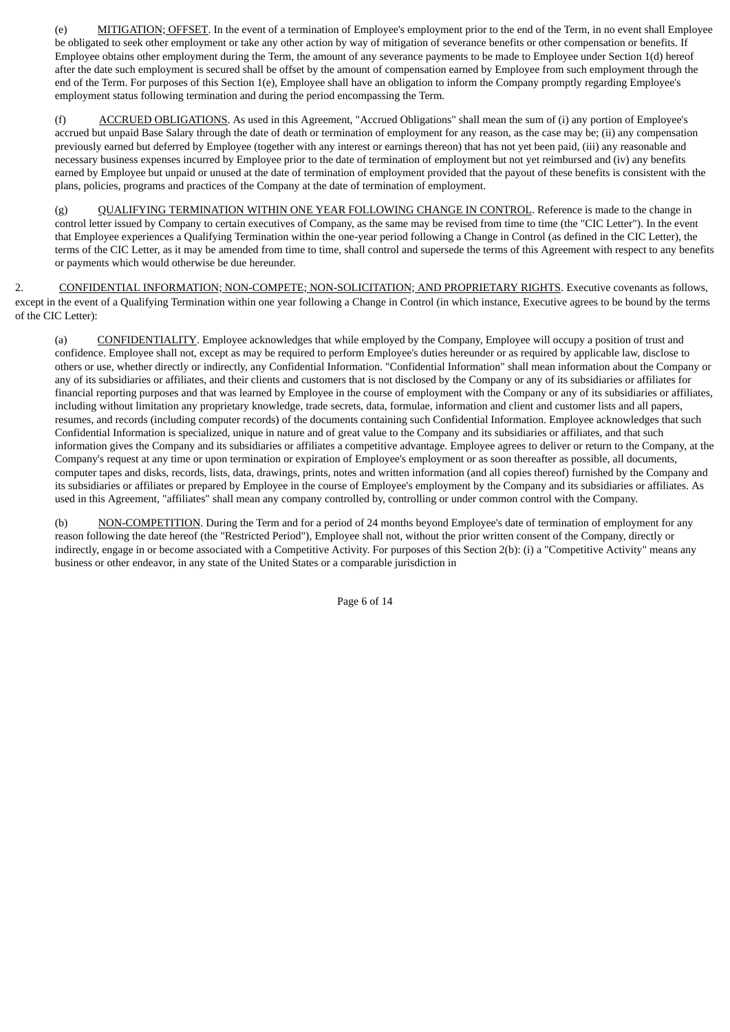(e) <u>MITIGATION; OFFSET</u>. In the event of a termination of Employee's employment prior to the end of the Term, in no event shall Employee be obligated to seek other employment or take any other action by way of mitigation of severance benefits or other compensation or benefits. If Employee obtains other employment during the Term, the amount of any severance payments to be made to Employee under Section 1(d) hereof after the date such employment is secured shall be offset by the amount of compensation earned by Employee from such employment through the end of the Term. For purposes of this Section 1(e), Employee shall have an obligation to inform the Company promptly regarding Employee's employment status following termination and during the period encompassing the Term.

(f) <u>ACCRUED OBLIGATIONS</u>. As used in this Agreement, "Accrued Obligations" shall mean the sum of (i) any portion of Employee's accrued but unpaid Base Salary through the date of death or termination of employment for any reason, as the case may be; (ii) any compensation previously earned but deferred by Employee (together with any interest or earnings thereon) that has not yet been paid, (iii) any reasonable and necessary business expenses incurred by Employee prior to the date of termination of employment but not yet reimbursed and (iv) any benefits earned by Employee but unpaid or unused at the date of termination of employment provided that the payout of these benefits is consistent with the plans, policies, programs and practices of the Company at the date of termination of employment.

(g) <u>QUALIFYING TERMINATION WITHIN ONE YEAR FOLLOWING CHANGE IN CONTROL</u>. Reference is made to the change in control letter issued by Company to certain executives of Company, as the same may be revised from time to time (the "CIC Letter"). In the event that Employee experiences a Qualifying Termination within the one-year period following a Change in Control (as defined in the CIC Letter), the terms of the CIC Letter, as it may be amended from time to time, shall control and supersede the terms of this Agreement with respect to any benefits or payments which would otherwise be due hereunder.

2. <u>CONFIDENTIAL INFORMATION; NON-COMPETE; NON-SOLICITATION; AND PROPRIETARY RIGHTS</u>. Executive covenants as follows, except in the event of a Qualifying Termination within one year following a Change in Control (in which instance, Executive agrees to be bound by the terms of the CIC Letter):

(a) <u>CONFIDENTIALITY</u>. Employee acknowledges that while employed by the Company, Employee will occupy a position of trust and confidence. Employee shall not, except as may be required to perform Employee's duties hereunder or as required by applicable law, disclose to others or use, whether directly or indirectly, any Confidential Information. "Confidential Information" shall mean information about the Company or any of its subsidiaries or affiliates, and their clients and customers that is not disclosed by the Company or any of its subsidiaries or affiliates for financial reporting purposes and that was learned by Employee in the course of employment with the Company or any of its subsidiaries or affiliates, including without limitation any proprietary knowledge, trade secrets, data, formulae, information and client and customer lists and all papers, resumes, and records (including computer records) of the documents containing such Confidential Information. Employee acknowledges that such Confidential Information is specialized, unique in nature and of great value to the Company and its subsidiaries or affiliates, and that such information gives the Company and its subsidiaries or affiliates a competitive advantage. Employee agrees to deliver or return to the Company, at the Company's request at any time or upon termination or expiration of Employee's employment or as soon thereafter as possible, all documents, computer tapes and disks, records, lists, data, drawings, prints, notes and written information (and all copies thereof) furnished by the Company and its subsidiaries or affiliates or prepared by Employee in the course of Employee's employment by the Company and its subsidiaries or affiliates. As used in this Agreement, "affiliates" shall mean any company controlled by, controlling or under common control with the Company.

(b) <u>NON-COMPETITION</u>. During the Term and for a period of 24 months beyond Employee's date of termination of employment for any reason following the date hereof (the "Restricted Period"), Employee shall not, without the prior written consent of the Company, directly or indirectly, engage in or become associated with a Competitive Activity. For purposes of this Section 2(b): (i) a "Competitive Activity" means any business or other endeavor, in any state of the United States or a comparable jurisdiction in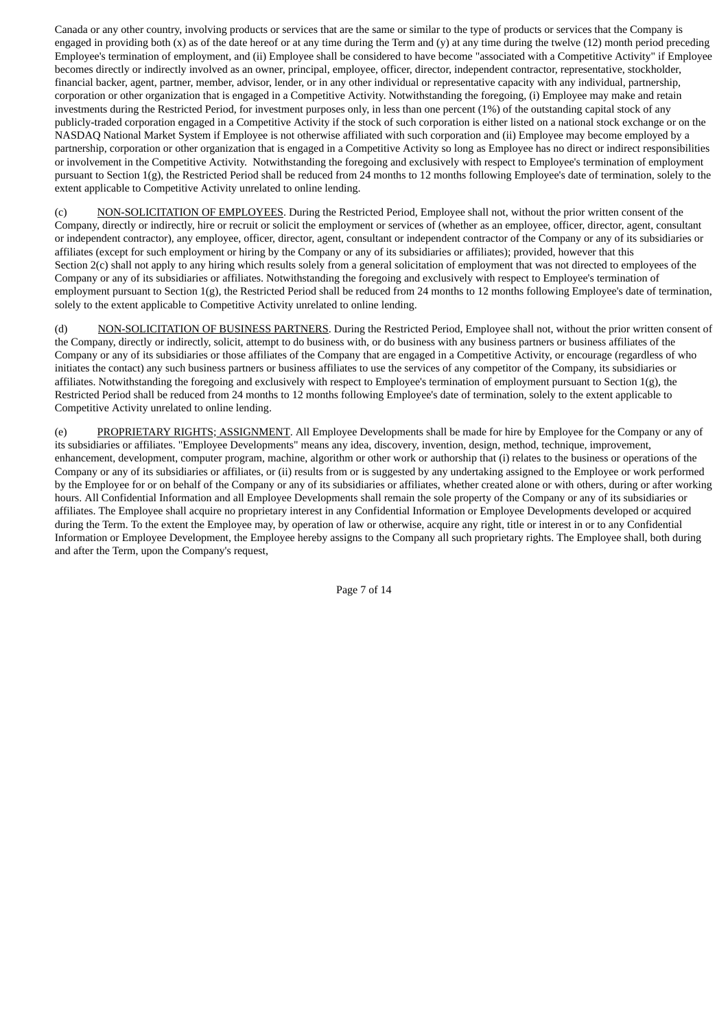Canada or any other country, involving products or services that are the same or similar to the type of products or services that the Company is engaged in providing both (x) as of the date hereof or at any time during the Term and (y) at any time during the twelve (12) month period preceding Employee's termination of employment, and (ii) Employee shall be considered to have become "associated with a Competitive Activity" if Employee becomes directly or indirectly involved as an owner, principal, employee, officer, director, independent contractor, representative, stockholder, financial backer, agent, partner, member, advisor, lender, or in any other individual or representative capacity with any individual, partnership, corporation or other organization that is engaged in a Competitive Activity. Notwithstanding the foregoing, (i) Employee may make and retain investments during the Restricted Period, for investment purposes only, in less than one percent (1%) of the outstanding capital stock of any publicly-traded corporation engaged in a Competitive Activity if the stock of such corporation is either listed on a national stock exchange or on the NASDAQ National Market System if Employee is not otherwise affiliated with such corporation and (ii) Employee may become employed by a partnership, corporation or other organization that is engaged in a Competitive Activity so long as Employee has no direct or indirect responsibilities or involvement in the Competitive Activity. Notwithstanding the foregoing and exclusively with respect to Employee's termination of employment pursuant to Section 1(g), the Restricted Period shall be reduced from 24 months to 12 months following Employee's date of termination, solely to the extent applicable to Competitive Activity unrelated to online lending.

(c) NON-SOLICITATION OF EMPLOYEES. During the Restricted Period, Employee shall not, without the prior written consent of the Company, directly or indirectly, hire or recruit or solicit the employment or services of (whether as an employee, officer, director, agent, consultant or independent contractor), any employee, officer, director, agent, consultant or independent contractor of the Company or any of its subsidiaries or affiliates (except for such employment or hiring by the Company or any of its subsidiaries or affiliates); provided, however that this Section 2(c) shall not apply to any hiring which results solely from a general solicitation of employment that was not directed to employees of the Company or any of its subsidiaries or affiliates. Notwithstanding the foregoing and exclusively with respect to Employee's termination of employment pursuant to Section 1(g), the Restricted Period shall be reduced from 24 months to 12 months following Employee's date of termination, solely to the extent applicable to Competitive Activity unrelated to online lending.

(d) NON-SOLICITATION OF BUSINESS PARTNERS. During the Restricted Period, Employee shall not, without the prior written consent of the Company, directly or indirectly, solicit, attempt to do business with, or do business with any business partners or business affiliates of the Company or any of its subsidiaries or those affiliates of the Company that are engaged in a Competitive Activity, or encourage (regardless of who initiates the contact) any such business partners or business affiliates to use the services of any competitor of the Company, its subsidiaries or affiliates. Notwithstanding the foregoing and exclusively with respect to Employee's termination of employment pursuant to Section 1(g), the Restricted Period shall be reduced from 24 months to 12 months following Employee's date of termination, solely to the extent applicable to Competitive Activity unrelated to online lending.

(e) PROPRIETARY RIGHTS; ASSIGNMENT. All Employee Developments shall be made for hire by Employee for the Company or any of its subsidiaries or affiliates. "Employee Developments" means any idea, discovery, invention, design, method, technique, improvement, enhancement, development, computer program, machine, algorithm or other work or authorship that (i) relates to the business or operations of the Company or any of its subsidiaries or affiliates, or (ii) results from or is suggested by any undertaking assigned to the Employee or work performed by the Employee for or on behalf of the Company or any of its subsidiaries or affiliates, whether created alone or with others, during or after working hours. All Confidential Information and all Employee Developments shall remain the sole property of the Company or any of its subsidiaries or affiliates. The Employee shall acquire no proprietary interest in any Confidential Information or Employee Developments developed or acquired during the Term. To the extent the Employee may, by operation of law or otherwise, acquire any right, title or interest in or to any Confidential Information or Employee Development, the Employee hereby assigns to the Company all such proprietary rights. The Employee shall, both during and after the Term, upon the Company's request,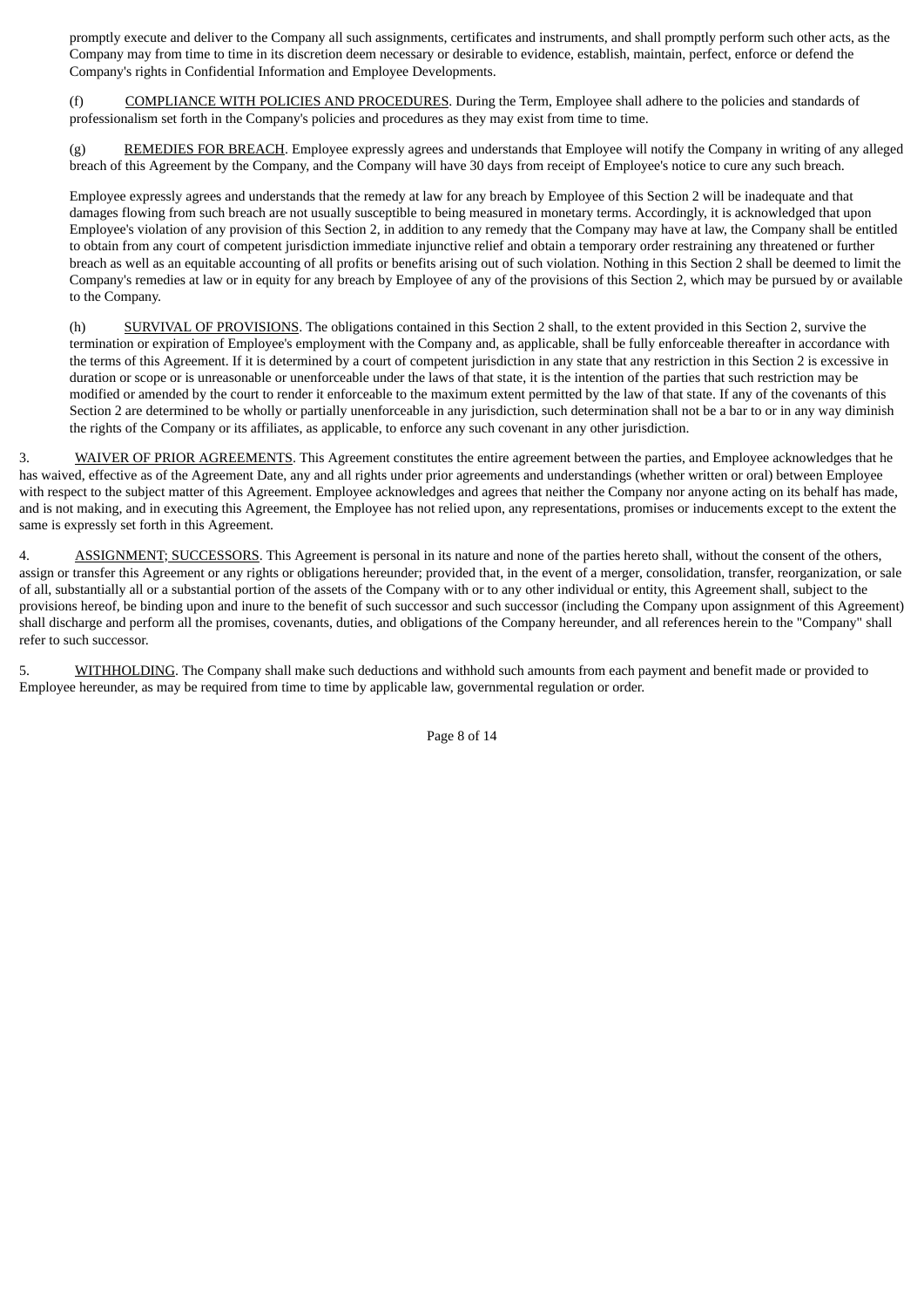promptly execute and deliver to the Company all such assignments, certificates and instruments, and shall promptly perform such other acts, as the Company may from time to time in its discretion deem necessary or desirable to evidence, establish, maintain, perfect, enforce or defend the Company's rights in Confidential Information and Employee Developments.

(f) COMPLIANCE WITH POLICIES AND PROCEDURES. During the Term, Employee shall adhere to the policies and standards of professionalism set forth in the Company's policies and procedures as they may exist from time to time.

(g) REMEDIES FOR BREACH. Employee expressly agrees and understands that Employee will notify the Company in writing of any alleged breach of this Agreement by the Company, and the Company will have 30 days from receipt of Employee's notice to cure any such breach.

Employee expressly agrees and understands that the remedy at law for any breach by Employee of this Section 2 will be inadequate and that damages flowing from such breach are not usually susceptible to being measured in monetary terms. Accordingly, it is acknowledged that upon Employee's violation of any provision of this Section 2, in addition to any remedy that the Company may have at law, the Company shall be entitled to obtain from any court of competent jurisdiction immediate injunctive relief and obtain a temporary order restraining any threatened or further breach as well as an equitable accounting of all profits or benefits arising out of such violation. Nothing in this Section 2 shall be deemed to limit the Company's remedies at law or in equity for any breach by Employee of any of the provisions of this Section 2, which may be pursued by or available to the Company.

(h) SURVIVAL OF PROVISIONS. The obligations contained in this Section 2 shall, to the extent provided in this Section 2, survive the termination or expiration of Employee's employment with the Company and, as applicable, shall be fully enforceable thereafter in accordance with the terms of this Agreement. If it is determined by a court of competent jurisdiction in any state that any restriction in this Section 2 is excessive in duration or scope or is unreasonable or unenforceable under the laws of that state, it is the intention of the parties that such restriction may be modified or amended by the court to render it enforceable to the maximum extent permitted by the law of that state. If any of the covenants of this Section 2 are determined to be wholly or partially unenforceable in any jurisdiction, such determination shall not be a bar to or in any way diminish the rights of the Company or its affiliates, as applicable, to enforce any such covenant in any other jurisdiction.

3. WAIVER OF PRIOR AGREEMENTS. This Agreement constitutes the entire agreement between the parties, and Employee acknowledges that he has waived, effective as of the Agreement Date, any and all rights under prior agreements and understandings (whether written or oral) between Employee with respect to the subject matter of this Agreement. Employee acknowledges and agrees that neither the Company nor anyone acting on its behalf has made, and is not making, and in executing this Agreement, the Employee has not relied upon, any representations, promises or inducements except to the extent the same is expressly set forth in this Agreement.

4. ASSIGNMENT; SUCCESSORS. This Agreement is personal in its nature and none of the parties hereto shall, without the consent of the others, assign or transfer this Agreement or any rights or obligations hereunder; provided that, in the event of a merger, consolidation, transfer, reorganization, or sale of all, substantially all or a substantial portion of the assets of the Company with or to any other individual or entity, this Agreement shall, subject to the provisions hereof, be binding upon and inure to the benefit of such successor and such successor (including the Company upon assignment of this Agreement) shall discharge and perform all the promises, covenants, duties, and obligations of the Company hereunder, and all references herein to the "Company" shall refer to such successor.

5. WITHHOLDING. The Company shall make such deductions and withhold such amounts from each payment and benefit made or provided to Employee hereunder, as may be required from time to time by applicable law, governmental regulation or order.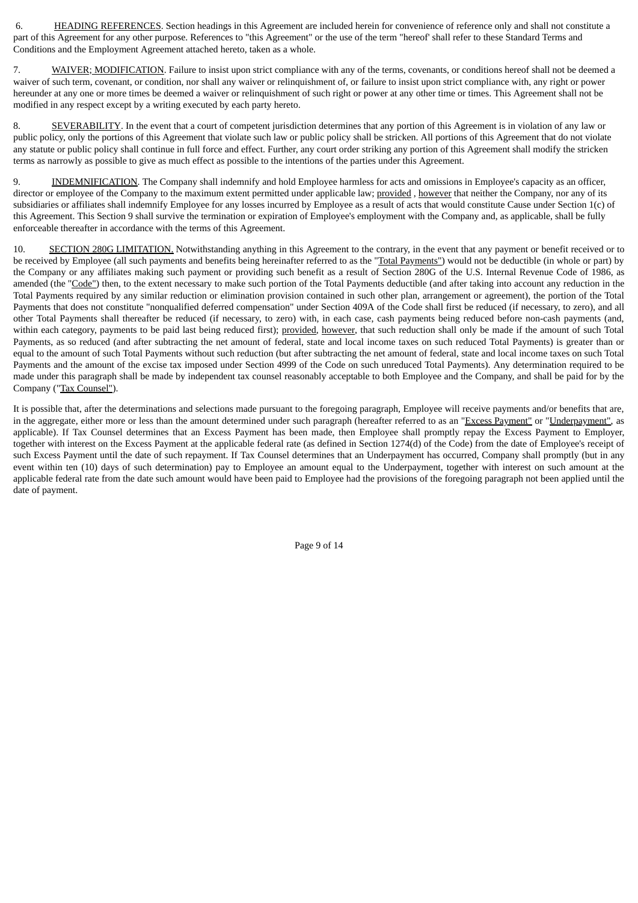6. HEADING REFERENCES. Section headings in this Agreement are included herein for convenience of reference only and shall not constitute a part of this Agreement for any other purpose. References to "this Agreement" or the use of the term "hereof' shall refer to these Standard Terms and Conditions and the Employment Agreement attached hereto, taken as a whole.

7. WAIVER; MODIFICATION. Failure to insist upon strict compliance with any of the terms, covenants, or conditions hereof shall not be deemed a waiver of such term, covenant, or condition, nor shall any waiver or relinquishment of, or failure to insist upon strict compliance with, any right or power hereunder at any one or more times be deemed a waiver or relinquishment of such right or power at any other time or times. This Agreement shall not be modified in any respect except by a writing executed by each party hereto.

8. SEVERABILITY. In the event that a court of competent jurisdiction determines that any portion of this Agreement is in violation of any law or public policy, only the portions of this Agreement that violate such law or public policy shall be stricken. All portions of this Agreement that do not violate any statute or public policy shall continue in full force and effect. Further, any court order striking any portion of this Agreement shall modify the stricken terms as narrowly as possible to give as much effect as possible to the intentions of the parties under this Agreement.

9. INDEMNIFICATION. The Company shall indemnify and hold Employee harmless for acts and omissions in Employee's capacity as an officer, director or employee of the Company to the maximum extent permitted under applicable law; provided , however that neither the Company, nor any of its subsidiaries or affiliates shall indemnify Employee for any losses incurred by Employee as a result of acts that would constitute Cause under Section 1(c) of this Agreement. This Section 9 shall survive the termination or expiration of Employee's employment with the Company and, as applicable, shall be fully enforceable thereafter in accordance with the terms of this Agreement.

10. SECTION 280G LIMITATION. Notwithstanding anything in this Agreement to the contrary, in the event that any payment or benefit received or to be received by Employee (all such payments and benefits being hereinafter referred to as the "Total Payments") would not be deductible (in whole or part) by the Company or any affiliates making such payment or providing such benefit as a result of Section 280G of the U.S. Internal Revenue Code of 1986, as amended (the "Code") then, to the extent necessary to make such portion of the Total Payments deductible (and after taking into account any reduction in the Total Payments required by any similar reduction or elimination provision contained in such other plan, arrangement or agreement), the portion of the Total Payments that does not constitute "nonqualified deferred compensation" under Section 409A of the Code shall first be reduced (if necessary, to zero), and all other Total Payments shall thereafter be reduced (if necessary, to zero) with, in each case, cash payments being reduced before non-cash payments (and, within each category, payments to be paid last being reduced first); provided, however, that such reduction shall only be made if the amount of such Total Payments, as so reduced (and after subtracting the net amount of federal, state and local income taxes on such reduced Total Payments) is greater than or equal to the amount of such Total Payments without such reduction (but after subtracting the net amount of federal, state and local income taxes on such Total Payments and the amount of the excise tax imposed under Section 4999 of the Code on such unreduced Total Payments). Any determination required to be made under this paragraph shall be made by independent tax counsel reasonably acceptable to both Employee and the Company, and shall be paid for by the Company ("Tax Counsel").

It is possible that, after the determinations and selections made pursuant to the foregoing paragraph, Employee will receive payments and/or benefits that are, in the aggregate, either more or less than the amount determined under such paragraph (hereafter referred to as an "Excess Payment" or "Underpayment", as applicable). If Tax Counsel determines that an Excess Payment has been made, then Employee shall promptly repay the Excess Payment to Employer, together with interest on the Excess Payment at the applicable federal rate (as defined in Section 1274(d) of the Code) from the date of Employee's receipt of such Excess Payment until the date of such repayment. If Tax Counsel determines that an Underpayment has occurred, Company shall promptly (but in any event within ten (10) days of such determination) pay to Employee an amount equal to the Underpayment, together with interest on such amount at the applicable federal rate from the date such amount would have been paid to Employee had the provisions of the foregoing paragraph not been applied until the date of payment.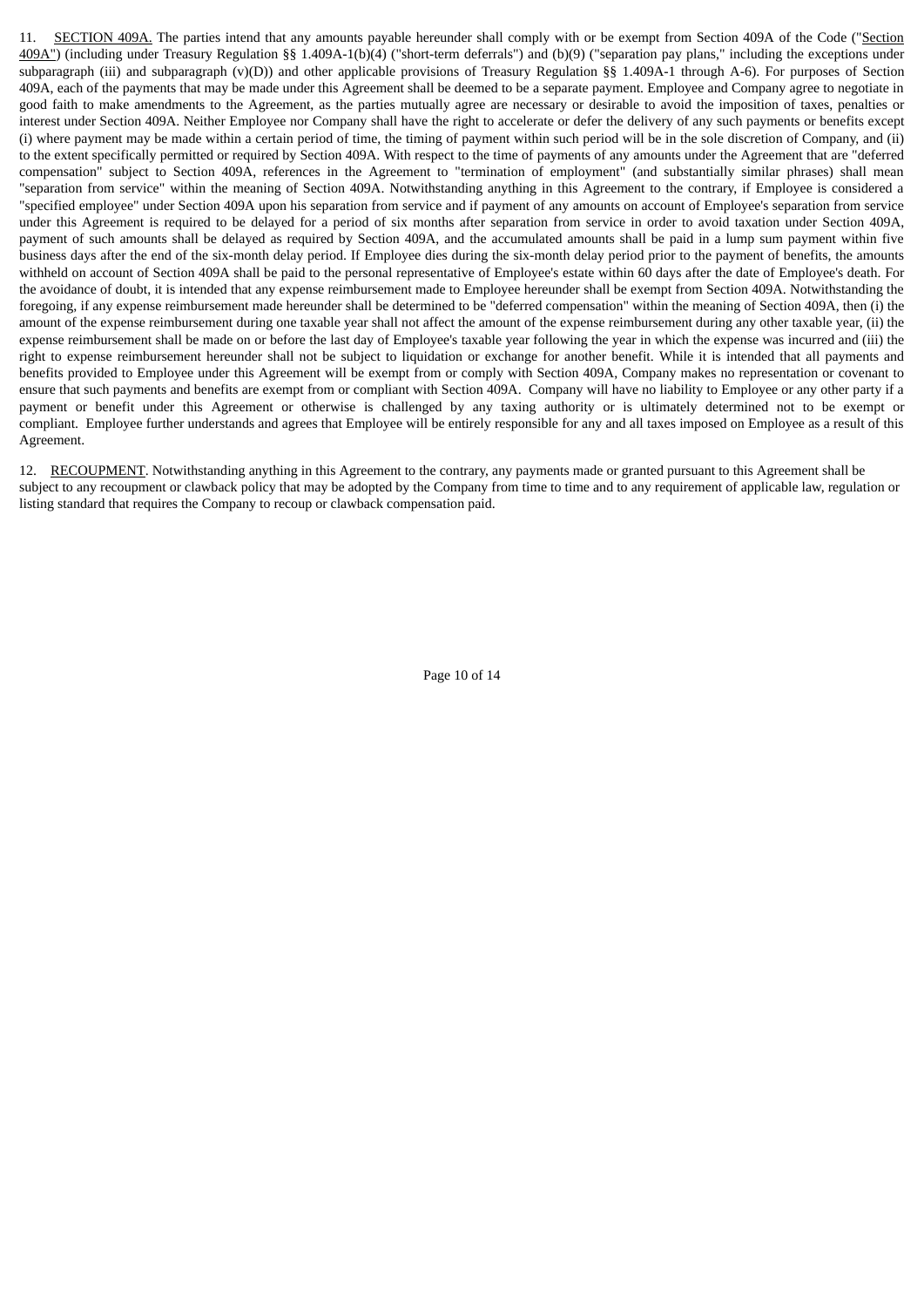11. SECTION 409A. The parties intend that any amounts payable hereunder shall comply with or be exempt from Section 409A of the Code ("Section 409A") (including under Treasury Regulation §§ 1.409A-1(b)(4) ("short-term deferrals") and (b)(9) ("separation pay plans," including the exceptions under subparagraph (iii) and subparagraph (v)(D)) and other applicable provisions of Treasury Regulation §§ 1.409A-1 through A-6). For purposes of Section 409A, each of the payments that may be made under this Agreement shall be deemed to be a separate payment. Employee and Company agree to negotiate in good faith to make amendments to the Agreement, as the parties mutually agree are necessary or desirable to avoid the imposition of taxes, penalties or interest under Section 409A. Neither Employee nor Company shall have the right to accelerate or defer the delivery of any such payments or benefits except (i) where payment may be made within a certain period of time, the timing of payment within such period will be in the sole discretion of Company, and (ii) to the extent specifically permitted or required by Section 409A. With respect to the time of payments of any amounts under the Agreement that are "deferred compensation" subject to Section 409A, references in the Agreement to "termination of employment" (and substantially similar phrases) shall mean "separation from service" within the meaning of Section 409A. Notwithstanding anything in this Agreement to the contrary, if Employee is considered a "specified employee" under Section 409A upon his separation from service and if payment of any amounts on account of Employee's separation from service under this Agreement is required to be delayed for a period of six months after separation from service in order to avoid taxation under Section 409A, payment of such amounts shall be delayed as required by Section 409A, and the accumulated amounts shall be paid in a lump sum payment within five business days after the end of the six-month delay period. If Employee dies during the six-month delay period prior to the payment of benefits, the amounts withheld on account of Section 409A shall be paid to the personal representative of Employee's estate within 60 days after the date of Employee's death. For the avoidance of doubt, it is intended that any expense reimbursement made to Employee hereunder shall be exempt from Section 409A. Notwithstanding the foregoing, if any expense reimbursement made hereunder shall be determined to be "deferred compensation" within the meaning of Section 409A, then (i) the amount of the expense reimbursement during one taxable year shall not affect the amount of the expense reimbursement during any other taxable year, (ii) the expense reimbursement shall be made on or before the last day of Employee's taxable year following the year in which the expense was incurred and (iii) the right to expense reimbursement hereunder shall not be subject to liquidation or exchange for another benefit. While it is intended that all payments and benefits provided to Employee under this Agreement will be exempt from or comply with Section 409A, Company makes no representation or covenant to ensure that such payments and benefits are exempt from or compliant with Section 409A. Company will have no liability to Employee or any other party if a payment or benefit under this Agreement or otherwise is challenged by any taxing authority or is ultimately determined not to be exempt or compliant. Employee further understands and agrees that Employee will be entirely responsible for any and all taxes imposed on Employee as a result of this Agreement.

12. RECOUPMENT. Notwithstanding anything in this Agreement to the contrary, any payments made or granted pursuant to this Agreement shall be subject to any recoupment or clawback policy that may be adopted by the Company from time to time and to any requirement of applicable law, regulation or listing standard that requires the Company to recoup or clawback compensation paid.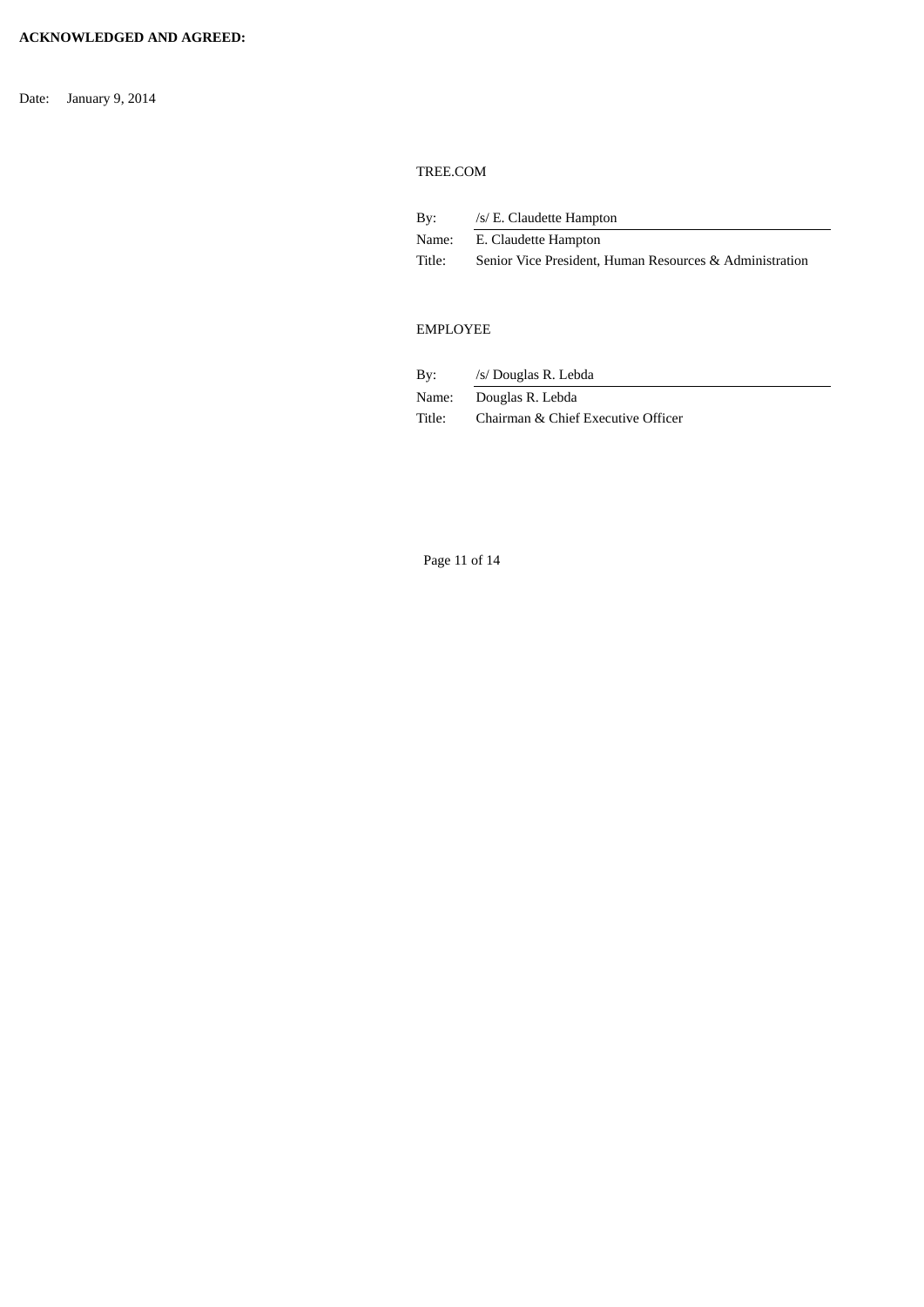**ACKNOWLEDGED AND AGREED:**

Date: January 9, 2014

TREE.COM

By: /s/ E. Claudette Hampton
Name: E. Claudette Hampton
Title: Senior Vice President, Human Resources & Administration

EMPLOYEE

By: /s/ Douglas R. Lebda
Name: Douglas R. Lebda
Title: Chairman & Chief Executive Officer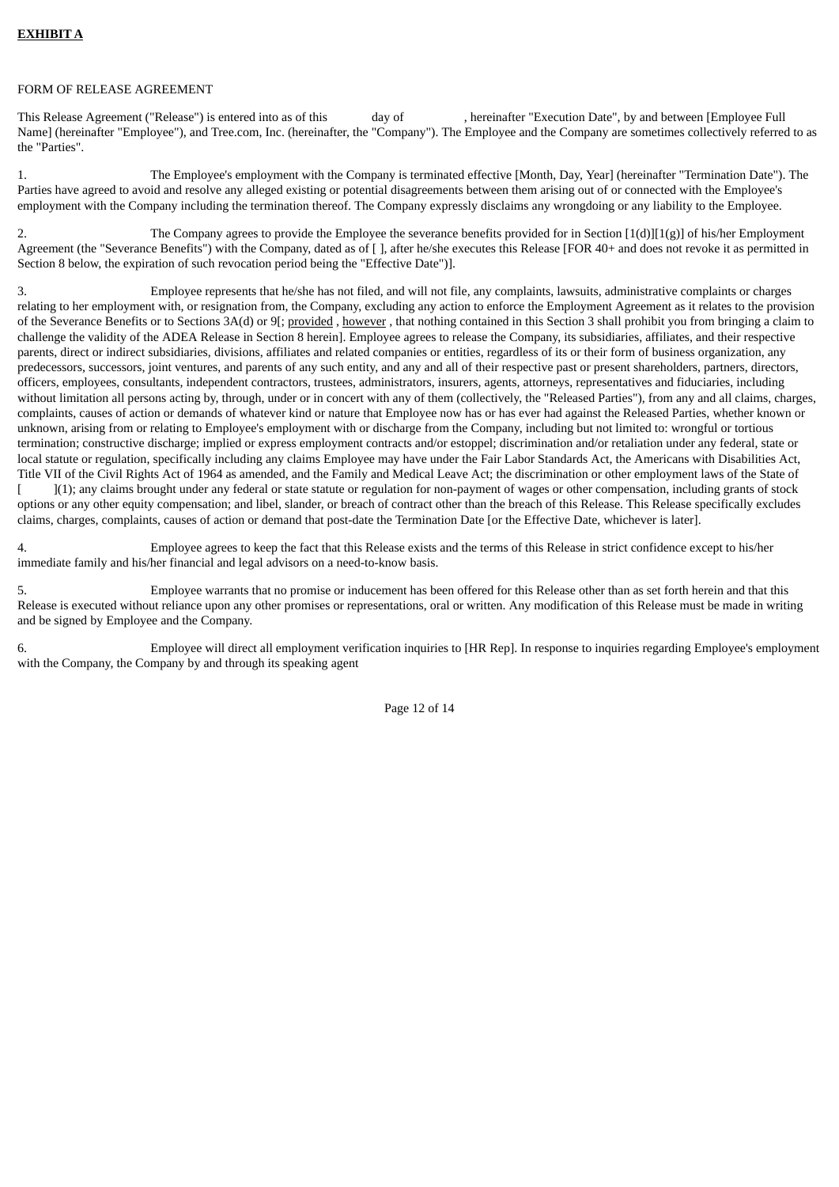**EXHIBIT A**

FORM OF RELEASE AGREEMENT

This Release Agreement ("Release") is entered into as of this day of , hereinafter "Execution Date", by and between [Employee Full Name] (hereinafter "Employee"), and Tree.com, Inc. (hereinafter, the "Company"). The Employee and the Company are sometimes collectively referred to as the "Parties".

1. The Employee's employment with the Company is terminated effective [Month, Day, Year] (hereinafter "Termination Date"). The Parties have agreed to avoid and resolve any alleged existing or potential disagreements between them arising out of or connected with the Employee's employment with the Company including the termination thereof. The Company expressly disclaims any wrongdoing or any liability to the Employee.

2. The Company agrees to provide the Employee the severance benefits provided for in Section [1(d)][1(g)] of his/her Employment Agreement (the "Severance Benefits") with the Company, dated as of [ ], after he/she executes this Release [FOR 40+ and does not revoke it as permitted in Section 8 below, the expiration of such revocation period being the "Effective Date")].

3. Employee represents that he/she has not filed, and will not file, any complaints, lawsuits, administrative complaints or charges relating to her employment with, or resignation from, the Company, excluding any action to enforce the Employment Agreement as it relates to the provision of the Severance Benefits or to Sections 3A(d) or 9[; provided , however , that nothing contained in this Section 3 shall prohibit you from bringing a claim to challenge the validity of the ADEA Release in Section 8 herein]. Employee agrees to release the Company, its subsidiaries, affiliates, and their respective parents, direct or indirect subsidiaries, divisions, affiliates and related companies or entities, regardless of its or their form of business organization, any predecessors, successors, joint ventures, and parents of any such entity, and any and all of their respective past or present shareholders, partners, directors, officers, employees, consultants, independent contractors, trustees, administrators, insurers, agents, attorneys, representatives and fiduciaries, including without limitation all persons acting by, through, under or in concert with any of them (collectively, the "Released Parties"), from any and all claims, charges, complaints, causes of action or demands of whatever kind or nature that Employee now has or has ever had against the Released Parties, whether known or unknown, arising from or relating to Employee's employment with or discharge from the Company, including but not limited to: wrongful or tortious termination; constructive discharge; implied or express employment contracts and/or estoppel; discrimination and/or retaliation under any federal, state or local statute or regulation, specifically including any claims Employee may have under the Fair Labor Standards Act, the Americans with Disabilities Act, Title VII of the Civil Rights Act of 1964 as amended, and the Family and Medical Leave Act; the discrimination or other employment laws of the State of [ ](1); any claims brought under any federal or state statute or regulation for non-payment of wages or other compensation, including grants of stock options or any other equity compensation; and libel, slander, or breach of contract other than the breach of this Release. This Release specifically excludes claims, charges, complaints, causes of action or demand that post-date the Termination Date [or the Effective Date, whichever is later].

4. Employee agrees to keep the fact that this Release exists and the terms of this Release in strict confidence except to his/her immediate family and his/her financial and legal advisors on a need-to-know basis.

5. Employee warrants that no promise or inducement has been offered for this Release other than as set forth herein and that this Release is executed without reliance upon any other promises or representations, oral or written. Any modification of this Release must be made in writing and be signed by Employee and the Company.

6. Employee will direct all employment verification inquiries to [HR Rep]. In response to inquiries regarding Employee's employment with the Company, the Company by and through its speaking agent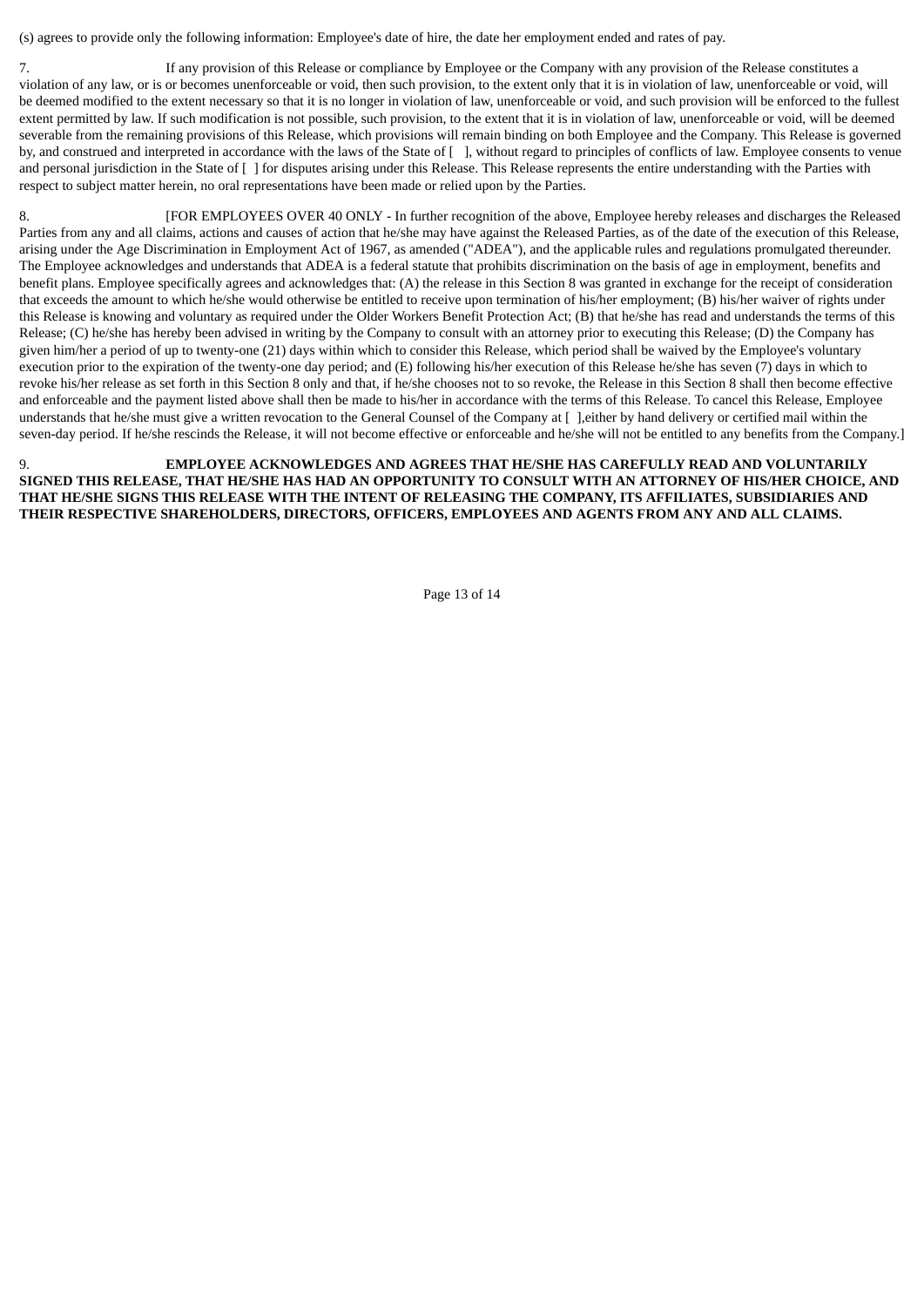(s) agrees to provide only the following information: Employee's date of hire, the date her employment ended and rates of pay.

7. If any provision of this Release or compliance by Employee or the Company with any provision of the Release constitutes a violation of any law, or is or becomes unenforceable or void, then such provision, to the extent only that it is in violation of law, unenforceable or void, will be deemed modified to the extent necessary so that it is no longer in violation of law, unenforceable or void, and such provision will be enforced to the fullest extent permitted by law. If such modification is not possible, such provision, to the extent that it is in violation of law, unenforceable or void, will be deemed severable from the remaining provisions of this Release, which provisions will remain binding on both Employee and the Company. This Release is governed by, and construed and interpreted in accordance with the laws of the State of [ ], without regard to principles of conflicts of law. Employee consents to venue and personal jurisdiction in the State of [ ] for disputes arising under this Release. This Release represents the entire understanding with the Parties with respect to subject matter herein, no oral representations have been made or relied upon by the Parties.

8. [FOR EMPLOYEES OVER 40 ONLY - In further recognition of the above, Employee hereby releases and discharges the Released Parties from any and all claims, actions and causes of action that he/she may have against the Released Parties, as of the date of the execution of this Release, arising under the Age Discrimination in Employment Act of 1967, as amended ("ADEA"), and the applicable rules and regulations promulgated thereunder. The Employee acknowledges and understands that ADEA is a federal statute that prohibits discrimination on the basis of age in employment, benefits and benefit plans. Employee specifically agrees and acknowledges that: (A) the release in this Section 8 was granted in exchange for the receipt of consideration that exceeds the amount to which he/she would otherwise be entitled to receive upon termination of his/her employment; (B) his/her waiver of rights under this Release is knowing and voluntary as required under the Older Workers Benefit Protection Act; (B) that he/she has read and understands the terms of this Release; (C) he/she has hereby been advised in writing by the Company to consult with an attorney prior to executing this Release; (D) the Company has given him/her a period of up to twenty-one (21) days within which to consider this Release, which period shall be waived by the Employee's voluntary execution prior to the expiration of the twenty-one day period; and (E) following his/her execution of this Release he/she has seven (7) days in which to revoke his/her release as set forth in this Section 8 only and that, if he/she chooses not to so revoke, the Release in this Section 8 shall then become effective and enforceable and the payment listed above shall then be made to his/her in accordance with the terms of this Release. To cancel this Release, Employee understands that he/she must give a written revocation to the General Counsel of the Company at [ ],either by hand delivery or certified mail within the seven-day period. If he/she rescinds the Release, it will not become effective or enforceable and he/she will not be entitled to any benefits from the Company.]

9. **EMPLOYEE ACKNOWLEDGES AND AGREES THAT HE/SHE HAS CAREFULLY READ AND VOLUNTARILY SIGNED THIS RELEASE, THAT HE/SHE HAS HAD AN OPPORTUNITY TO CONSULT WITH AN ATTORNEY OF HIS/HER CHOICE, AND THAT HE/SHE SIGNS THIS RELEASE WITH THE INTENT OF RELEASING THE COMPANY, ITS AFFILIATES, SUBSIDIARIES AND THEIR RESPECTIVE SHAREHOLDERS, DIRECTORS, OFFICERS, EMPLOYEES AND AGENTS FROM ANY AND ALL CLAIMS.**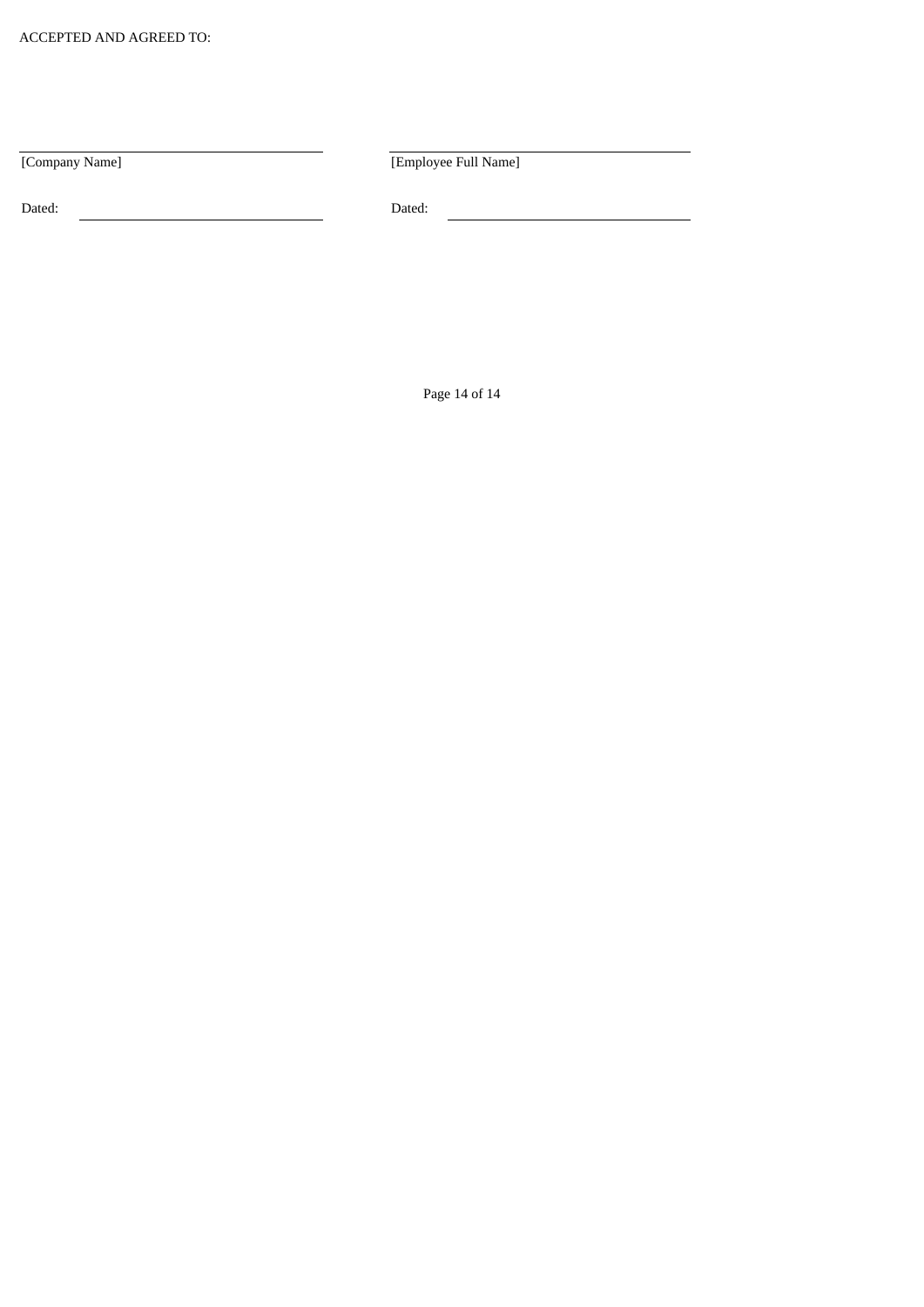ACCEPTED AND AGREED TO:

| | |
|---|---|
| ______________________________ | ______________________________ |
| [Company Name] | [Employee Full Name] |
| Dated: ______________________ | Dated: ______________________ |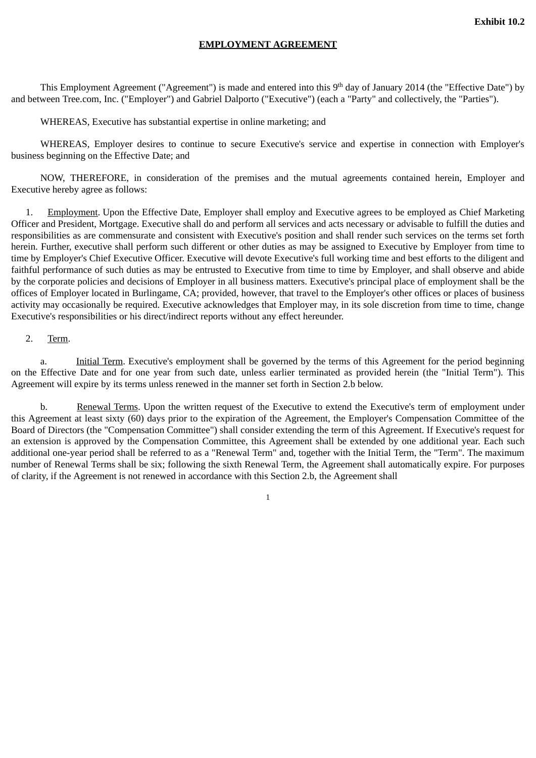**Exhibit 10.2**

**EMPLOYMENT AGREEMENT**

This Employment Agreement ("Agreement") is made and entered into this 9th day of January 2014 (the "Effective Date") by and between Tree.com, Inc. ("Employer") and Gabriel Dalporto ("Executive") (each a "Party" and collectively, the "Parties").

WHEREAS, Executive has substantial expertise in online marketing; and

WHEREAS, Employer desires to continue to secure Executive's service and expertise in connection with Employer's business beginning on the Effective Date; and

NOW, THEREFORE, in consideration of the premises and the mutual agreements contained herein, Employer and Executive hereby agree as follows:

1. Employment. Upon the Effective Date, Employer shall employ and Executive agrees to be employed as Chief Marketing Officer and President, Mortgage. Executive shall do and perform all services and acts necessary or advisable to fulfill the duties and responsibilities as are commensurate and consistent with Executive's position and shall render such services on the terms set forth herein. Further, executive shall perform such different or other duties as may be assigned to Executive by Employer from time to time by Employer's Chief Executive Officer. Executive will devote Executive's full working time and best efforts to the diligent and faithful performance of such duties as may be entrusted to Executive from time to time by Employer, and shall observe and abide by the corporate policies and decisions of Employer in all business matters. Executive's principal place of employment shall be the offices of Employer located in Burlingame, CA; provided, however, that travel to the Employer's other offices or places of business activity may occasionally be required. Executive acknowledges that Employer may, in its sole discretion from time to time, change Executive's responsibilities or his direct/indirect reports without any effect hereunder.

2. Term.

a. Initial Term. Executive's employment shall be governed by the terms of this Agreement for the period beginning on the Effective Date and for one year from such date, unless earlier terminated as provided herein (the "Initial Term"). This Agreement will expire by its terms unless renewed in the manner set forth in Section 2.b below.

b. Renewal Terms. Upon the written request of the Executive to extend the Executive's term of employment under this Agreement at least sixty (60) days prior to the expiration of the Agreement, the Employer's Compensation Committee of the Board of Directors (the "Compensation Committee") shall consider extending the term of this Agreement. If Executive's request for an extension is approved by the Compensation Committee, this Agreement shall be extended by one additional year. Each such additional one-year period shall be referred to as a "Renewal Term" and, together with the Initial Term, the "Term". The maximum number of Renewal Terms shall be six; following the sixth Renewal Term, the Agreement shall automatically expire. For purposes of clarity, if the Agreement is not renewed in accordance with this Section 2.b, the Agreement shall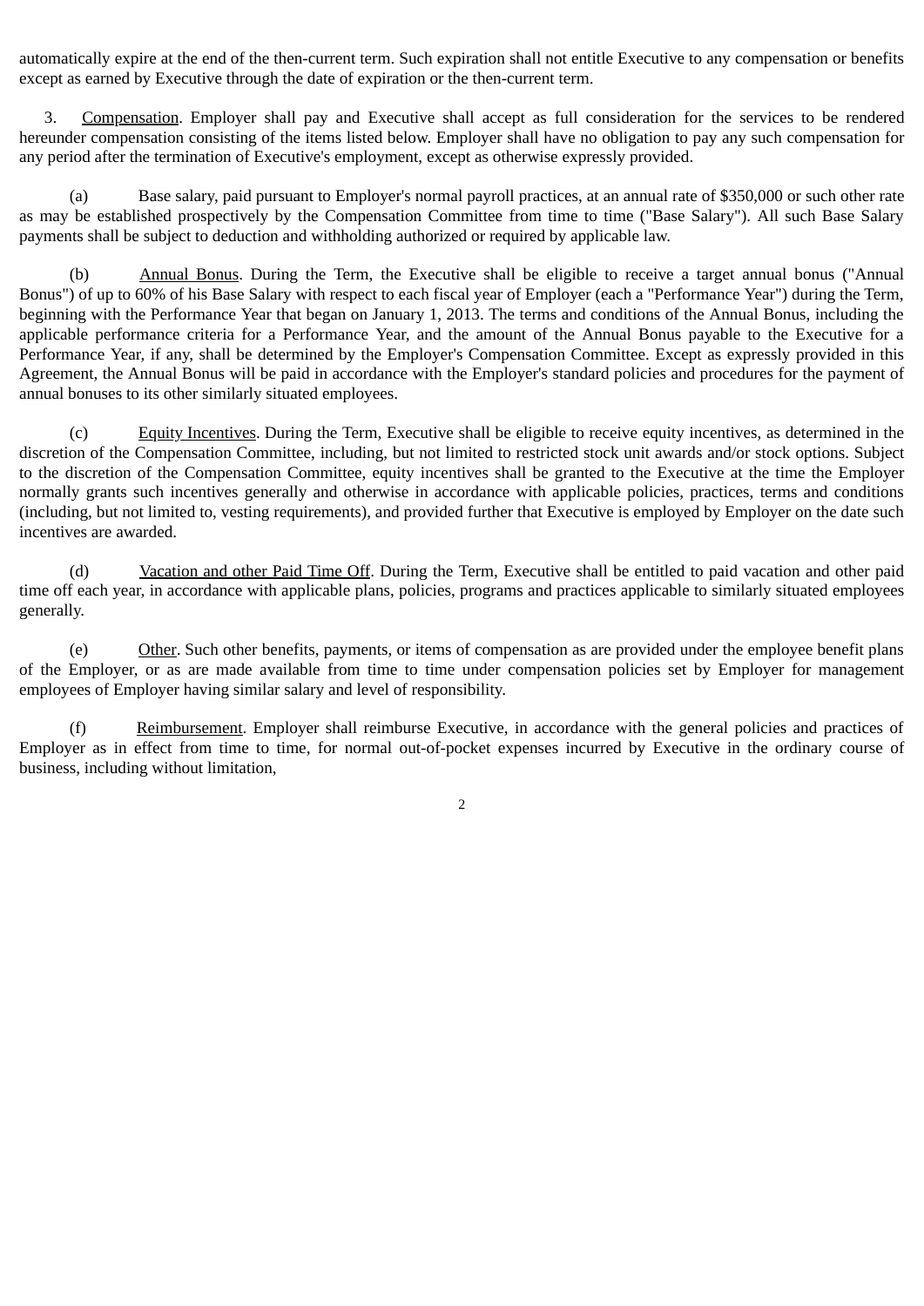automatically expire at the end of the then-current term. Such expiration shall not entitle Executive to any compensation or benefits except as earned by Executive through the date of expiration or the then-current term.

3. Compensation. Employer shall pay and Executive shall accept as full consideration for the services to be rendered hereunder compensation consisting of the items listed below. Employer shall have no obligation to pay any such compensation for any period after the termination of Executive's employment, except as otherwise expressly provided.

(a) Base salary, paid pursuant to Employer's normal payroll practices, at an annual rate of $350,000 or such other rate as may be established prospectively by the Compensation Committee from time to time ("Base Salary"). All such Base Salary payments shall be subject to deduction and withholding authorized or required by applicable law.

(b) Annual Bonus. During the Term, the Executive shall be eligible to receive a target annual bonus ("Annual Bonus") of up to 60% of his Base Salary with respect to each fiscal year of Employer (each a "Performance Year") during the Term, beginning with the Performance Year that began on January 1, 2013. The terms and conditions of the Annual Bonus, including the applicable performance criteria for a Performance Year, and the amount of the Annual Bonus payable to the Executive for a Performance Year, if any, shall be determined by the Employer's Compensation Committee. Except as expressly provided in this Agreement, the Annual Bonus will be paid in accordance with the Employer's standard policies and procedures for the payment of annual bonuses to its other similarly situated employees.

(c) Equity Incentives. During the Term, Executive shall be eligible to receive equity incentives, as determined in the discretion of the Compensation Committee, including, but not limited to restricted stock unit awards and/or stock options. Subject to the discretion of the Compensation Committee, equity incentives shall be granted to the Executive at the time the Employer normally grants such incentives generally and otherwise in accordance with applicable policies, practices, terms and conditions (including, but not limited to, vesting requirements), and provided further that Executive is employed by Employer on the date such incentives are awarded.

(d) Vacation and other Paid Time Off. During the Term, Executive shall be entitled to paid vacation and other paid time off each year, in accordance with applicable plans, policies, programs and practices applicable to similarly situated employees generally.

(e) Other. Such other benefits, payments, or items of compensation as are provided under the employee benefit plans of the Employer, or as are made available from time to time under compensation policies set by Employer for management employees of Employer having similar salary and level of responsibility.

(f) Reimbursement. Employer shall reimburse Executive, in accordance with the general policies and practices of Employer as in effect from time to time, for normal out-of-pocket expenses incurred by Executive in the ordinary course of business, including without limitation,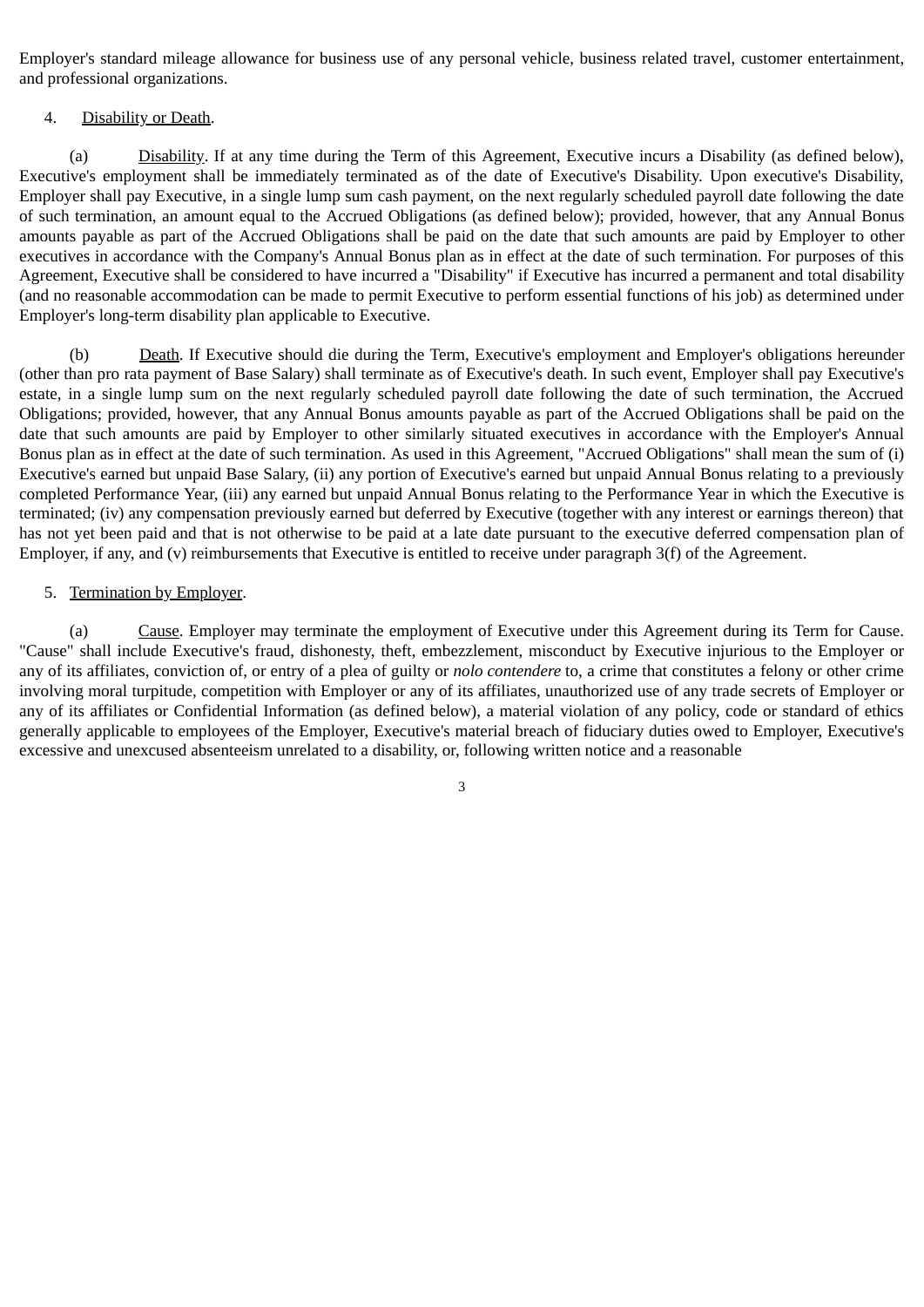Employer's standard mileage allowance for business use of any personal vehicle, business related travel, customer entertainment, and professional organizations.

4. Disability or Death.

(a) Disability. If at any time during the Term of this Agreement, Executive incurs a Disability (as defined below), Executive's employment shall be immediately terminated as of the date of Executive's Disability. Upon executive's Disability, Employer shall pay Executive, in a single lump sum cash payment, on the next regularly scheduled payroll date following the date of such termination, an amount equal to the Accrued Obligations (as defined below); provided, however, that any Annual Bonus amounts payable as part of the Accrued Obligations shall be paid on the date that such amounts are paid by Employer to other executives in accordance with the Company's Annual Bonus plan as in effect at the date of such termination. For purposes of this Agreement, Executive shall be considered to have incurred a "Disability" if Executive has incurred a permanent and total disability (and no reasonable accommodation can be made to permit Executive to perform essential functions of his job) as determined under Employer's long-term disability plan applicable to Executive.

(b) Death. If Executive should die during the Term, Executive's employment and Employer's obligations hereunder (other than pro rata payment of Base Salary) shall terminate as of Executive's death. In such event, Employer shall pay Executive's estate, in a single lump sum on the next regularly scheduled payroll date following the date of such termination, the Accrued Obligations; provided, however, that any Annual Bonus amounts payable as part of the Accrued Obligations shall be paid on the date that such amounts are paid by Employer to other similarly situated executives in accordance with the Employer's Annual Bonus plan as in effect at the date of such termination. As used in this Agreement, "Accrued Obligations" shall mean the sum of (i) Executive's earned but unpaid Base Salary, (ii) any portion of Executive's earned but unpaid Annual Bonus relating to a previously completed Performance Year, (iii) any earned but unpaid Annual Bonus relating to the Performance Year in which the Executive is terminated; (iv) any compensation previously earned but deferred by Executive (together with any interest or earnings thereon) that has not yet been paid and that is not otherwise to be paid at a late date pursuant to the executive deferred compensation plan of Employer, if any, and (v) reimbursements that Executive is entitled to receive under paragraph 3(f) of the Agreement.

5. Termination by Employer.

(a) Cause. Employer may terminate the employment of Executive under this Agreement during its Term for Cause. "Cause" shall include Executive's fraud, dishonesty, theft, embezzlement, misconduct by Executive injurious to the Employer or any of its affiliates, conviction of, or entry of a plea of guilty or *nolo contendere* to, a crime that constitutes a felony or other crime involving moral turpitude, competition with Employer or any of its affiliates, unauthorized use of any trade secrets of Employer or any of its affiliates or Confidential Information (as defined below), a material violation of any policy, code or standard of ethics generally applicable to employees of the Employer, Executive's material breach of fiduciary duties owed to Employer, Executive's excessive and unexcused absenteeism unrelated to a disability, or, following written notice and a reasonable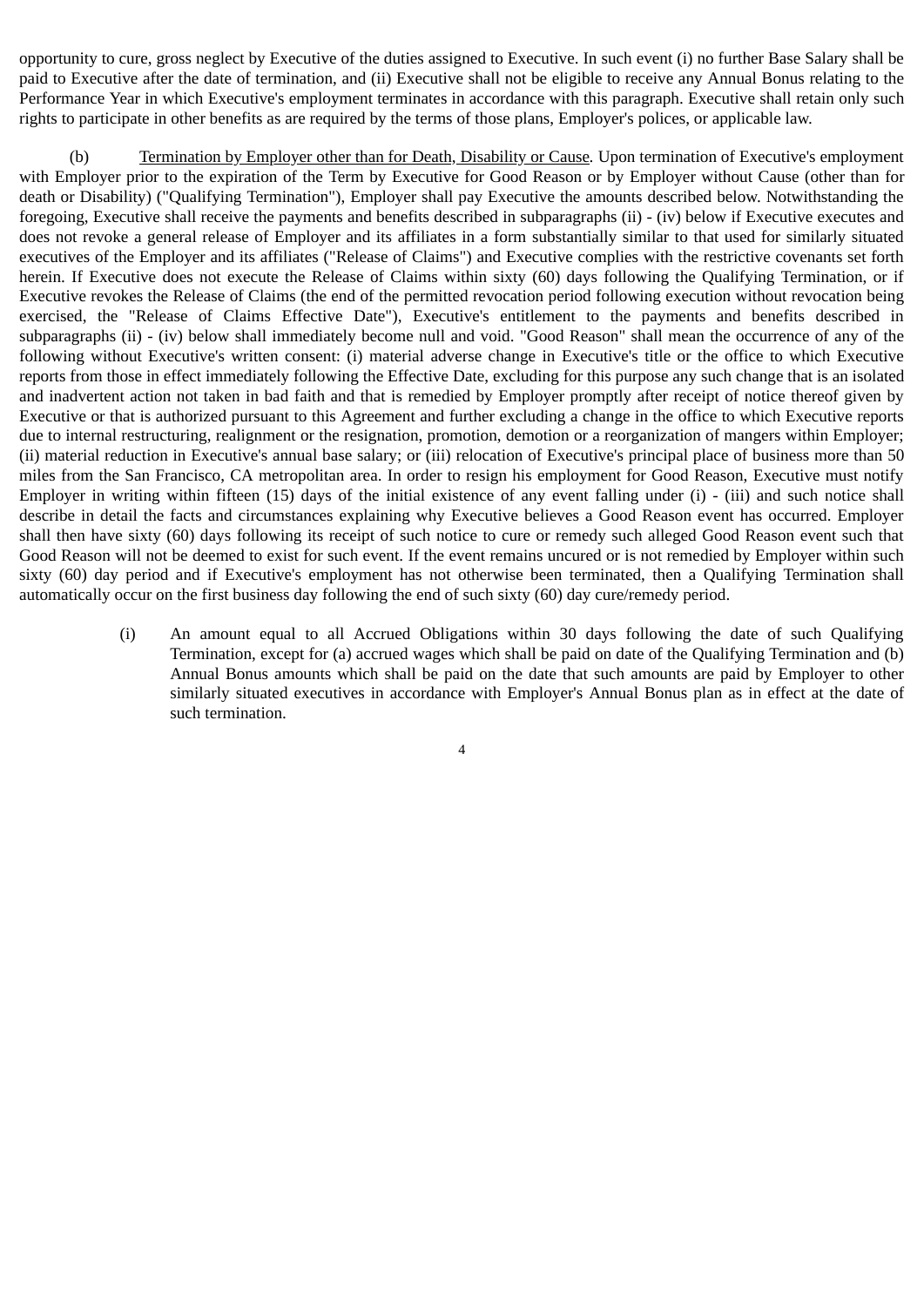opportunity to cure, gross neglect by Executive of the duties assigned to Executive. In such event (i) no further Base Salary shall be paid to Executive after the date of termination, and (ii) Executive shall not be eligible to receive any Annual Bonus relating to the Performance Year in which Executive's employment terminates in accordance with this paragraph. Executive shall retain only such rights to participate in other benefits as are required by the terms of those plans, Employer's polices, or applicable law.

(b) Termination by Employer other than for Death, Disability or Cause. Upon termination of Executive's employment with Employer prior to the expiration of the Term by Executive for Good Reason or by Employer without Cause (other than for death or Disability) ("Qualifying Termination"), Employer shall pay Executive the amounts described below. Notwithstanding the foregoing, Executive shall receive the payments and benefits described in subparagraphs (ii) - (iv) below if Executive executes and does not revoke a general release of Employer and its affiliates in a form substantially similar to that used for similarly situated executives of the Employer and its affiliates ("Release of Claims") and Executive complies with the restrictive covenants set forth herein. If Executive does not execute the Release of Claims within sixty (60) days following the Qualifying Termination, or if Executive revokes the Release of Claims (the end of the permitted revocation period following execution without revocation being exercised, the "Release of Claims Effective Date"), Executive's entitlement to the payments and benefits described in subparagraphs (ii) - (iv) below shall immediately become null and void. "Good Reason" shall mean the occurrence of any of the following without Executive's written consent: (i) material adverse change in Executive's title or the office to which Executive reports from those in effect immediately following the Effective Date, excluding for this purpose any such change that is an isolated and inadvertent action not taken in bad faith and that is remedied by Employer promptly after receipt of notice thereof given by Executive or that is authorized pursuant to this Agreement and further excluding a change in the office to which Executive reports due to internal restructuring, realignment or the resignation, promotion, demotion or a reorganization of mangers within Employer; (ii) material reduction in Executive's annual base salary; or (iii) relocation of Executive's principal place of business more than 50 miles from the San Francisco, CA metropolitan area. In order to resign his employment for Good Reason, Executive must notify Employer in writing within fifteen (15) days of the initial existence of any event falling under (i) - (iii) and such notice shall describe in detail the facts and circumstances explaining why Executive believes a Good Reason event has occurred. Employer shall then have sixty (60) days following its receipt of such notice to cure or remedy such alleged Good Reason event such that Good Reason will not be deemed to exist for such event. If the event remains uncured or is not remedied by Employer within such sixty (60) day period and if Executive's employment has not otherwise been terminated, then a Qualifying Termination shall automatically occur on the first business day following the end of such sixty (60) day cure/remedy period.

(i) An amount equal to all Accrued Obligations within 30 days following the date of such Qualifying Termination, except for (a) accrued wages which shall be paid on date of the Qualifying Termination and (b) Annual Bonus amounts which shall be paid on the date that such amounts are paid by Employer to other similarly situated executives in accordance with Employer's Annual Bonus plan as in effect at the date of such termination.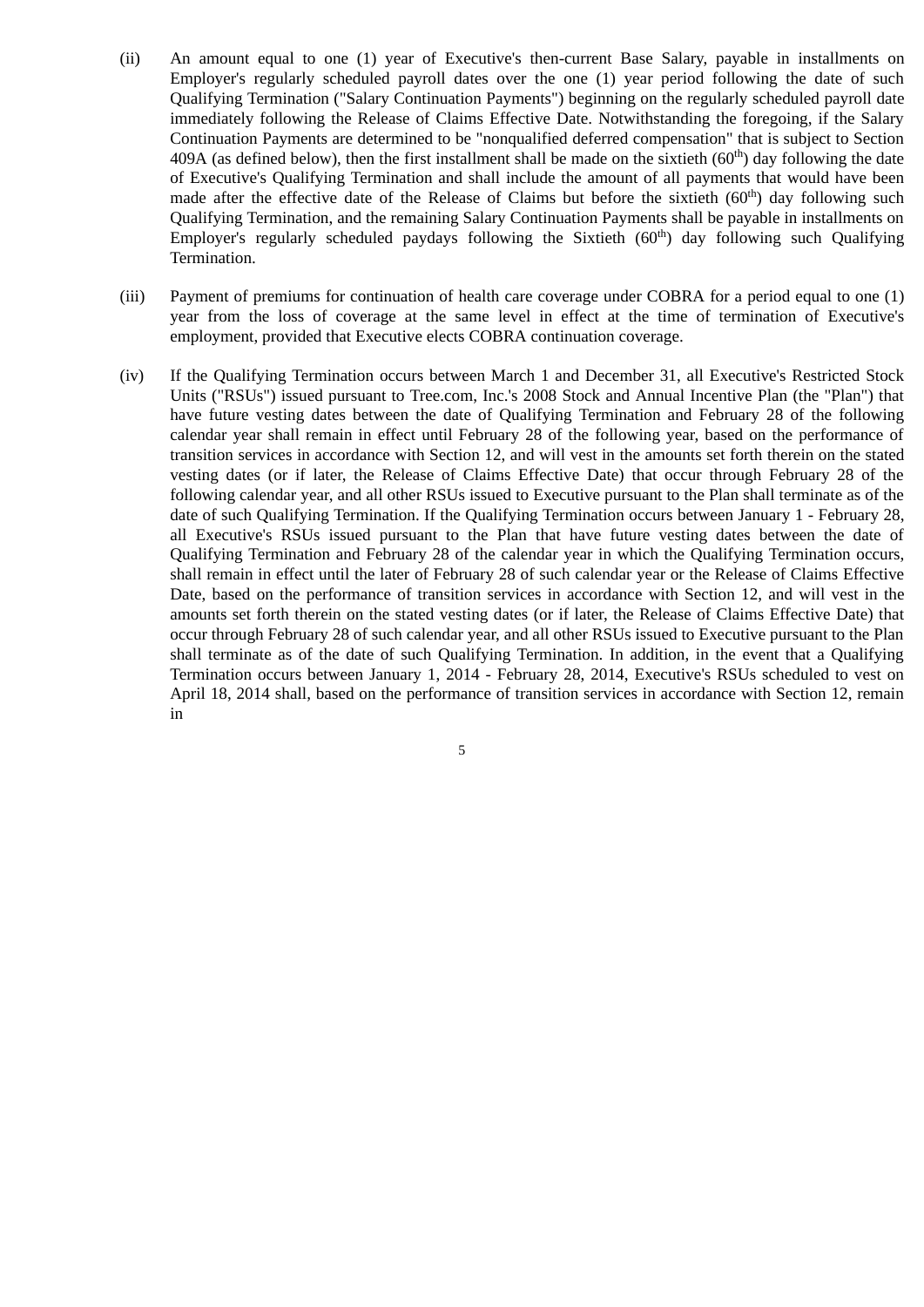(ii) An amount equal to one (1) year of Executive's then-current Base Salary, payable in installments on Employer's regularly scheduled payroll dates over the one (1) year period following the date of such Qualifying Termination ("Salary Continuation Payments") beginning on the regularly scheduled payroll date immediately following the Release of Claims Effective Date. Notwithstanding the foregoing, if the Salary Continuation Payments are determined to be "nonqualified deferred compensation" that is subject to Section 409A (as defined below), then the first installment shall be made on the sixtieth ($60^{th}$) day following the date of Executive's Qualifying Termination and shall include the amount of all payments that would have been made after the effective date of the Release of Claims but before the sixtieth ($60^{th}$) day following such Qualifying Termination, and the remaining Salary Continuation Payments shall be payable in installments on Employer's regularly scheduled paydays following the Sixtieth ($60^{th}$) day following such Qualifying Termination.

(iii) Payment of premiums for continuation of health care coverage under COBRA for a period equal to one (1) year from the loss of coverage at the same level in effect at the time of termination of Executive's employment, provided that Executive elects COBRA continuation coverage.

(iv) If the Qualifying Termination occurs between March 1 and December 31, all Executive's Restricted Stock Units ("RSUs") issued pursuant to Tree.com, Inc.'s 2008 Stock and Annual Incentive Plan (the "Plan") that have future vesting dates between the date of Qualifying Termination and February 28 of the following calendar year shall remain in effect until February 28 of the following year, based on the performance of transition services in accordance with Section 12, and will vest in the amounts set forth therein on the stated vesting dates (or if later, the Release of Claims Effective Date) that occur through February 28 of the following calendar year, and all other RSUs issued to Executive pursuant to the Plan shall terminate as of the date of such Qualifying Termination. If the Qualifying Termination occurs between January 1 - February 28, all Executive's RSUs issued pursuant to the Plan that have future vesting dates between the date of Qualifying Termination and February 28 of the calendar year in which the Qualifying Termination occurs, shall remain in effect until the later of February 28 of such calendar year or the Release of Claims Effective Date, based on the performance of transition services in accordance with Section 12, and will vest in the amounts set forth therein on the stated vesting dates (or if later, the Release of Claims Effective Date) that occur through February 28 of such calendar year, and all other RSUs issued to Executive pursuant to the Plan shall terminate as of the date of such Qualifying Termination. In addition, in the event that a Qualifying Termination occurs between January 1, 2014 - February 28, 2014, Executive's RSUs scheduled to vest on April 18, 2014 shall, based on the performance of transition services in accordance with Section 12, remain in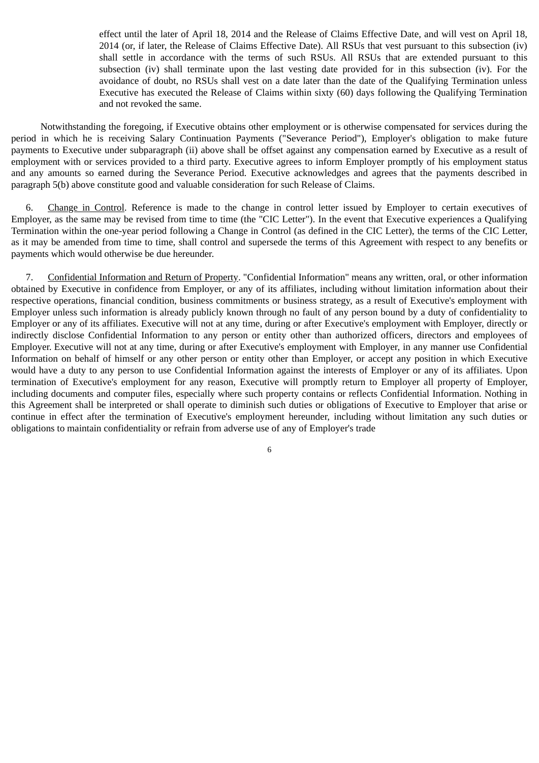effect until the later of April 18, 2014 and the Release of Claims Effective Date, and will vest on April 18, 2014 (or, if later, the Release of Claims Effective Date). All RSUs that vest pursuant to this subsection (iv) shall settle in accordance with the terms of such RSUs. All RSUs that are extended pursuant to this subsection (iv) shall terminate upon the last vesting date provided for in this subsection (iv). For the avoidance of doubt, no RSUs shall vest on a date later than the date of the Qualifying Termination unless Executive has executed the Release of Claims within sixty (60) days following the Qualifying Termination and not revoked the same.

Notwithstanding the foregoing, if Executive obtains other employment or is otherwise compensated for services during the period in which he is receiving Salary Continuation Payments ("Severance Period"), Employer's obligation to make future payments to Executive under subparagraph (ii) above shall be offset against any compensation earned by Executive as a result of employment with or services provided to a third party. Executive agrees to inform Employer promptly of his employment status and any amounts so earned during the Severance Period. Executive acknowledges and agrees that the payments described in paragraph 5(b) above constitute good and valuable consideration for such Release of Claims.

6. Change in Control. Reference is made to the change in control letter issued by Employer to certain executives of Employer, as the same may be revised from time to time (the "CIC Letter"). In the event that Executive experiences a Qualifying Termination within the one-year period following a Change in Control (as defined in the CIC Letter), the terms of the CIC Letter, as it may be amended from time to time, shall control and supersede the terms of this Agreement with respect to any benefits or payments which would otherwise be due hereunder.

7. Confidential Information and Return of Property. "Confidential Information" means any written, oral, or other information obtained by Executive in confidence from Employer, or any of its affiliates, including without limitation information about their respective operations, financial condition, business commitments or business strategy, as a result of Executive's employment with Employer unless such information is already publicly known through no fault of any person bound by a duty of confidentiality to Employer or any of its affiliates. Executive will not at any time, during or after Executive's employment with Employer, directly or indirectly disclose Confidential Information to any person or entity other than authorized officers, directors and employees of Employer. Executive will not at any time, during or after Executive's employment with Employer, in any manner use Confidential Information on behalf of himself or any other person or entity other than Employer, or accept any position in which Executive would have a duty to any person to use Confidential Information against the interests of Employer or any of its affiliates. Upon termination of Executive's employment for any reason, Executive will promptly return to Employer all property of Employer, including documents and computer files, especially where such property contains or reflects Confidential Information. Nothing in this Agreement shall be interpreted or shall operate to diminish such duties or obligations of Executive to Employer that arise or continue in effect after the termination of Executive's employment hereunder, including without limitation any such duties or obligations to maintain confidentiality or refrain from adverse use of any of Employer's trade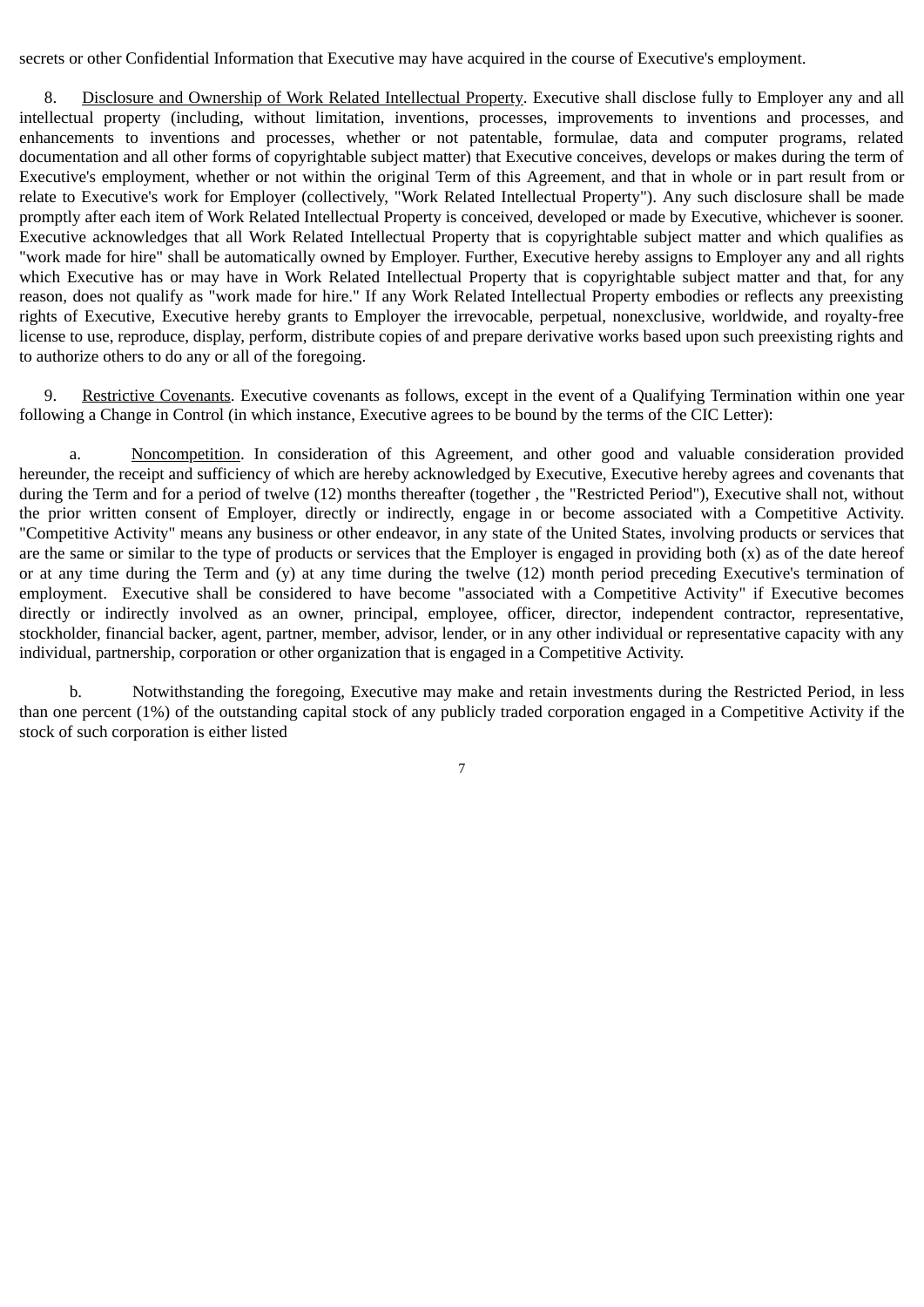secrets or other Confidential Information that Executive may have acquired in the course of Executive's employment.

8. Disclosure and Ownership of Work Related Intellectual Property. Executive shall disclose fully to Employer any and all intellectual property (including, without limitation, inventions, processes, improvements to inventions and processes, and enhancements to inventions and processes, whether or not patentable, formulae, data and computer programs, related documentation and all other forms of copyrightable subject matter) that Executive conceives, develops or makes during the term of Executive's employment, whether or not within the original Term of this Agreement, and that in whole or in part result from or relate to Executive's work for Employer (collectively, "Work Related Intellectual Property"). Any such disclosure shall be made promptly after each item of Work Related Intellectual Property is conceived, developed or made by Executive, whichever is sooner. Executive acknowledges that all Work Related Intellectual Property that is copyrightable subject matter and which qualifies as "work made for hire" shall be automatically owned by Employer. Further, Executive hereby assigns to Employer any and all rights which Executive has or may have in Work Related Intellectual Property that is copyrightable subject matter and that, for any reason, does not qualify as "work made for hire." If any Work Related Intellectual Property embodies or reflects any preexisting rights of Executive, Executive hereby grants to Employer the irrevocable, perpetual, nonexclusive, worldwide, and royalty-free license to use, reproduce, display, perform, distribute copies of and prepare derivative works based upon such preexisting rights and to authorize others to do any or all of the foregoing.

9. Restrictive Covenants. Executive covenants as follows, except in the event of a Qualifying Termination within one year following a Change in Control (in which instance, Executive agrees to be bound by the terms of the CIC Letter):

a. Noncompetition. In consideration of this Agreement, and other good and valuable consideration provided hereunder, the receipt and sufficiency of which are hereby acknowledged by Executive, Executive hereby agrees and covenants that during the Term and for a period of twelve (12) months thereafter (together , the "Restricted Period"), Executive shall not, without the prior written consent of Employer, directly or indirectly, engage in or become associated with a Competitive Activity. "Competitive Activity" means any business or other endeavor, in any state of the United States, involving products or services that are the same or similar to the type of products or services that the Employer is engaged in providing both (x) as of the date hereof or at any time during the Term and (y) at any time during the twelve (12) month period preceding Executive's termination of employment. Executive shall be considered to have become "associated with a Competitive Activity" if Executive becomes directly or indirectly involved as an owner, principal, employee, officer, director, independent contractor, representative, stockholder, financial backer, agent, partner, member, advisor, lender, or in any other individual or representative capacity with any individual, partnership, corporation or other organization that is engaged in a Competitive Activity.

b. Notwithstanding the foregoing, Executive may make and retain investments during the Restricted Period, in less than one percent (1%) of the outstanding capital stock of any publicly traded corporation engaged in a Competitive Activity if the stock of such corporation is either listed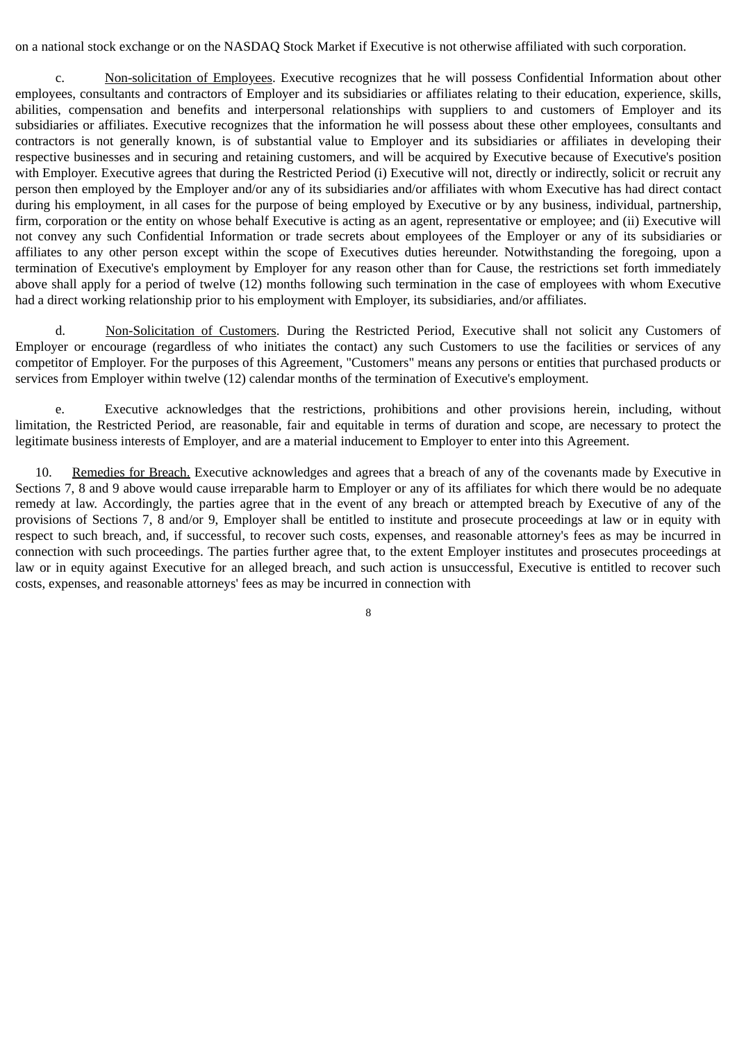on a national stock exchange or on the NASDAQ Stock Market if Executive is not otherwise affiliated with such corporation.

c. Non-solicitation of Employees. Executive recognizes that he will possess Confidential Information about other employees, consultants and contractors of Employer and its subsidiaries or affiliates relating to their education, experience, skills, abilities, compensation and benefits and interpersonal relationships with suppliers to and customers of Employer and its subsidiaries or affiliates. Executive recognizes that the information he will possess about these other employees, consultants and contractors is not generally known, is of substantial value to Employer and its subsidiaries or affiliates in developing their respective businesses and in securing and retaining customers, and will be acquired by Executive because of Executive's position with Employer. Executive agrees that during the Restricted Period (i) Executive will not, directly or indirectly, solicit or recruit any person then employed by the Employer and/or any of its subsidiaries and/or affiliates with whom Executive has had direct contact during his employment, in all cases for the purpose of being employed by Executive or by any business, individual, partnership, firm, corporation or the entity on whose behalf Executive is acting as an agent, representative or employee; and (ii) Executive will not convey any such Confidential Information or trade secrets about employees of the Employer or any of its subsidiaries or affiliates to any other person except within the scope of Executives duties hereunder. Notwithstanding the foregoing, upon a termination of Executive's employment by Employer for any reason other than for Cause, the restrictions set forth immediately above shall apply for a period of twelve (12) months following such termination in the case of employees with whom Executive had a direct working relationship prior to his employment with Employer, its subsidiaries, and/or affiliates.

d. Non-Solicitation of Customers. During the Restricted Period, Executive shall not solicit any Customers of Employer or encourage (regardless of who initiates the contact) any such Customers to use the facilities or services of any competitor of Employer. For the purposes of this Agreement, "Customers" means any persons or entities that purchased products or services from Employer within twelve (12) calendar months of the termination of Executive's employment.

e. Executive acknowledges that the restrictions, prohibitions and other provisions herein, including, without limitation, the Restricted Period, are reasonable, fair and equitable in terms of duration and scope, are necessary to protect the legitimate business interests of Employer, and are a material inducement to Employer to enter into this Agreement.

10. Remedies for Breach. Executive acknowledges and agrees that a breach of any of the covenants made by Executive in Sections 7, 8 and 9 above would cause irreparable harm to Employer or any of its affiliates for which there would be no adequate remedy at law. Accordingly, the parties agree that in the event of any breach or attempted breach by Executive of any of the provisions of Sections 7, 8 and/or 9, Employer shall be entitled to institute and prosecute proceedings at law or in equity with respect to such breach, and, if successful, to recover such costs, expenses, and reasonable attorney's fees as may be incurred in connection with such proceedings. The parties further agree that, to the extent Employer institutes and prosecutes proceedings at law or in equity against Executive for an alleged breach, and such action is unsuccessful, Executive is entitled to recover such costs, expenses, and reasonable attorneys' fees as may be incurred in connection with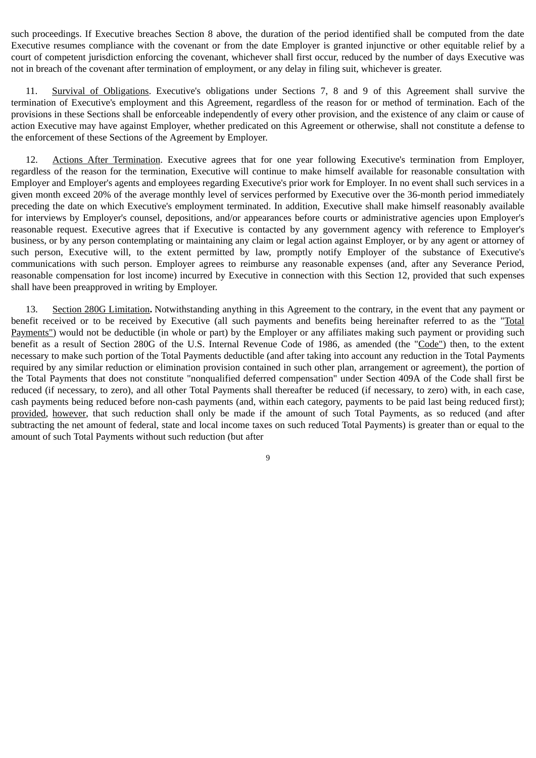such proceedings. If Executive breaches Section 8 above, the duration of the period identified shall be computed from the date Executive resumes compliance with the covenant or from the date Employer is granted injunctive or other equitable relief by a court of competent jurisdiction enforcing the covenant, whichever shall first occur, reduced by the number of days Executive was not in breach of the covenant after termination of employment, or any delay in filing suit, whichever is greater.

11. Survival of Obligations. Executive's obligations under Sections 7, 8 and 9 of this Agreement shall survive the termination of Executive's employment and this Agreement, regardless of the reason for or method of termination. Each of the provisions in these Sections shall be enforceable independently of every other provision, and the existence of any claim or cause of action Executive may have against Employer, whether predicated on this Agreement or otherwise, shall not constitute a defense to the enforcement of these Sections of the Agreement by Employer.

12. Actions After Termination. Executive agrees that for one year following Executive's termination from Employer, regardless of the reason for the termination, Executive will continue to make himself available for reasonable consultation with Employer and Employer's agents and employees regarding Executive's prior work for Employer. In no event shall such services in a given month exceed 20% of the average monthly level of services performed by Executive over the 36-month period immediately preceding the date on which Executive's employment terminated. In addition, Executive shall make himself reasonably available for interviews by Employer's counsel, depositions, and/or appearances before courts or administrative agencies upon Employer's reasonable request. Executive agrees that if Executive is contacted by any government agency with reference to Employer's business, or by any person contemplating or maintaining any claim or legal action against Employer, or by any agent or attorney of such person, Executive will, to the extent permitted by law, promptly notify Employer of the substance of Executive's communications with such person. Employer agrees to reimburse any reasonable expenses (and, after any Severance Period, reasonable compensation for lost income) incurred by Executive in connection with this Section 12, provided that such expenses shall have been preapproved in writing by Employer.

13. Section 280G Limitation**.** Notwithstanding anything in this Agreement to the contrary, in the event that any payment or benefit received or to be received by Executive (all such payments and benefits being hereinafter referred to as the "Total Payments") would not be deductible (in whole or part) by the Employer or any affiliates making such payment or providing such benefit as a result of Section 280G of the U.S. Internal Revenue Code of 1986, as amended (the "Code") then, to the extent necessary to make such portion of the Total Payments deductible (and after taking into account any reduction in the Total Payments required by any similar reduction or elimination provision contained in such other plan, arrangement or agreement), the portion of the Total Payments that does not constitute "nonqualified deferred compensation" under Section 409A of the Code shall first be reduced (if necessary, to zero), and all other Total Payments shall thereafter be reduced (if necessary, to zero) with, in each case, cash payments being reduced before non-cash payments (and, within each category, payments to be paid last being reduced first); provided, however, that such reduction shall only be made if the amount of such Total Payments, as so reduced (and after subtracting the net amount of federal, state and local income taxes on such reduced Total Payments) is greater than or equal to the amount of such Total Payments without such reduction (but after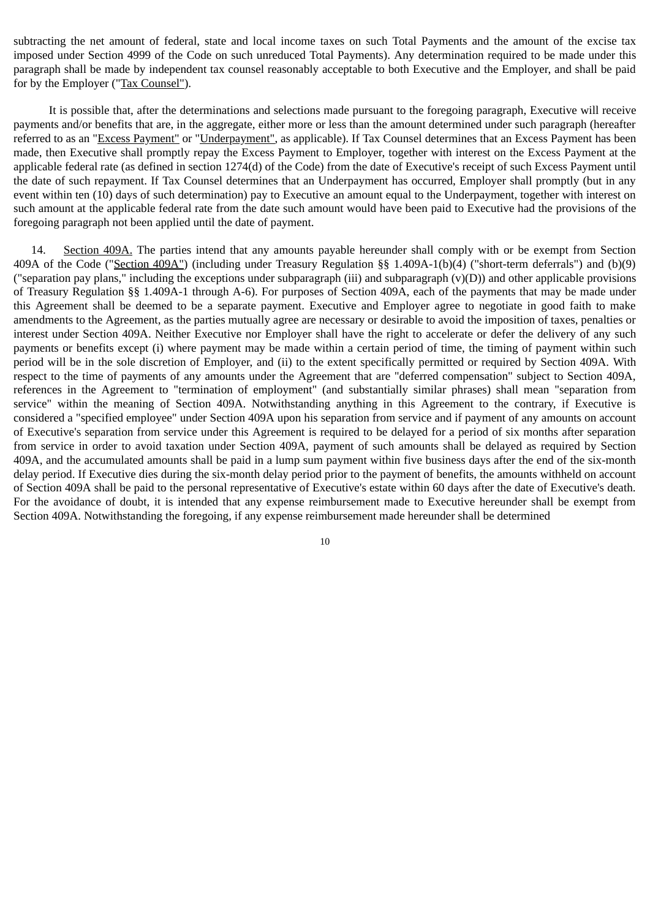subtracting the net amount of federal, state and local income taxes on such Total Payments and the amount of the excise tax imposed under Section 4999 of the Code on such unreduced Total Payments). Any determination required to be made under this paragraph shall be made by independent tax counsel reasonably acceptable to both Executive and the Employer, and shall be paid for by the Employer ("Tax Counsel").

It is possible that, after the determinations and selections made pursuant to the foregoing paragraph, Executive will receive payments and/or benefits that are, in the aggregate, either more or less than the amount determined under such paragraph (hereafter referred to as an "Excess Payment" or "Underpayment", as applicable). If Tax Counsel determines that an Excess Payment has been made, then Executive shall promptly repay the Excess Payment to Employer, together with interest on the Excess Payment at the applicable federal rate (as defined in section 1274(d) of the Code) from the date of Executive's receipt of such Excess Payment until the date of such repayment. If Tax Counsel determines that an Underpayment has occurred, Employer shall promptly (but in any event within ten (10) days of such determination) pay to Executive an amount equal to the Underpayment, together with interest on such amount at the applicable federal rate from the date such amount would have been paid to Executive had the provisions of the foregoing paragraph not been applied until the date of payment.

14. Section 409A. The parties intend that any amounts payable hereunder shall comply with or be exempt from Section 409A of the Code ("Section 409A") (including under Treasury Regulation §§ 1.409A-1(b)(4) ("short-term deferrals") and (b)(9) ("separation pay plans," including the exceptions under subparagraph (iii) and subparagraph (v)(D)) and other applicable provisions of Treasury Regulation §§ 1.409A-1 through A-6). For purposes of Section 409A, each of the payments that may be made under this Agreement shall be deemed to be a separate payment. Executive and Employer agree to negotiate in good faith to make amendments to the Agreement, as the parties mutually agree are necessary or desirable to avoid the imposition of taxes, penalties or interest under Section 409A. Neither Executive nor Employer shall have the right to accelerate or defer the delivery of any such payments or benefits except (i) where payment may be made within a certain period of time, the timing of payment within such period will be in the sole discretion of Employer, and (ii) to the extent specifically permitted or required by Section 409A. With respect to the time of payments of any amounts under the Agreement that are "deferred compensation" subject to Section 409A, references in the Agreement to "termination of employment" (and substantially similar phrases) shall mean "separation from service" within the meaning of Section 409A. Notwithstanding anything in this Agreement to the contrary, if Executive is considered a "specified employee" under Section 409A upon his separation from service and if payment of any amounts on account of Executive's separation from service under this Agreement is required to be delayed for a period of six months after separation from service in order to avoid taxation under Section 409A, payment of such amounts shall be delayed as required by Section 409A, and the accumulated amounts shall be paid in a lump sum payment within five business days after the end of the six-month delay period. If Executive dies during the six-month delay period prior to the payment of benefits, the amounts withheld on account of Section 409A shall be paid to the personal representative of Executive's estate within 60 days after the date of Executive's death. For the avoidance of doubt, it is intended that any expense reimbursement made to Executive hereunder shall be exempt from Section 409A. Notwithstanding the foregoing, if any expense reimbursement made hereunder shall be determined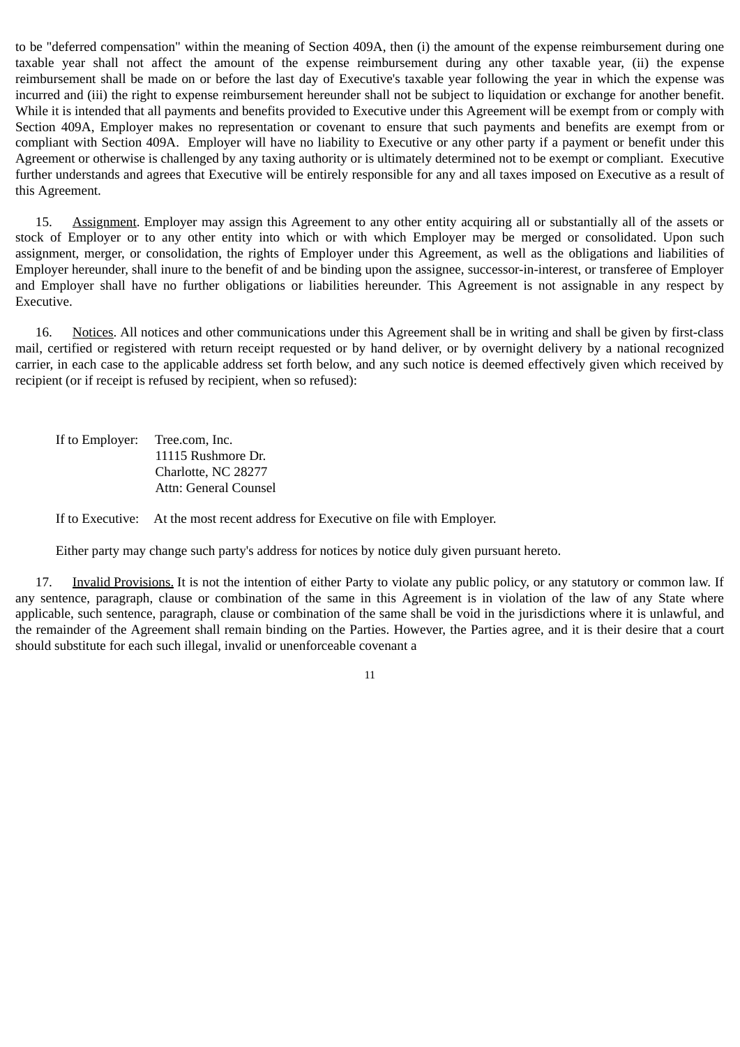to be "deferred compensation" within the meaning of Section 409A, then (i) the amount of the expense reimbursement during one taxable year shall not affect the amount of the expense reimbursement during any other taxable year, (ii) the expense reimbursement shall be made on or before the last day of Executive's taxable year following the year in which the expense was incurred and (iii) the right to expense reimbursement hereunder shall not be subject to liquidation or exchange for another benefit. While it is intended that all payments and benefits provided to Executive under this Agreement will be exempt from or comply with Section 409A, Employer makes no representation or covenant to ensure that such payments and benefits are exempt from or compliant with Section 409A. Employer will have no liability to Executive or any other party if a payment or benefit under this Agreement or otherwise is challenged by any taxing authority or is ultimately determined not to be exempt or compliant. Executive further understands and agrees that Executive will be entirely responsible for any and all taxes imposed on Executive as a result of this Agreement.

15. Assignment. Employer may assign this Agreement to any other entity acquiring all or substantially all of the assets or stock of Employer or to any other entity into which or with which Employer may be merged or consolidated. Upon such assignment, merger, or consolidation, the rights of Employer under this Agreement, as well as the obligations and liabilities of Employer hereunder, shall inure to the benefit of and be binding upon the assignee, successor-in-interest, or transferee of Employer and Employer shall have no further obligations or liabilities hereunder. This Agreement is not assignable in any respect by Executive.

16. Notices. All notices and other communications under this Agreement shall be in writing and shall be given by first-class mail, certified or registered with return receipt requested or by hand deliver, or by overnight delivery by a national recognized carrier, in each case to the applicable address set forth below, and any such notice is deemed effectively given which received by recipient (or if receipt is refused by recipient, when so refused):

If to Employer: Tree.com, Inc.
11115 Rushmore Dr.
Charlotte, NC 28277
Attn: General Counsel

If to Executive: At the most recent address for Executive on file with Employer.

Either party may change such party's address for notices by notice duly given pursuant hereto.

17. Invalid Provisions. It is not the intention of either Party to violate any public policy, or any statutory or common law. If any sentence, paragraph, clause or combination of the same in this Agreement is in violation of the law of any State where applicable, such sentence, paragraph, clause or combination of the same shall be void in the jurisdictions where it is unlawful, and the remainder of the Agreement shall remain binding on the Parties. However, the Parties agree, and it is their desire that a court should substitute for each such illegal, invalid or unenforceable covenant a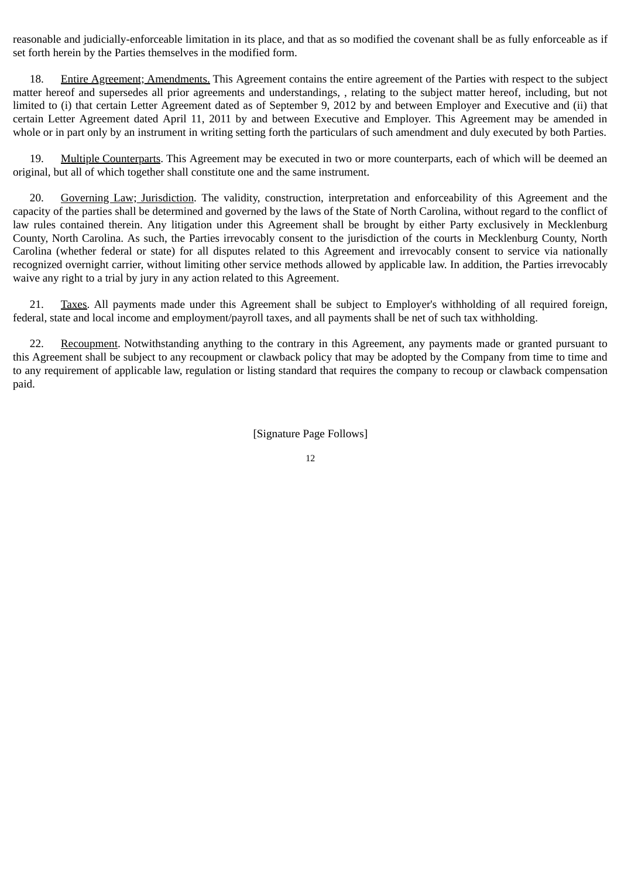reasonable and judicially-enforceable limitation in its place, and that as so modified the covenant shall be as fully enforceable as if set forth herein by the Parties themselves in the modified form.

18. Entire Agreement; Amendments. This Agreement contains the entire agreement of the Parties with respect to the subject matter hereof and supersedes all prior agreements and understandings, , relating to the subject matter hereof, including, but not limited to (i) that certain Letter Agreement dated as of September 9, 2012 by and between Employer and Executive and (ii) that certain Letter Agreement dated April 11, 2011 by and between Executive and Employer. This Agreement may be amended in whole or in part only by an instrument in writing setting forth the particulars of such amendment and duly executed by both Parties.

19. Multiple Counterparts. This Agreement may be executed in two or more counterparts, each of which will be deemed an original, but all of which together shall constitute one and the same instrument.

20. Governing Law; Jurisdiction. The validity, construction, interpretation and enforceability of this Agreement and the capacity of the parties shall be determined and governed by the laws of the State of North Carolina, without regard to the conflict of law rules contained therein. Any litigation under this Agreement shall be brought by either Party exclusively in Mecklenburg County, North Carolina. As such, the Parties irrevocably consent to the jurisdiction of the courts in Mecklenburg County, North Carolina (whether federal or state) for all disputes related to this Agreement and irrevocably consent to service via nationally recognized overnight carrier, without limiting other service methods allowed by applicable law. In addition, the Parties irrevocably waive any right to a trial by jury in any action related to this Agreement.

21. Taxes. All payments made under this Agreement shall be subject to Employer's withholding of all required foreign, federal, state and local income and employment/payroll taxes, and all payments shall be net of such tax withholding.

22. Recoupment. Notwithstanding anything to the contrary in this Agreement, any payments made or granted pursuant to this Agreement shall be subject to any recoupment or clawback policy that may be adopted by the Company from time to time and to any requirement of applicable law, regulation or listing standard that requires the company to recoup or clawback compensation paid.

[Signature Page Follows]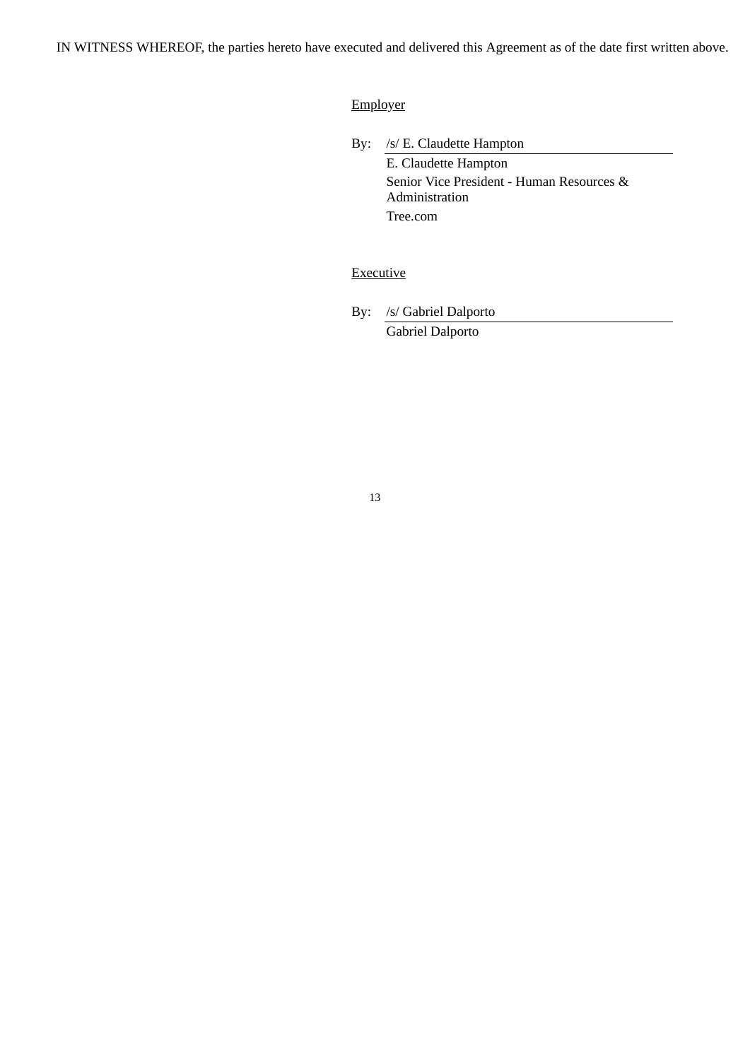IN WITNESS WHEREOF, the parties hereto have executed and delivered this Agreement as of the date first written above.

Employer

By: /s/ E. Claudette Hampton
E. Claudette Hampton
Senior Vice President - Human Resources & Administration
Tree.com

Executive

By: /s/ Gabriel Dalporto
Gabriel Dalporto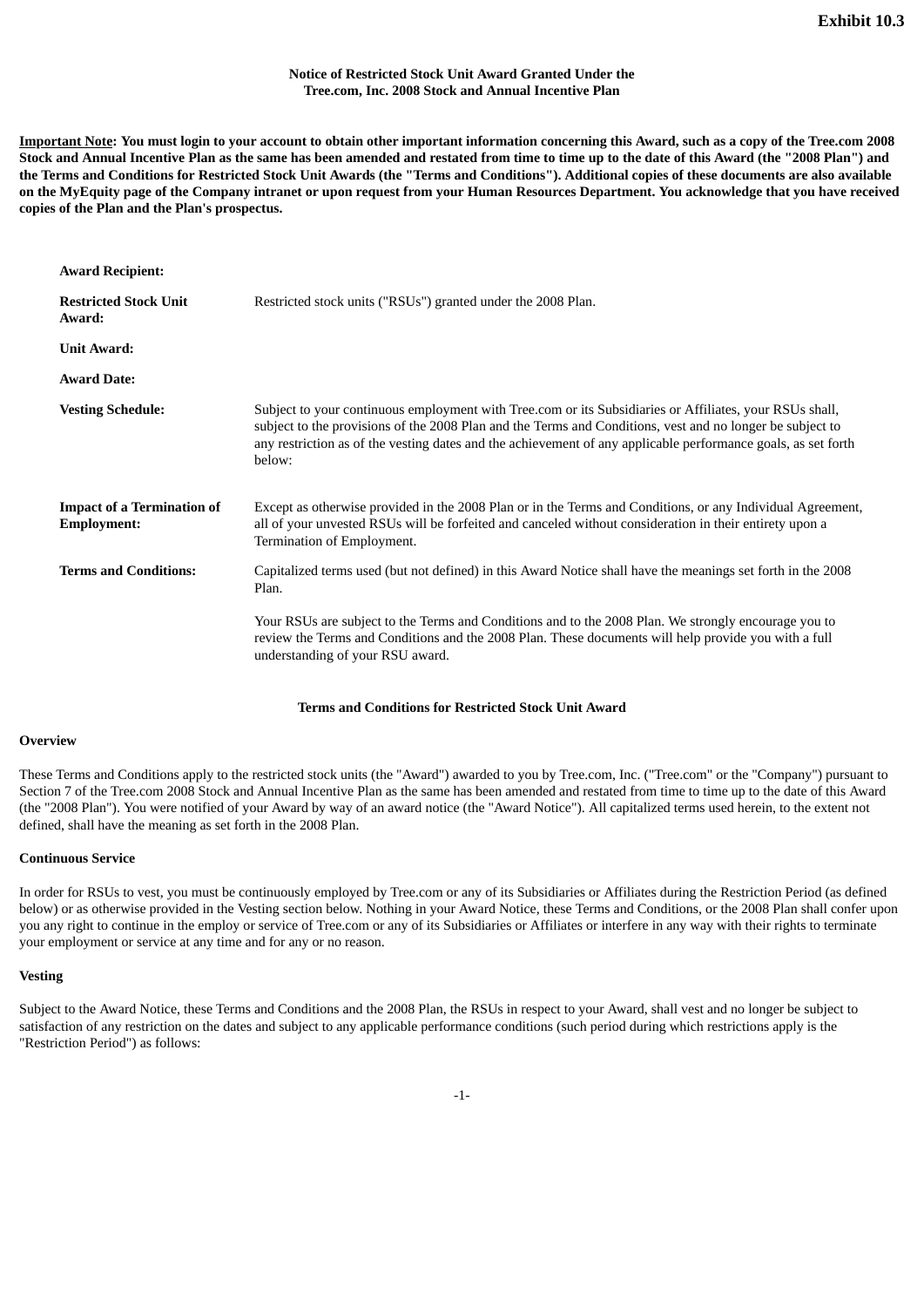**Exhibit 10.3**

**Notice of Restricted Stock Unit Award Granted Under the Tree.com, Inc. 2008 Stock and Annual Incentive Plan**

**<u>Important Note</u>: You must login to your account to obtain other important information concerning this Award, such as a copy of the Tree.com 2008 Stock and Annual Incentive Plan as the same has been amended and restated from time to time up to the date of this Award (the "2008 Plan") and the Terms and Conditions for Restricted Stock Unit Awards (the "Terms and Conditions"). Additional copies of these documents are also available on the MyEquity page of the Company intranet or upon request from your Human Resources Department. You acknowledge that you have received copies of the Plan and the Plan's prospectus.**

| | |
|---|---|
| **Award Recipient:** | |
| **Restricted Stock Unit Award:** | Restricted stock units ("RSUs") granted under the 2008 Plan. |
| **Unit Award:** | |
| **Award Date:** | |
| **Vesting Schedule:** | Subject to your continuous employment with Tree.com or its Subsidiaries or Affiliates, your RSUs shall, subject to the provisions of the 2008 Plan and the Terms and Conditions, vest and no longer be subject to any restriction as of the vesting dates and the achievement of any applicable performance goals, as set forth below: |
| **Impact of a Termination of Employment:** | Except as otherwise provided in the 2008 Plan or in the Terms and Conditions, or any Individual Agreement, all of your unvested RSUs will be forfeited and canceled without consideration in their entirety upon a Termination of Employment. |
| **Terms and Conditions:** | Capitalized terms used (but not defined) in this Award Notice shall have the meanings set forth in the 2008 Plan.<br><br>Your RSUs are subject to the Terms and Conditions and to the 2008 Plan. We strongly encourage you to review the Terms and Conditions and the 2008 Plan. These documents will help provide you with a full understanding of your RSU award. |

**Terms and Conditions for Restricted Stock Unit Award**

**Overview**

These Terms and Conditions apply to the restricted stock units (the "Award") awarded to you by Tree.com, Inc. ("Tree.com" or the "Company") pursuant to Section 7 of the Tree.com 2008 Stock and Annual Incentive Plan as the same has been amended and restated from time to time up to the date of this Award (the "2008 Plan"). You were notified of your Award by way of an award notice (the "Award Notice"). All capitalized terms used herein, to the extent not defined, shall have the meaning as set forth in the 2008 Plan.

**Continuous Service**

In order for RSUs to vest, you must be continuously employed by Tree.com or any of its Subsidiaries or Affiliates during the Restriction Period (as defined below) or as otherwise provided in the Vesting section below. Nothing in your Award Notice, these Terms and Conditions, or the 2008 Plan shall confer upon you any right to continue in the employ or service of Tree.com or any of its Subsidiaries or Affiliates or interfere in any way with their rights to terminate your employment or service at any time and for any or no reason.

**Vesting**

Subject to the Award Notice, these Terms and Conditions and the 2008 Plan, the RSUs in respect to your Award, shall vest and no longer be subject to satisfaction of any restriction on the dates and subject to any applicable performance conditions (such period during which restrictions apply is the "Restriction Period") as follows: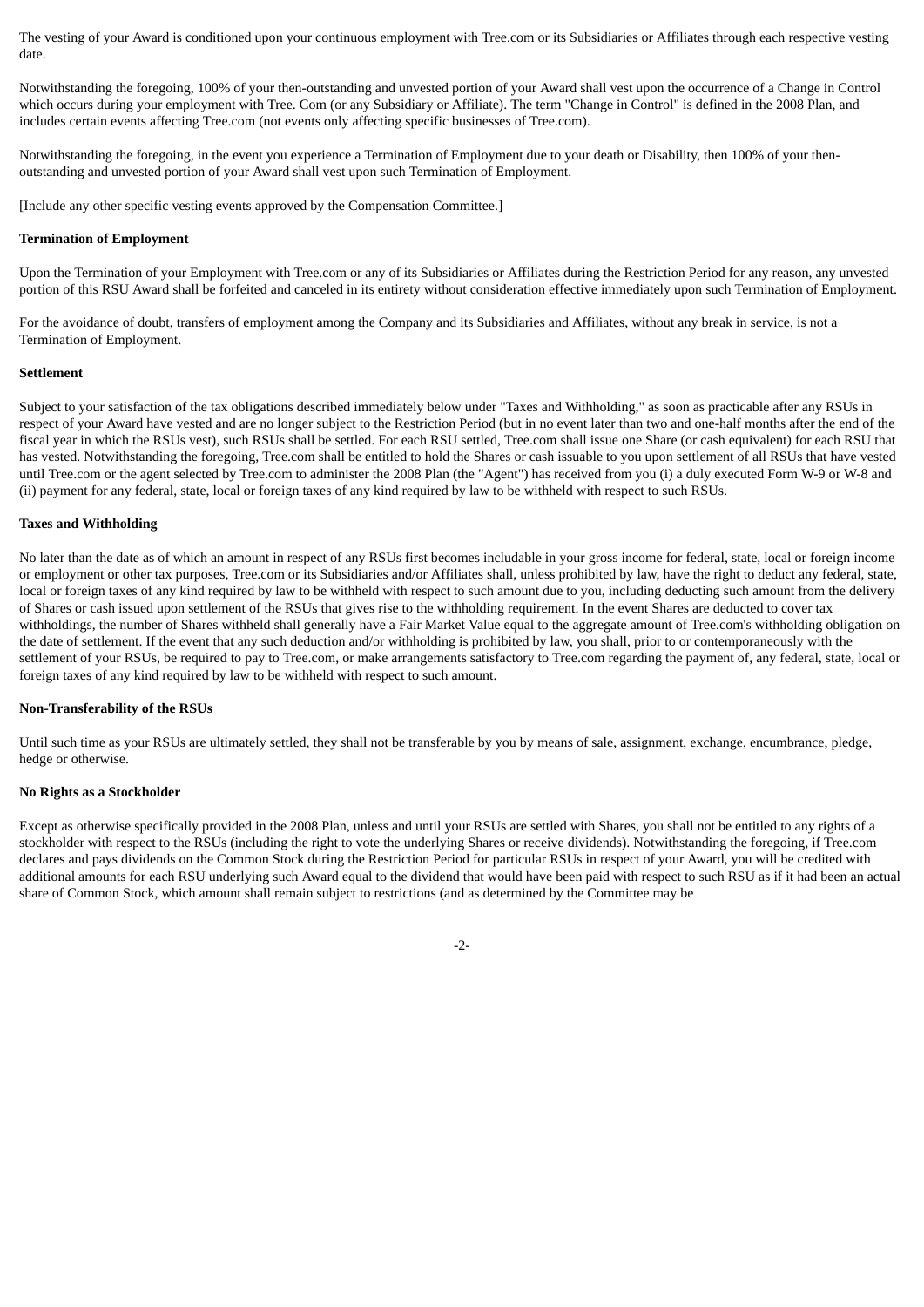The vesting of your Award is conditioned upon your continuous employment with Tree.com or its Subsidiaries or Affiliates through each respective vesting date.

Notwithstanding the foregoing, 100% of your then-outstanding and unvested portion of your Award shall vest upon the occurrence of a Change in Control which occurs during your employment with Tree. Com (or any Subsidiary or Affiliate). The term "Change in Control" is defined in the 2008 Plan, and includes certain events affecting Tree.com (not events only affecting specific businesses of Tree.com).

Notwithstanding the foregoing, in the event you experience a Termination of Employment due to your death or Disability, then 100% of your then-outstanding and unvested portion of your Award shall vest upon such Termination of Employment.

[Include any other specific vesting events approved by the Compensation Committee.]

**Termination of Employment**

Upon the Termination of your Employment with Tree.com or any of its Subsidiaries or Affiliates during the Restriction Period for any reason, any unvested portion of this RSU Award shall be forfeited and canceled in its entirety without consideration effective immediately upon such Termination of Employment.

For the avoidance of doubt, transfers of employment among the Company and its Subsidiaries and Affiliates, without any break in service, is not a Termination of Employment.

**Settlement**

Subject to your satisfaction of the tax obligations described immediately below under "Taxes and Withholding," as soon as practicable after any RSUs in respect of your Award have vested and are no longer subject to the Restriction Period (but in no event later than two and one-half months after the end of the fiscal year in which the RSUs vest), such RSUs shall be settled. For each RSU settled, Tree.com shall issue one Share (or cash equivalent) for each RSU that has vested. Notwithstanding the foregoing, Tree.com shall be entitled to hold the Shares or cash issuable to you upon settlement of all RSUs that have vested until Tree.com or the agent selected by Tree.com to administer the 2008 Plan (the "Agent") has received from you (i) a duly executed Form W-9 or W-8 and (ii) payment for any federal, state, local or foreign taxes of any kind required by law to be withheld with respect to such RSUs.

**Taxes and Withholding**

No later than the date as of which an amount in respect of any RSUs first becomes includable in your gross income for federal, state, local or foreign income or employment or other tax purposes, Tree.com or its Subsidiaries and/or Affiliates shall, unless prohibited by law, have the right to deduct any federal, state, local or foreign taxes of any kind required by law to be withheld with respect to such amount due to you, including deducting such amount from the delivery of Shares or cash issued upon settlement of the RSUs that gives rise to the withholding requirement. In the event Shares are deducted to cover tax withholdings, the number of Shares withheld shall generally have a Fair Market Value equal to the aggregate amount of Tree.com's withholding obligation on the date of settlement. If the event that any such deduction and/or withholding is prohibited by law, you shall, prior to or contemporaneously with the settlement of your RSUs, be required to pay to Tree.com, or make arrangements satisfactory to Tree.com regarding the payment of, any federal, state, local or foreign taxes of any kind required by law to be withheld with respect to such amount.

**Non-Transferability of the RSUs**

Until such time as your RSUs are ultimately settled, they shall not be transferable by you by means of sale, assignment, exchange, encumbrance, pledge, hedge or otherwise.

**No Rights as a Stockholder**

Except as otherwise specifically provided in the 2008 Plan, unless and until your RSUs are settled with Shares, you shall not be entitled to any rights of a stockholder with respect to the RSUs (including the right to vote the underlying Shares or receive dividends). Notwithstanding the foregoing, if Tree.com declares and pays dividends on the Common Stock during the Restriction Period for particular RSUs in respect of your Award, you will be credited with additional amounts for each RSU underlying such Award equal to the dividend that would have been paid with respect to such RSU as if it had been an actual share of Common Stock, which amount shall remain subject to restrictions (and as determined by the Committee may be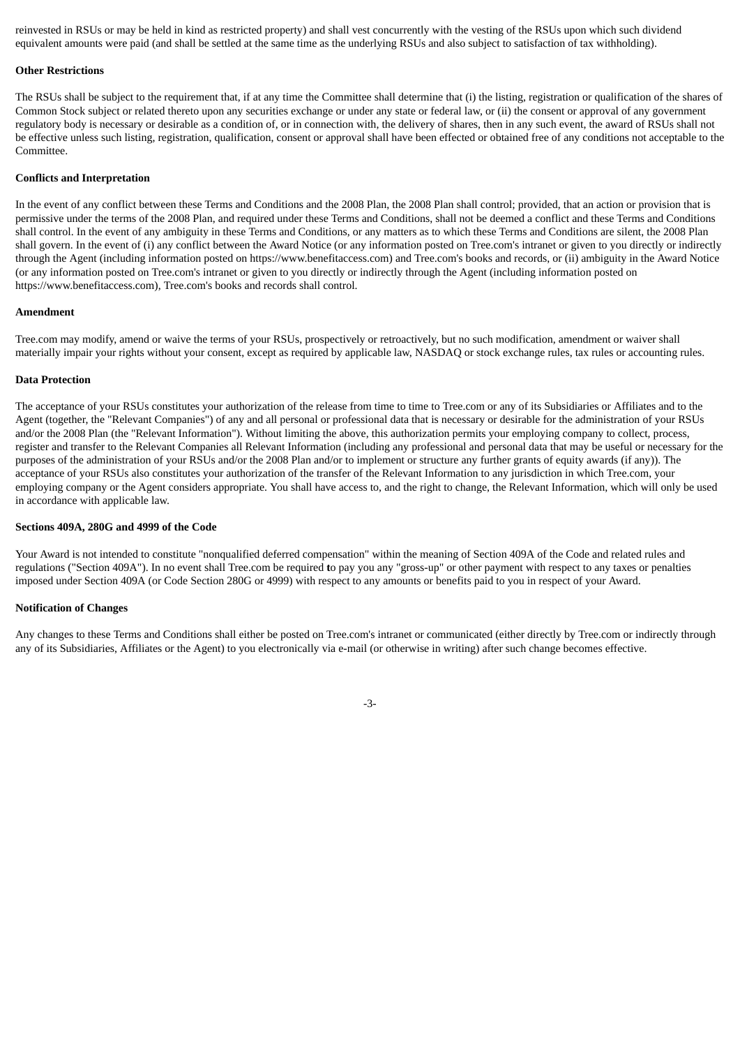reinvested in RSUs or may be held in kind as restricted property) and shall vest concurrently with the vesting of the RSUs upon which such dividend equivalent amounts were paid (and shall be settled at the same time as the underlying RSUs and also subject to satisfaction of tax withholding).

**Other Restrictions**

The RSUs shall be subject to the requirement that, if at any time the Committee shall determine that (i) the listing, registration or qualification of the shares of Common Stock subject or related thereto upon any securities exchange or under any state or federal law, or (ii) the consent or approval of any government regulatory body is necessary or desirable as a condition of, or in connection with, the delivery of shares, then in any such event, the award of RSUs shall not be effective unless such listing, registration, qualification, consent or approval shall have been effected or obtained free of any conditions not acceptable to the Committee.

**Conflicts and Interpretation**

In the event of any conflict between these Terms and Conditions and the 2008 Plan, the 2008 Plan shall control; provided, that an action or provision that is permissive under the terms of the 2008 Plan, and required under these Terms and Conditions, shall not be deemed a conflict and these Terms and Conditions shall control. In the event of any ambiguity in these Terms and Conditions, or any matters as to which these Terms and Conditions are silent, the 2008 Plan shall govern. In the event of (i) any conflict between the Award Notice (or any information posted on Tree.com's intranet or given to you directly or indirectly through the Agent (including information posted on https://www.benefitaccess.com) and Tree.com's books and records, or (ii) ambiguity in the Award Notice (or any information posted on Tree.com's intranet or given to you directly or indirectly through the Agent (including information posted on https://www.benefitaccess.com), Tree.com's books and records shall control.

**Amendment**

Tree.com may modify, amend or waive the terms of your RSUs, prospectively or retroactively, but no such modification, amendment or waiver shall materially impair your rights without your consent, except as required by applicable law, NASDAQ or stock exchange rules, tax rules or accounting rules.

**Data Protection**

The acceptance of your RSUs constitutes your authorization of the release from time to time to Tree.com or any of its Subsidiaries or Affiliates and to the Agent (together, the "Relevant Companies") of any and all personal or professional data that is necessary or desirable for the administration of your RSUs and/or the 2008 Plan (the "Relevant Information"). Without limiting the above, this authorization permits your employing company to collect, process, register and transfer to the Relevant Companies all Relevant Information (including any professional and personal data that may be useful or necessary for the purposes of the administration of your RSUs and/or the 2008 Plan and/or to implement or structure any further grants of equity awards (if any)). The acceptance of your RSUs also constitutes your authorization of the transfer of the Relevant Information to any jurisdiction in which Tree.com, your employing company or the Agent considers appropriate. You shall have access to, and the right to change, the Relevant Information, which will only be used in accordance with applicable law.

**Sections 409A, 280G and 4999 of the Code**

Your Award is not intended to constitute "nonqualified deferred compensation" within the meaning of Section 409A of the Code and related rules and regulations ("Section 409A"). In no event shall Tree.com be required to pay you any "gross-up" or other payment with respect to any taxes or penalties imposed under Section 409A (or Code Section 280G or 4999) with respect to any amounts or benefits paid to you in respect of your Award.

**Notification of Changes**

Any changes to these Terms and Conditions shall either be posted on Tree.com's intranet or communicated (either directly by Tree.com or indirectly through any of its Subsidiaries, Affiliates or the Agent) to you electronically via e-mail (or otherwise in writing) after such change becomes effective.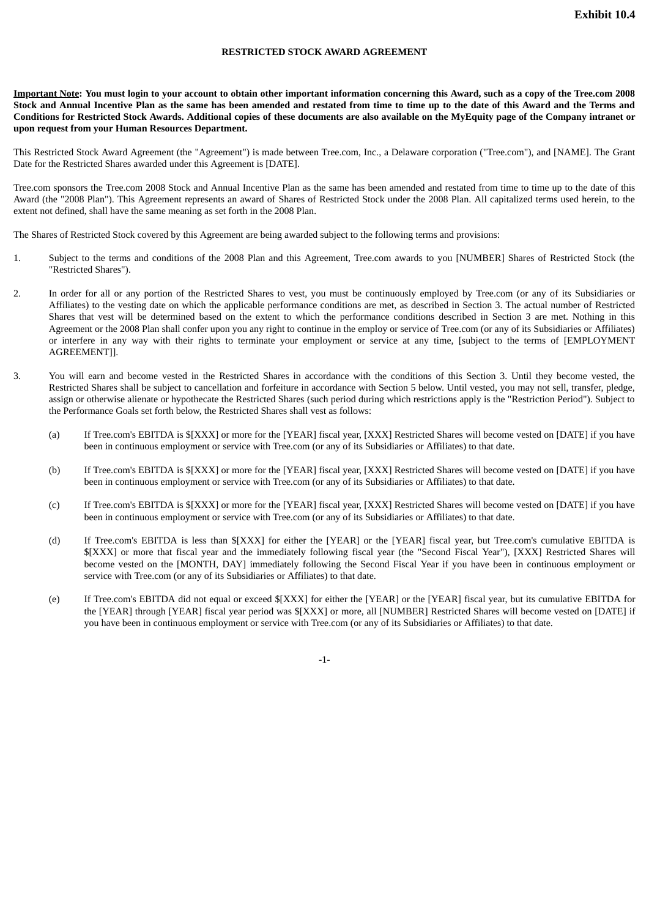**Exhibit 10.4**

**RESTRICTED STOCK AWARD AGREEMENT**

**__Important Note__: You must login to your account to obtain other important information concerning this Award, such as a copy of the Tree.com 2008 Stock and Annual Incentive Plan as the same has been amended and restated from time to time up to the date of this Award and the Terms and Conditions for Restricted Stock Awards. Additional copies of these documents are also available on the MyEquity page of the Company intranet or upon request from your Human Resources Department.**

This Restricted Stock Award Agreement (the "Agreement") is made between Tree.com, Inc., a Delaware corporation ("Tree.com"), and [NAME]. The Grant Date for the Restricted Shares awarded under this Agreement is [DATE].

Tree.com sponsors the Tree.com 2008 Stock and Annual Incentive Plan as the same has been amended and restated from time to time up to the date of this Award (the "2008 Plan"). This Agreement represents an award of Shares of Restricted Stock under the 2008 Plan. All capitalized terms used herein, to the extent not defined, shall have the same meaning as set forth in the 2008 Plan.

The Shares of Restricted Stock covered by this Agreement are being awarded subject to the following terms and provisions:

1. Subject to the terms and conditions of the 2008 Plan and this Agreement, Tree.com awards to you [NUMBER] Shares of Restricted Stock (the "Restricted Shares").

2. In order for all or any portion of the Restricted Shares to vest, you must be continuously employed by Tree.com (or any of its Subsidiaries or Affiliates) to the vesting date on which the applicable performance conditions are met, as described in Section 3. The actual number of Restricted Shares that vest will be determined based on the extent to which the performance conditions described in Section 3 are met. Nothing in this Agreement or the 2008 Plan shall confer upon you any right to continue in the employ or service of Tree.com (or any of its Subsidiaries or Affiliates) or interfere in any way with their rights to terminate your employment or service at any time, [subject to the terms of [EMPLOYMENT AGREEMENT]].

3. You will earn and become vested in the Restricted Shares in accordance with the conditions of this Section 3. Until they become vested, the Restricted Shares shall be subject to cancellation and forfeiture in accordance with Section 5 below. Until vested, you may not sell, transfer, pledge, assign or otherwise alienate or hypothecate the Restricted Shares (such period during which restrictions apply is the "Restriction Period"). Subject to the Performance Goals set forth below, the Restricted Shares shall vest as follows:

   (a) If Tree.com's EBITDA is $[XXX] or more for the [YEAR] fiscal year, [XXX] Restricted Shares will become vested on [DATE] if you have been in continuous employment or service with Tree.com (or any of its Subsidiaries or Affiliates) to that date.

   (b) If Tree.com's EBITDA is $[XXX] or more for the [YEAR] fiscal year, [XXX] Restricted Shares will become vested on [DATE] if you have been in continuous employment or service with Tree.com (or any of its Subsidiaries or Affiliates) to that date.

   (c) If Tree.com's EBITDA is $[XXX] or more for the [YEAR] fiscal year, [XXX] Restricted Shares will become vested on [DATE] if you have been in continuous employment or service with Tree.com (or any of its Subsidiaries or Affiliates) to that date.

   (d) If Tree.com's EBITDA is less than $[XXX] for either the [YEAR] or the [YEAR] fiscal year, but Tree.com's cumulative EBITDA is $[XXX] or more that fiscal year and the immediately following fiscal year (the "Second Fiscal Year"), [XXX] Restricted Shares will become vested on the [MONTH, DAY] immediately following the Second Fiscal Year if you have been in continuous employment or service with Tree.com (or any of its Subsidiaries or Affiliates) to that date.

   (e) If Tree.com's EBITDA did not equal or exceed $[XXX] for either the [YEAR] or the [YEAR] fiscal year, but its cumulative EBITDA for the [YEAR] through [YEAR] fiscal year period was $[XXX] or more, all [NUMBER] Restricted Shares will become vested on [DATE] if you have been in continuous employment or service with Tree.com (or any of its Subsidiaries or Affiliates) to that date.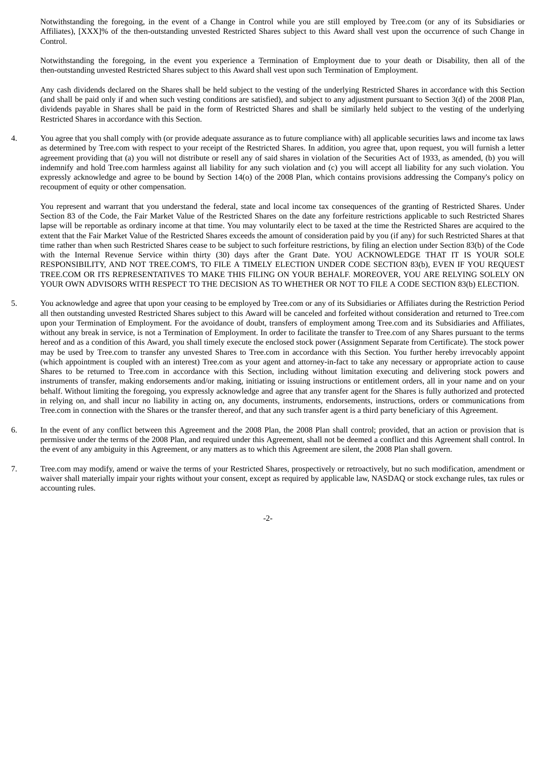Notwithstanding the foregoing, in the event of a Change in Control while you are still employed by Tree.com (or any of its Subsidiaries or Affiliates), [XXX]% of the then-outstanding unvested Restricted Shares subject to this Award shall vest upon the occurrence of such Change in Control.

Notwithstanding the foregoing, in the event you experience a Termination of Employment due to your death or Disability, then all of the then-outstanding unvested Restricted Shares subject to this Award shall vest upon such Termination of Employment.

Any cash dividends declared on the Shares shall be held subject to the vesting of the underlying Restricted Shares in accordance with this Section (and shall be paid only if and when such vesting conditions are satisfied), and subject to any adjustment pursuant to Section 3(d) of the 2008 Plan, dividends payable in Shares shall be paid in the form of Restricted Shares and shall be similarly held subject to the vesting of the underlying Restricted Shares in accordance with this Section.

4. You agree that you shall comply with (or provide adequate assurance as to future compliance with) all applicable securities laws and income tax laws as determined by Tree.com with respect to your receipt of the Restricted Shares. In addition, you agree that, upon request, you will furnish a letter agreement providing that (a) you will not distribute or resell any of said shares in violation of the Securities Act of 1933, as amended, (b) you will indemnify and hold Tree.com harmless against all liability for any such violation and (c) you will accept all liability for any such violation. You expressly acknowledge and agree to be bound by Section 14(o) of the 2008 Plan, which contains provisions addressing the Company's policy on recoupment of equity or other compensation.

   You represent and warrant that you understand the federal, state and local income tax consequences of the granting of Restricted Shares. Under Section 83 of the Code, the Fair Market Value of the Restricted Shares on the date any forfeiture restrictions applicable to such Restricted Shares lapse will be reportable as ordinary income at that time. You may voluntarily elect to be taxed at the time the Restricted Shares are acquired to the extent that the Fair Market Value of the Restricted Shares exceeds the amount of consideration paid by you (if any) for such Restricted Shares at that time rather than when such Restricted Shares cease to be subject to such forfeiture restrictions, by filing an election under Section 83(b) of the Code with the Internal Revenue Service within thirty (30) days after the Grant Date. YOU ACKNOWLEDGE THAT IT IS YOUR SOLE RESPONSIBILITY, AND NOT TREE.COM'S, TO FILE A TIMELY ELECTION UNDER CODE SECTION 83(b), EVEN IF YOU REQUEST TREE.COM OR ITS REPRESENTATIVES TO MAKE THIS FILING ON YOUR BEHALF. MOREOVER, YOU ARE RELYING SOLELY ON YOUR OWN ADVISORS WITH RESPECT TO THE DECISION AS TO WHETHER OR NOT TO FILE A CODE SECTION 83(b) ELECTION.

5. You acknowledge and agree that upon your ceasing to be employed by Tree.com or any of its Subsidiaries or Affiliates during the Restriction Period all then outstanding unvested Restricted Shares subject to this Award will be canceled and forfeited without consideration and returned to Tree.com upon your Termination of Employment. For the avoidance of doubt, transfers of employment among Tree.com and its Subsidiaries and Affiliates, without any break in service, is not a Termination of Employment. In order to facilitate the transfer to Tree.com of any Shares pursuant to the terms hereof and as a condition of this Award, you shall timely execute the enclosed stock power (Assignment Separate from Certificate). The stock power may be used by Tree.com to transfer any unvested Shares to Tree.com in accordance with this Section. You further hereby irrevocably appoint (which appointment is coupled with an interest) Tree.com as your agent and attorney-in-fact to take any necessary or appropriate action to cause Shares to be returned to Tree.com in accordance with this Section, including without limitation executing and delivering stock powers and instruments of transfer, making endorsements and/or making, initiating or issuing instructions or entitlement orders, all in your name and on your behalf. Without limiting the foregoing, you expressly acknowledge and agree that any transfer agent for the Shares is fully authorized and protected in relying on, and shall incur no liability in acting on, any documents, instruments, endorsements, instructions, orders or communications from Tree.com in connection with the Shares or the transfer thereof, and that any such transfer agent is a third party beneficiary of this Agreement.

6. In the event of any conflict between this Agreement and the 2008 Plan, the 2008 Plan shall control; provided, that an action or provision that is permissive under the terms of the 2008 Plan, and required under this Agreement, shall not be deemed a conflict and this Agreement shall control. In the event of any ambiguity in this Agreement, or any matters as to which this Agreement are silent, the 2008 Plan shall govern.

7. Tree.com may modify, amend or waive the terms of your Restricted Shares, prospectively or retroactively, but no such modification, amendment or waiver shall materially impair your rights without your consent, except as required by applicable law, NASDAQ or stock exchange rules, tax rules or accounting rules.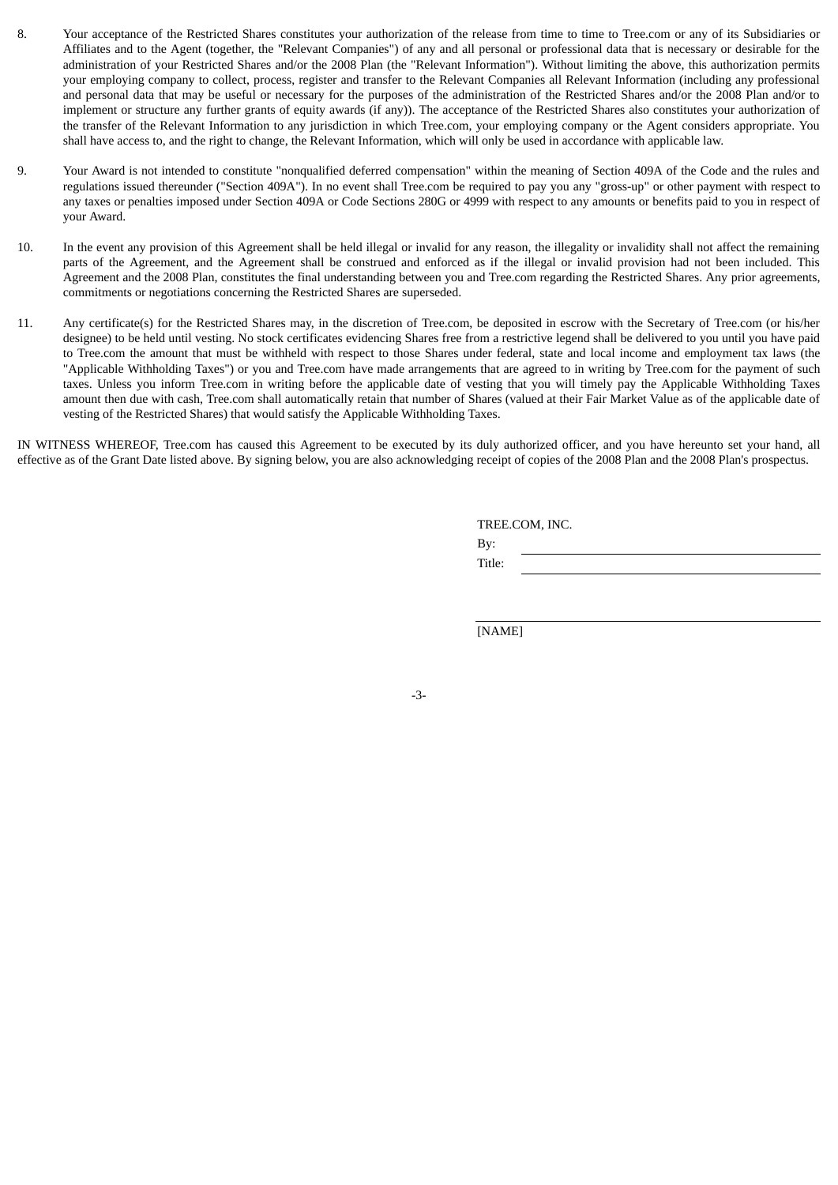8. Your acceptance of the Restricted Shares constitutes your authorization of the release from time to time to Tree.com or any of its Subsidiaries or Affiliates and to the Agent (together, the "Relevant Companies") of any and all personal or professional data that is necessary or desirable for the administration of your Restricted Shares and/or the 2008 Plan (the "Relevant Information"). Without limiting the above, this authorization permits your employing company to collect, process, register and transfer to the Relevant Companies all Relevant Information (including any professional and personal data that may be useful or necessary for the purposes of the administration of the Restricted Shares and/or the 2008 Plan and/or to implement or structure any further grants of equity awards (if any)). The acceptance of the Restricted Shares also constitutes your authorization of the transfer of the Relevant Information to any jurisdiction in which Tree.com, your employing company or the Agent considers appropriate. You shall have access to, and the right to change, the Relevant Information, which will only be used in accordance with applicable law.

9. Your Award is not intended to constitute "nonqualified deferred compensation" within the meaning of Section 409A of the Code and the rules and regulations issued thereunder ("Section 409A"). In no event shall Tree.com be required to pay you any "gross-up" or other payment with respect to any taxes or penalties imposed under Section 409A or Code Sections 280G or 4999 with respect to any amounts or benefits paid to you in respect of your Award.

10. In the event any provision of this Agreement shall be held illegal or invalid for any reason, the illegality or invalidity shall not affect the remaining parts of the Agreement, and the Agreement shall be construed and enforced as if the illegal or invalid provision had not been included. This Agreement and the 2008 Plan, constitutes the final understanding between you and Tree.com regarding the Restricted Shares. Any prior agreements, commitments or negotiations concerning the Restricted Shares are superseded.

11. Any certificate(s) for the Restricted Shares may, in the discretion of Tree.com, be deposited in escrow with the Secretary of Tree.com (or his/her designee) to be held until vesting. No stock certificates evidencing Shares free from a restrictive legend shall be delivered to you until you have paid to Tree.com the amount that must be withheld with respect to those Shares under federal, state and local income and employment tax laws (the "Applicable Withholding Taxes") or you and Tree.com have made arrangements that are agreed to in writing by Tree.com for the payment of such taxes. Unless you inform Tree.com in writing before the applicable date of vesting that you will timely pay the Applicable Withholding Taxes amount then due with cash, Tree.com shall automatically retain that number of Shares (valued at their Fair Market Value as of the applicable date of vesting of the Restricted Shares) that would satisfy the Applicable Withholding Taxes.

IN WITNESS WHEREOF, Tree.com has caused this Agreement to be executed by its duly authorized officer, and you have hereunto set your hand, all effective as of the Grant Date listed above. By signing below, you are also acknowledging receipt of copies of the 2008 Plan and the 2008 Plan's prospectus.

TREE.COM, INC.

By: \_\_\_\_\_\_\_\_\_\_\_\_\_\_\_\_\_\_\_\_\_\_\_\_\_\_\_\_

Title: \_\_\_\_\_\_\_\_\_\_\_\_\_\_\_\_\_\_\_\_\_\_\_\_\_\_\_\_

\_\_\_\_\_\_\_\_\_\_\_\_\_\_\_\_\_\_\_\_\_\_\_\_\_\_\_\_\_\_\_\_

[NAME]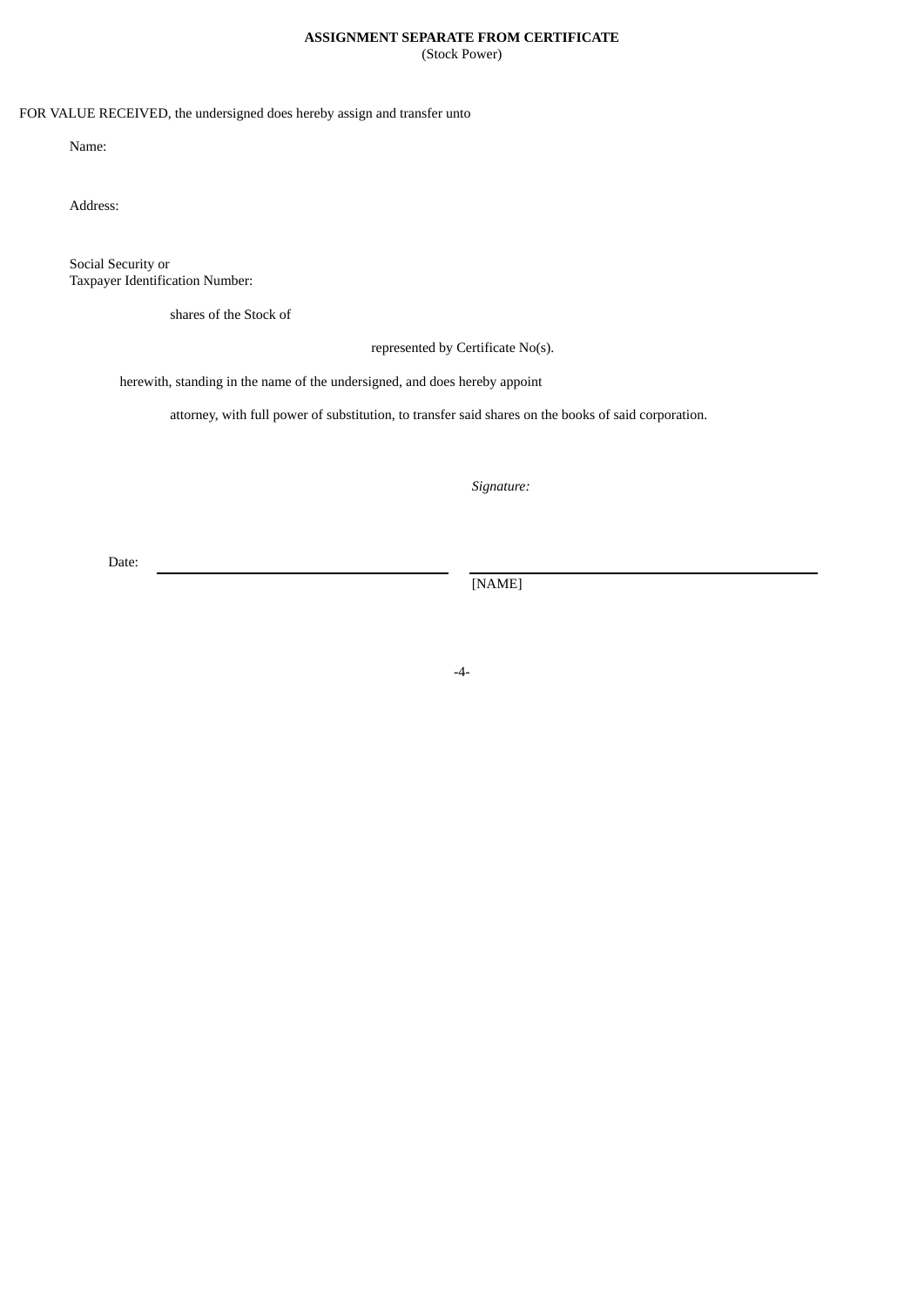**ASSIGNMENT SEPARATE FROM CERTIFICATE**
(Stock Power)

FOR VALUE RECEIVED, the undersigned does hereby assign and transfer unto

Name:

Address:

Social Security or
Taxpayer Identification Number:

shares of the Stock of

represented by Certificate No(s).

herewith, standing in the name of the undersigned, and does hereby appoint

attorney, with full power of substitution, to transfer said shares on the books of said corporation.

*Signature:*

Date: \_\_\_\_\_\_\_\_\_\_\_\_\_\_\_\_\_\_\_\_\_\_\_\_\_\_\_\_ \_\_\_\_\_\_\_\_\_\_\_\_\_\_\_\_\_\_\_\_\_\_\_\_\_\_\_\_\_\_\_\_

[NAME]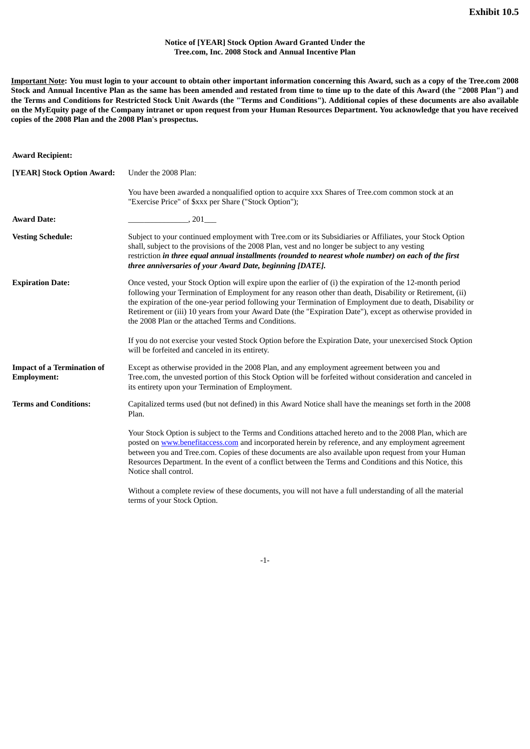**Exhibit 10.5**

**Notice of [YEAR] Stock Option Award Granted Under the Tree.com, Inc. 2008 Stock and Annual Incentive Plan**

**<u>Important Note</u>: You must login to your account to obtain other important information concerning this Award, such as a copy of the Tree.com 2008 Stock and Annual Incentive Plan as the same has been amended and restated from time to time up to the date of this Award (the "2008 Plan") and the Terms and Conditions for Restricted Stock Unit Awards (the "Terms and Conditions"). Additional copies of these documents are also available on the MyEquity page of the Company intranet or upon request from your Human Resources Department. You acknowledge that you have received copies of the 2008 Plan and the 2008 Plan's prospectus.**

**Award Recipient:**

**[YEAR] Stock Option Award:** Under the 2008 Plan:

You have been awarded a nonqualified option to acquire xxx Shares of Tree.com common stock at an "Exercise Price" of $xxx per Share ("Stock Option");

**Award Date:** ______________, 201___

**Vesting Schedule:** Subject to your continued employment with Tree.com or its Subsidiaries or Affiliates, your Stock Option shall, subject to the provisions of the 2008 Plan, vest and no longer be subject to any vesting restriction ***in three equal annual installments (rounded to nearest whole number) on each of the first three anniversaries of your Award Date, beginning [DATE].***

**Expiration Date:** Once vested, your Stock Option will expire upon the earlier of (i) the expiration of the 12-month period following your Termination of Employment for any reason other than death, Disability or Retirement, (ii) the expiration of the one-year period following your Termination of Employment due to death, Disability or Retirement or (iii) 10 years from your Award Date (the "Expiration Date"), except as otherwise provided in the 2008 Plan or the attached Terms and Conditions.

If you do not exercise your vested Stock Option before the Expiration Date, your unexercised Stock Option will be forfeited and canceled in its entirety.

**Impact of a Termination of Employment:** Except as otherwise provided in the 2008 Plan, and any employment agreement between you and Tree.com, the unvested portion of this Stock Option will be forfeited without consideration and canceled in its entirety upon your Termination of Employment.

**Terms and Conditions:** Capitalized terms used (but not defined) in this Award Notice shall have the meanings set forth in the 2008 Plan.

Your Stock Option is subject to the Terms and Conditions attached hereto and to the 2008 Plan, which are posted on www.benefitaccess.com and incorporated herein by reference, and any employment agreement between you and Tree.com. Copies of these documents are also available upon request from your Human Resources Department. In the event of a conflict between the Terms and Conditions and this Notice, this Notice shall control.

Without a complete review of these documents, you will not have a full understanding of all the material terms of your Stock Option.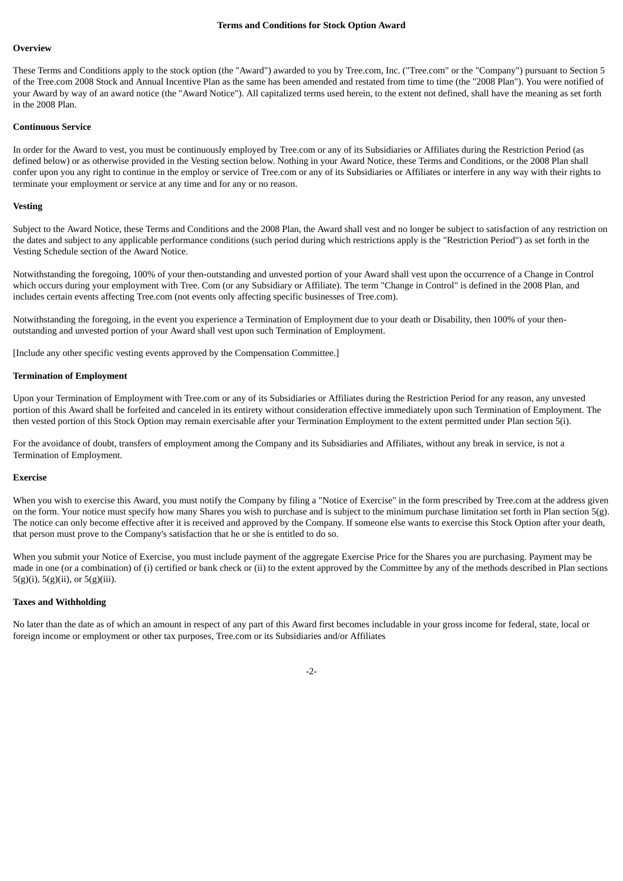**Terms and Conditions for Stock Option Award**

**Overview**

These Terms and Conditions apply to the stock option (the "Award") awarded to you by Tree.com, Inc. ("Tree.com" or the "Company") pursuant to Section 5 of the Tree.com 2008 Stock and Annual Incentive Plan as the same has been amended and restated from time to time (the "2008 Plan"). You were notified of your Award by way of an award notice (the "Award Notice"). All capitalized terms used herein, to the extent not defined, shall have the meaning as set forth in the 2008 Plan.

**Continuous Service**

In order for the Award to vest, you must be continuously employed by Tree.com or any of its Subsidiaries or Affiliates during the Restriction Period (as defined below) or as otherwise provided in the Vesting section below. Nothing in your Award Notice, these Terms and Conditions, or the 2008 Plan shall confer upon you any right to continue in the employ or service of Tree.com or any of its Subsidiaries or Affiliates or interfere in any way with their rights to terminate your employment or service at any time and for any or no reason.

**Vesting**

Subject to the Award Notice, these Terms and Conditions and the 2008 Plan, the Award shall vest and no longer be subject to satisfaction of any restriction on the dates and subject to any applicable performance conditions (such period during which restrictions apply is the "Restriction Period") as set forth in the Vesting Schedule section of the Award Notice.

Notwithstanding the foregoing, 100% of your then-outstanding and unvested portion of your Award shall vest upon the occurrence of a Change in Control which occurs during your employment with Tree. Com (or any Subsidiary or Affiliate). The term "Change in Control" is defined in the 2008 Plan, and includes certain events affecting Tree.com (not events only affecting specific businesses of Tree.com).

Notwithstanding the foregoing, in the event you experience a Termination of Employment due to your death or Disability, then 100% of your then-outstanding and unvested portion of your Award shall vest upon such Termination of Employment.

[Include any other specific vesting events approved by the Compensation Committee.]

**Termination of Employment**

Upon your Termination of Employment with Tree.com or any of its Subsidiaries or Affiliates during the Restriction Period for any reason, any unvested portion of this Award shall be forfeited and canceled in its entirety without consideration effective immediately upon such Termination of Employment. The then vested portion of this Stock Option may remain exercisable after your Termination Employment to the extent permitted under Plan section 5(i).

For the avoidance of doubt, transfers of employment among the Company and its Subsidiaries and Affiliates, without any break in service, is not a Termination of Employment.

**Exercise**

When you wish to exercise this Award, you must notify the Company by filing a "Notice of Exercise" in the form prescribed by Tree.com at the address given on the form. Your notice must specify how many Shares you wish to purchase and is subject to the minimum purchase limitation set forth in Plan section 5(g). The notice can only become effective after it is received and approved by the Company. If someone else wants to exercise this Stock Option after your death, that person must prove to the Company's satisfaction that he or she is entitled to do so.

When you submit your Notice of Exercise, you must include payment of the aggregate Exercise Price for the Shares you are purchasing. Payment may be made in one (or a combination) of (i) certified or bank check or (ii) to the extent approved by the Committee by any of the methods described in Plan sections 5(g)(i), 5(g)(ii), or 5(g)(iii).

**Taxes and Withholding**

No later than the date as of which an amount in respect of any part of this Award first becomes includable in your gross income for federal, state, local or foreign income or employment or other tax purposes, Tree.com or its Subsidiaries and/or Affiliates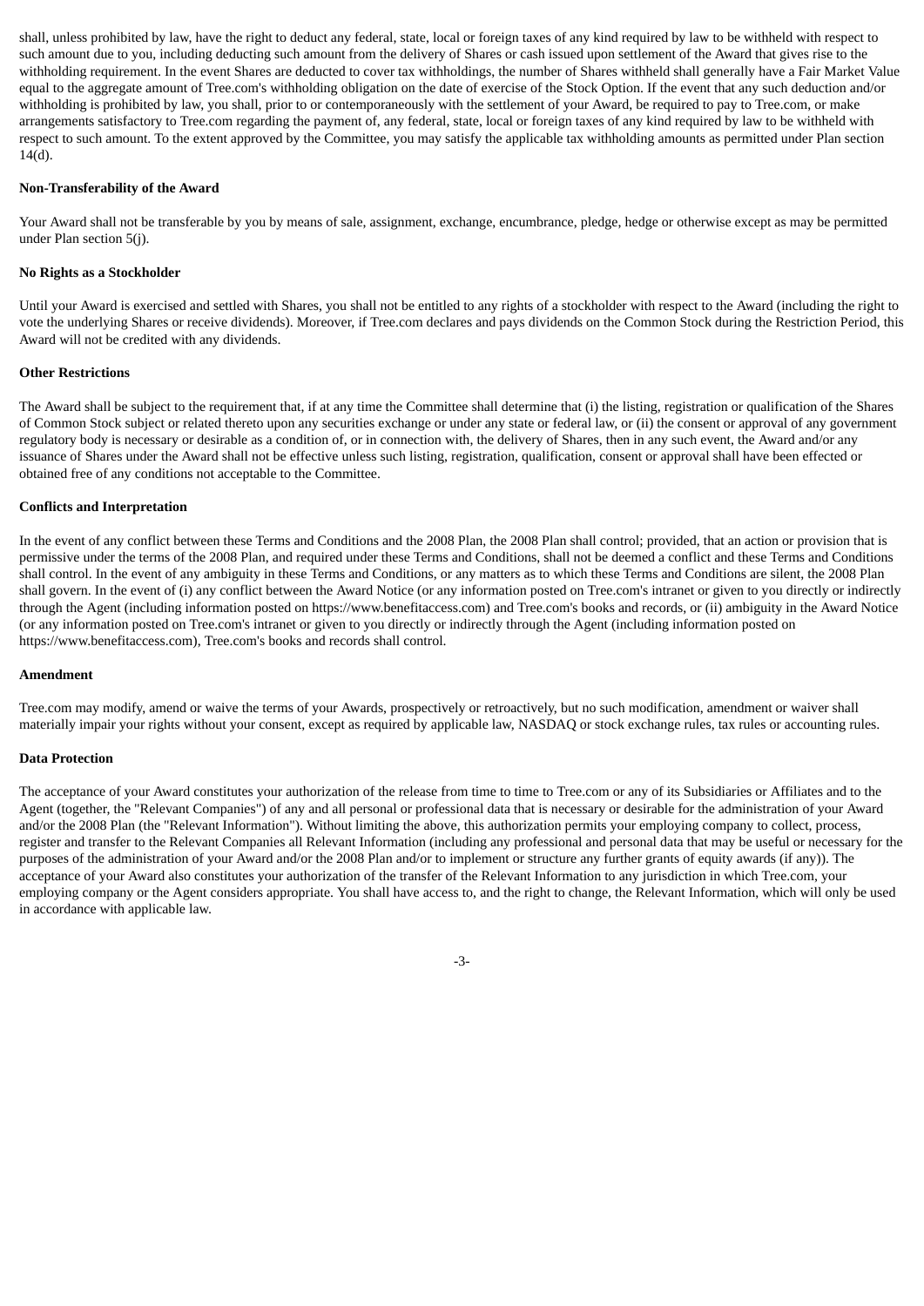shall, unless prohibited by law, have the right to deduct any federal, state, local or foreign taxes of any kind required by law to be withheld with respect to such amount due to you, including deducting such amount from the delivery of Shares or cash issued upon settlement of the Award that gives rise to the withholding requirement. In the event Shares are deducted to cover tax withholdings, the number of Shares withheld shall generally have a Fair Market Value equal to the aggregate amount of Tree.com's withholding obligation on the date of exercise of the Stock Option. If the event that any such deduction and/or withholding is prohibited by law, you shall, prior to or contemporaneously with the settlement of your Award, be required to pay to Tree.com, or make arrangements satisfactory to Tree.com regarding the payment of, any federal, state, local or foreign taxes of any kind required by law to be withheld with respect to such amount. To the extent approved by the Committee, you may satisfy the applicable tax withholding amounts as permitted under Plan section 14(d).

**Non-Transferability of the Award**

Your Award shall not be transferable by you by means of sale, assignment, exchange, encumbrance, pledge, hedge or otherwise except as may be permitted under Plan section 5(j).

**No Rights as a Stockholder**

Until your Award is exercised and settled with Shares, you shall not be entitled to any rights of a stockholder with respect to the Award (including the right to vote the underlying Shares or receive dividends). Moreover, if Tree.com declares and pays dividends on the Common Stock during the Restriction Period, this Award will not be credited with any dividends.

**Other Restrictions**

The Award shall be subject to the requirement that, if at any time the Committee shall determine that (i) the listing, registration or qualification of the Shares of Common Stock subject or related thereto upon any securities exchange or under any state or federal law, or (ii) the consent or approval of any government regulatory body is necessary or desirable as a condition of, or in connection with, the delivery of Shares, then in any such event, the Award and/or any issuance of Shares under the Award shall not be effective unless such listing, registration, qualification, consent or approval shall have been effected or obtained free of any conditions not acceptable to the Committee.

**Conflicts and Interpretation**

In the event of any conflict between these Terms and Conditions and the 2008 Plan, the 2008 Plan shall control; provided, that an action or provision that is permissive under the terms of the 2008 Plan, and required under these Terms and Conditions, shall not be deemed a conflict and these Terms and Conditions shall control. In the event of any ambiguity in these Terms and Conditions, or any matters as to which these Terms and Conditions are silent, the 2008 Plan shall govern. In the event of (i) any conflict between the Award Notice (or any information posted on Tree.com's intranet or given to you directly or indirectly through the Agent (including information posted on https://www.benefitaccess.com) and Tree.com's books and records, or (ii) ambiguity in the Award Notice (or any information posted on Tree.com's intranet or given to you directly or indirectly through the Agent (including information posted on https://www.benefitaccess.com), Tree.com's books and records shall control.

**Amendment**

Tree.com may modify, amend or waive the terms of your Awards, prospectively or retroactively, but no such modification, amendment or waiver shall materially impair your rights without your consent, except as required by applicable law, NASDAQ or stock exchange rules, tax rules or accounting rules.

**Data Protection**

The acceptance of your Award constitutes your authorization of the release from time to time to Tree.com or any of its Subsidiaries or Affiliates and to the Agent (together, the "Relevant Companies") of any and all personal or professional data that is necessary or desirable for the administration of your Award and/or the 2008 Plan (the "Relevant Information"). Without limiting the above, this authorization permits your employing company to collect, process, register and transfer to the Relevant Companies all Relevant Information (including any professional and personal data that may be useful or necessary for the purposes of the administration of your Award and/or the 2008 Plan and/or to implement or structure any further grants of equity awards (if any)). The acceptance of your Award also constitutes your authorization of the transfer of the Relevant Information to any jurisdiction in which Tree.com, your employing company or the Agent considers appropriate. You shall have access to, and the right to change, the Relevant Information, which will only be used in accordance with applicable law.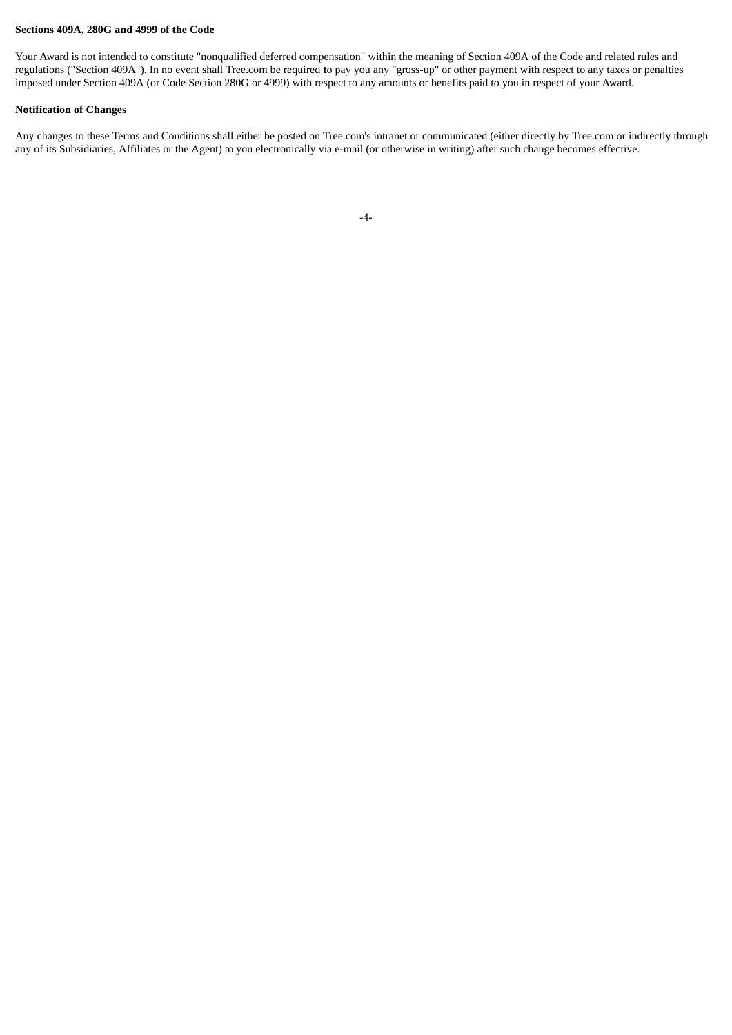**Sections 409A, 280G and 4999 of the Code**

Your Award is not intended to constitute "nonqualified deferred compensation" within the meaning of Section 409A of the Code and related rules and regulations ("Section 409A"). In no event shall Tree.com be required to pay you any "gross-up" or other payment with respect to any taxes or penalties imposed under Section 409A (or Code Section 280G or 4999) with respect to any amounts or benefits paid to you in respect of your Award.

**Notification of Changes**

Any changes to these Terms and Conditions shall either be posted on Tree.com's intranet or communicated (either directly by Tree.com or indirectly through any of its Subsidiaries, Affiliates or the Agent) to you electronically via e-mail (or otherwise in writing) after such change becomes effective.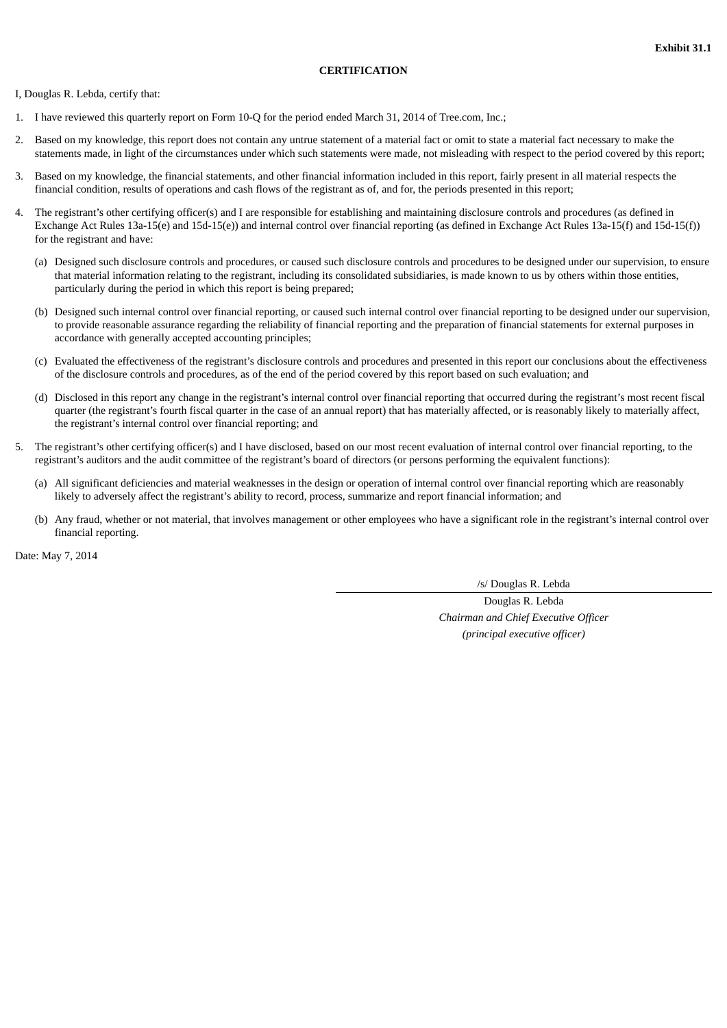**Exhibit 31.1**

**CERTIFICATION**

I, Douglas R. Lebda, certify that:

1. I have reviewed this quarterly report on Form 10-Q for the period ended March 31, 2014 of Tree.com, Inc.;

2. Based on my knowledge, this report does not contain any untrue statement of a material fact or omit to state a material fact necessary to make the statements made, in light of the circumstances under which such statements were made, not misleading with respect to the period covered by this report;

3. Based on my knowledge, the financial statements, and other financial information included in this report, fairly present in all material respects the financial condition, results of operations and cash flows of the registrant as of, and for, the periods presented in this report;

4. The registrant's other certifying officer(s) and I are responsible for establishing and maintaining disclosure controls and procedures (as defined in Exchange Act Rules 13a-15(e) and 15d-15(e)) and internal control over financial reporting (as defined in Exchange Act Rules 13a-15(f) and 15d-15(f)) for the registrant and have:

   (a) Designed such disclosure controls and procedures, or caused such disclosure controls and procedures to be designed under our supervision, to ensure that material information relating to the registrant, including its consolidated subsidiaries, is made known to us by others within those entities, particularly during the period in which this report is being prepared;

   (b) Designed such internal control over financial reporting, or caused such internal control over financial reporting to be designed under our supervision, to provide reasonable assurance regarding the reliability of financial reporting and the preparation of financial statements for external purposes in accordance with generally accepted accounting principles;

   (c) Evaluated the effectiveness of the registrant's disclosure controls and procedures and presented in this report our conclusions about the effectiveness of the disclosure controls and procedures, as of the end of the period covered by this report based on such evaluation; and

   (d) Disclosed in this report any change in the registrant's internal control over financial reporting that occurred during the registrant's most recent fiscal quarter (the registrant's fourth fiscal quarter in the case of an annual report) that has materially affected, or is reasonably likely to materially affect, the registrant's internal control over financial reporting; and

5. The registrant's other certifying officer(s) and I have disclosed, based on our most recent evaluation of internal control over financial reporting, to the registrant's auditors and the audit committee of the registrant's board of directors (or persons performing the equivalent functions):

   (a) All significant deficiencies and material weaknesses in the design or operation of internal control over financial reporting which are reasonably likely to adversely affect the registrant's ability to record, process, summarize and report financial information; and

   (b) Any fraud, whether or not material, that involves management or other employees who have a significant role in the registrant's internal control over financial reporting.

Date: May 7, 2014

/s/ Douglas R. Lebda

Douglas R. Lebda

*Chairman and Chief Executive Officer*

*(principal executive officer)*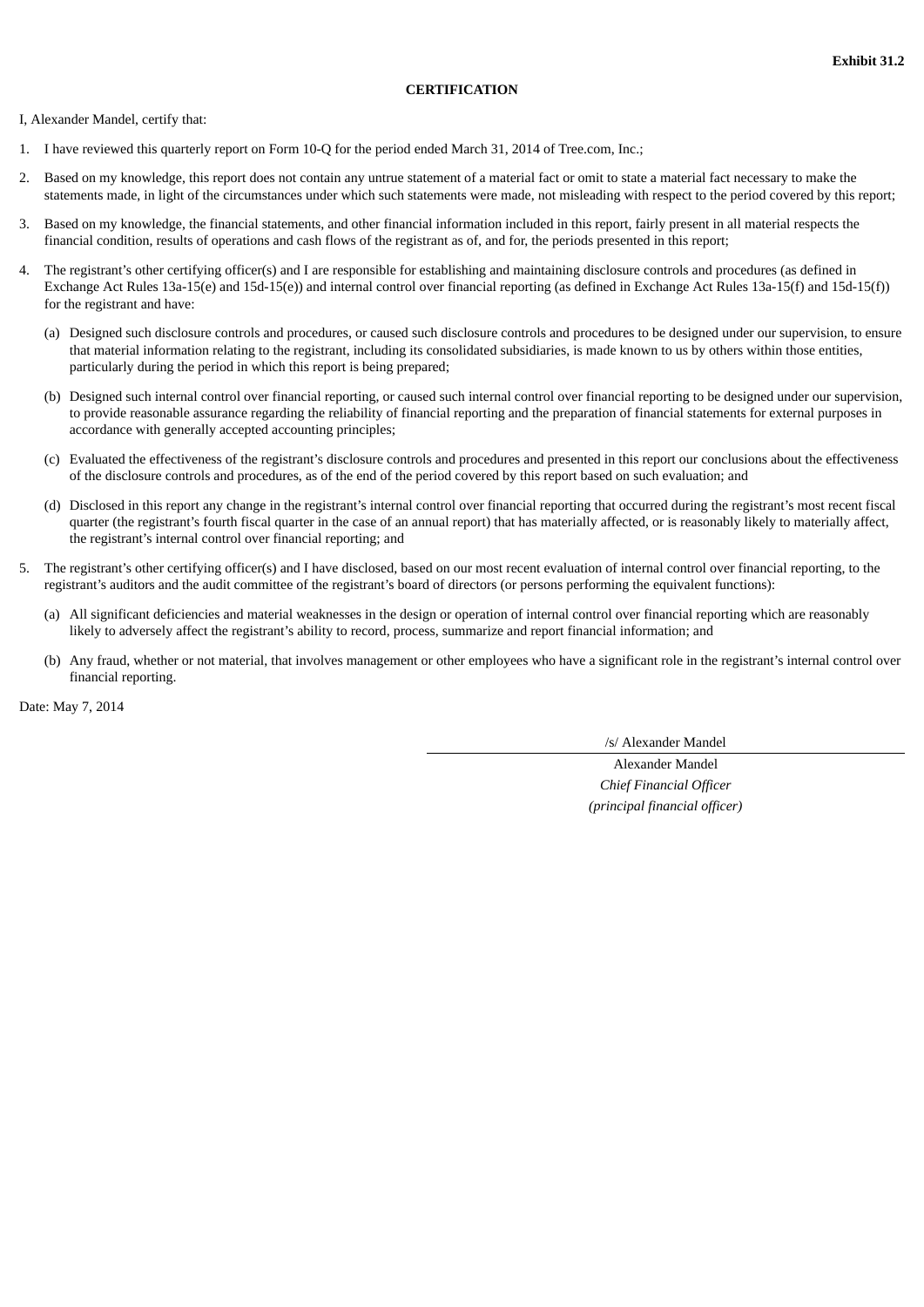**Exhibit 31.2**

**CERTIFICATION**

I, Alexander Mandel, certify that:

1. I have reviewed this quarterly report on Form 10-Q for the period ended March 31, 2014 of Tree.com, Inc.;

2. Based on my knowledge, this report does not contain any untrue statement of a material fact or omit to state a material fact necessary to make the statements made, in light of the circumstances under which such statements were made, not misleading with respect to the period covered by this report;

3. Based on my knowledge, the financial statements, and other financial information included in this report, fairly present in all material respects the financial condition, results of operations and cash flows of the registrant as of, and for, the periods presented in this report;

4. The registrant's other certifying officer(s) and I are responsible for establishing and maintaining disclosure controls and procedures (as defined in Exchange Act Rules 13a-15(e) and 15d-15(e)) and internal control over financial reporting (as defined in Exchange Act Rules 13a-15(f) and 15d-15(f)) for the registrant and have:

   (a) Designed such disclosure controls and procedures, or caused such disclosure controls and procedures to be designed under our supervision, to ensure that material information relating to the registrant, including its consolidated subsidiaries, is made known to us by others within those entities, particularly during the period in which this report is being prepared;

   (b) Designed such internal control over financial reporting, or caused such internal control over financial reporting to be designed under our supervision, to provide reasonable assurance regarding the reliability of financial reporting and the preparation of financial statements for external purposes in accordance with generally accepted accounting principles;

   (c) Evaluated the effectiveness of the registrant's disclosure controls and procedures and presented in this report our conclusions about the effectiveness of the disclosure controls and procedures, as of the end of the period covered by this report based on such evaluation; and

   (d) Disclosed in this report any change in the registrant's internal control over financial reporting that occurred during the registrant's most recent fiscal quarter (the registrant's fourth fiscal quarter in the case of an annual report) that has materially affected, or is reasonably likely to materially affect, the registrant's internal control over financial reporting; and

5. The registrant's other certifying officer(s) and I have disclosed, based on our most recent evaluation of internal control over financial reporting, to the registrant's auditors and the audit committee of the registrant's board of directors (or persons performing the equivalent functions):

   (a) All significant deficiencies and material weaknesses in the design or operation of internal control over financial reporting which are reasonably likely to adversely affect the registrant's ability to record, process, summarize and report financial information; and

   (b) Any fraud, whether or not material, that involves management or other employees who have a significant role in the registrant's internal control over financial reporting.

Date: May 7, 2014

/s/ Alexander Mandel

Alexander Mandel
*Chief Financial Officer*
*(principal financial officer)*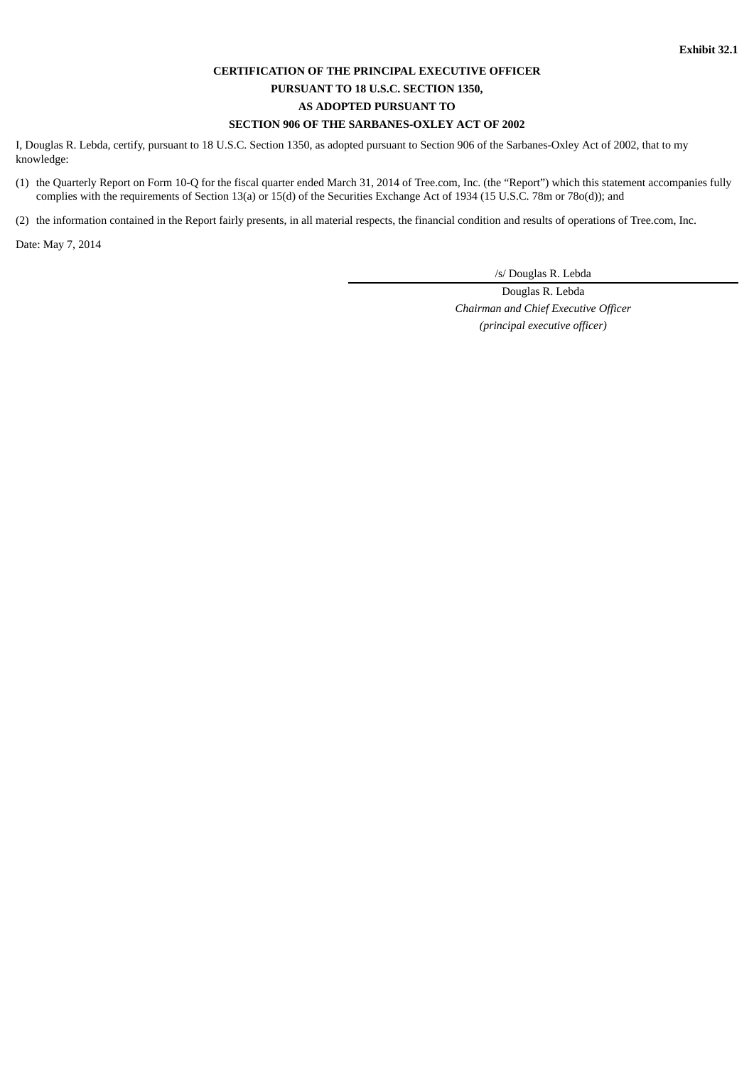**Exhibit 32.1**

**CERTIFICATION OF THE PRINCIPAL EXECUTIVE OFFICER**
**PURSUANT TO 18 U.S.C. SECTION 1350,**
**AS ADOPTED PURSUANT TO**
**SECTION 906 OF THE SARBANES-OXLEY ACT OF 2002**

I, Douglas R. Lebda, certify, pursuant to 18 U.S.C. Section 1350, as adopted pursuant to Section 906 of the Sarbanes-Oxley Act of 2002, that to my knowledge:

(1) the Quarterly Report on Form 10-Q for the fiscal quarter ended March 31, 2014 of Tree.com, Inc. (the "Report") which this statement accompanies fully complies with the requirements of Section 13(a) or 15(d) of the Securities Exchange Act of 1934 (15 U.S.C. 78m or 78o(d)); and

(2) the information contained in the Report fairly presents, in all material respects, the financial condition and results of operations of Tree.com, Inc.

Date: May 7, 2014

/s/ Douglas R. Lebda

Douglas R. Lebda
*Chairman and Chief Executive Officer*
*(principal executive officer)*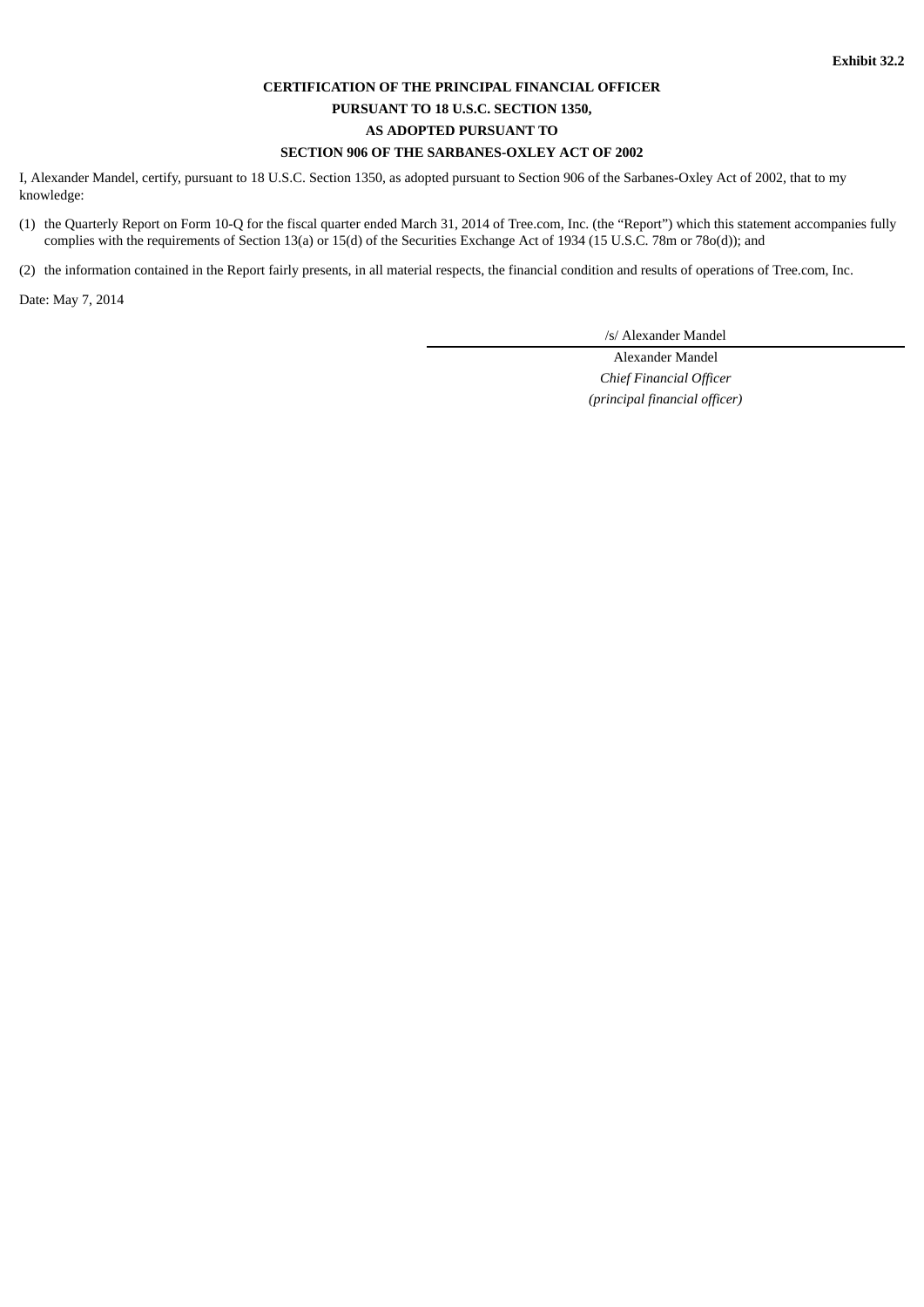**Exhibit 32.2**

**CERTIFICATION OF THE PRINCIPAL FINANCIAL OFFICER**
**PURSUANT TO 18 U.S.C. SECTION 1350,**
**AS ADOPTED PURSUANT TO**
**SECTION 906 OF THE SARBANES-OXLEY ACT OF 2002**

I, Alexander Mandel, certify, pursuant to 18 U.S.C. Section 1350, as adopted pursuant to Section 906 of the Sarbanes-Oxley Act of 2002, that to my knowledge:

(1) the Quarterly Report on Form 10-Q for the fiscal quarter ended March 31, 2014 of Tree.com, Inc. (the "Report") which this statement accompanies fully complies with the requirements of Section 13(a) or 15(d) of the Securities Exchange Act of 1934 (15 U.S.C. 78m or 78o(d)); and

(2) the information contained in the Report fairly presents, in all material respects, the financial condition and results of operations of Tree.com, Inc.

Date: May 7, 2014

/s/ Alexander Mandel

Alexander Mandel
*Chief Financial Officer*
*(principal financial officer)*